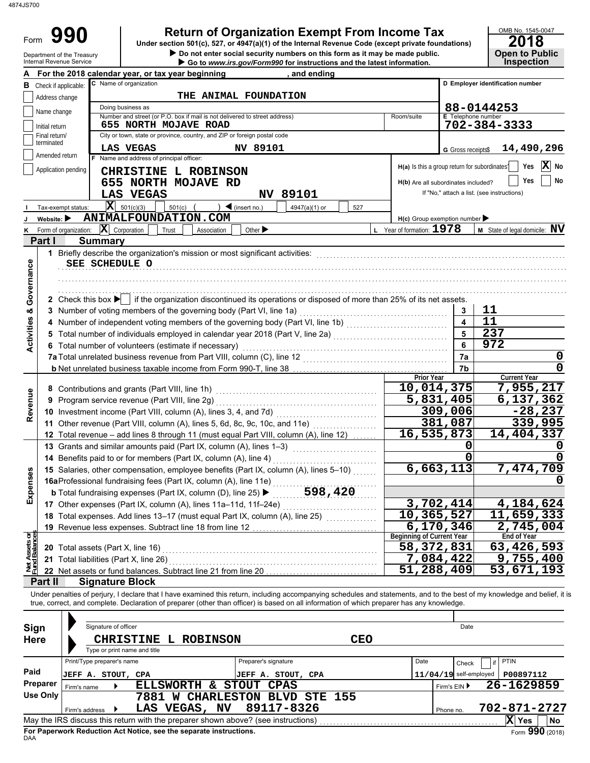4874JS700

# Form 990

## Return of Organization Exempt From Income Tax

Under section 501(c), 527, or 4947(a)(1) of the Internal Revenue Code (except private foundations)

▶ Do not enter social security numbers on this form as it may be made public.

▶ Go to www.irs.gov/Form990 for instructions and the latest information.

Department of the Treasury
Internal Revenue Service

OMB No. 1545-0047

**2018**

**Open to Public Inspection**

**A** For the 2018 calendar year, or tax year beginning , and ending

**B** Check if applicable:
- Address change
- Name change
- Initial return
- Final return/terminated
- Amended return
- Application pending

**C** Name of organization: THE ANIMAL FOUNDATION

Doing business as

Number and street (or P.O. box if mail is not delivered to street address): 655 NORTH MOJAVE ROAD — Room/suite

City or town, state or province, country, and ZIP or foreign postal code: LAS VEGAS NV 89101

**D** Employer identification number: 88-0144253

**E** Telephone number: 702-384-3333

**G** Gross receipts$ 14,490,296

**F** Name and address of principal officer:
CHRISTINE L ROBINSON
655 NORTH MOJAVE RD
LAS VEGAS NV 89101

**H(a)** Is this a group return for subordinates? Yes [ ] No [X]

**H(b)** Are all subordinates included? Yes [ ] No [ ]
If "No," attach a list. (see instructions)

**I** Tax-exempt status: [X] 501(c)(3) [ ] 501(c) ( ) ◀ (insert no.) [ ] 4947(a)(1) or [ ] 527

**J** Website: ▶ ANIMALFOUNDATION.COM

**H(c)** Group exemption number ▶

**K** Form of organization: [X] Corporation [ ] Trust [ ] Association [ ] Other ▶

**L** Year of formation: 1978

**M** State of legal domicile: NV

## Part I Summary

**Activities & Governance**

1 Briefly describe the organization's mission or most significant activities:
SEE SCHEDULE O

2 Check this box ▶ [ ] if the organization discontinued its operations or disposed of more than 25% of its net assets.

| | | | |
|---|---|---|---|
| 3 | Number of voting members of the governing body (Part VI, line 1a) | 3 | 11 |
| 4 | Number of independent voting members of the governing body (Part VI, line 1b) | 4 | 11 |
| 5 | Total number of individuals employed in calendar year 2018 (Part V, line 2a) | 5 | 237 |
| 6 | Total number of volunteers (estimate if necessary) | 6 | 972 |
| 7a | Total unrelated business revenue from Part VIII, column (C), line 12 | 7a | 0 |
| b | Net unrelated business taxable income from Form 990-T, line 38 | 7b | 0 |

**Revenue**

| | | Prior Year | Current Year |
|---|---|---|---|
| 8 | Contributions and grants (Part VIII, line 1h) | 10,014,375 | 7,955,217 |
| 9 | Program service revenue (Part VIII, line 2g) | 5,831,405 | 6,137,362 |
| 10 | Investment income (Part VIII, column (A), lines 3, 4, and 7d) | 309,006 | -28,237 |
| 11 | Other revenue (Part VIII, column (A), lines 5, 6d, 8c, 9c, 10c, and 11e) | 381,087 | 339,995 |
| 12 | Total revenue – add lines 8 through 11 (must equal Part VIII, column (A), line 12) | 16,535,873 | 14,404,337 |

**Expenses**

| | | Prior Year | Current Year |
|---|---|---|---|
| 13 | Grants and similar amounts paid (Part IX, column (A), lines 1–3) | 0 | 0 |
| 14 | Benefits paid to or for members (Part IX, column (A), line 4) | 0 | 0 |
| 15 | Salaries, other compensation, employee benefits (Part IX, column (A), lines 5–10) | 6,663,113 | 7,474,709 |
| 16a | Professional fundraising fees (Part IX, column (A), line 11e) | | 0 |
| b | Total fundraising expenses (Part IX, column (D), line 25) ▶ 598,420 | | |
| 17 | Other expenses (Part IX, column (A), lines 11a–11d, 11f–24e) | 3,702,414 | 4,184,624 |
| 18 | Total expenses. Add lines 13–17 (must equal Part IX, column (A), line 25) | 10,365,527 | 11,659,333 |
| 19 | Revenue less expenses. Subtract line 18 from line 12 | 6,170,346 | 2,745,004 |

**Net Assets or Fund Balances**

| | | Beginning of Current Year | End of Year |
|---|---|---|---|
| 20 | Total assets (Part X, line 16) | 58,372,831 | 63,426,593 |
| 21 | Total liabilities (Part X, line 26) | 7,084,422 | 9,755,400 |
| 22 | Net assets or fund balances. Subtract line 21 from line 20 | 51,288,409 | 53,671,193 |

## Part II Signature Block

Under penalties of perjury, I declare that I have examined this return, including accompanying schedules and statements, and to the best of my knowledge and belief, it is true, correct, and complete. Declaration of preparer (other than officer) is based on all information of which preparer has any knowledge.

**Sign Here**

Signature of officer — Date

CHRISTINE L ROBINSON — CEO

Type or print name and title

**Paid Preparer Use Only**

| Print/Type preparer's name | Preparer's signature | Date | Check [ ] if self-employed | PTIN |
|---|---|---|---|---|
| JEFF A. STOUT, CPA | JEFF A. STOUT, CPA | 11/04/19 | | P00897112 |

Firm's name ▶ ELLSWORTH & STOUT CPAS — Firm's EIN ▶ 26-1629859

Firm's address ▶ 7881 W CHARLESTON BLVD STE 155, LAS VEGAS, NV 89117-8326 — Phone no. 702-871-2727

May the IRS discuss this return with the preparer shown above? (see instructions) [X] Yes [ ] No

For Paperwork Reduction Act Notice, see the separate instructions.

DAA

Form 990 (2018)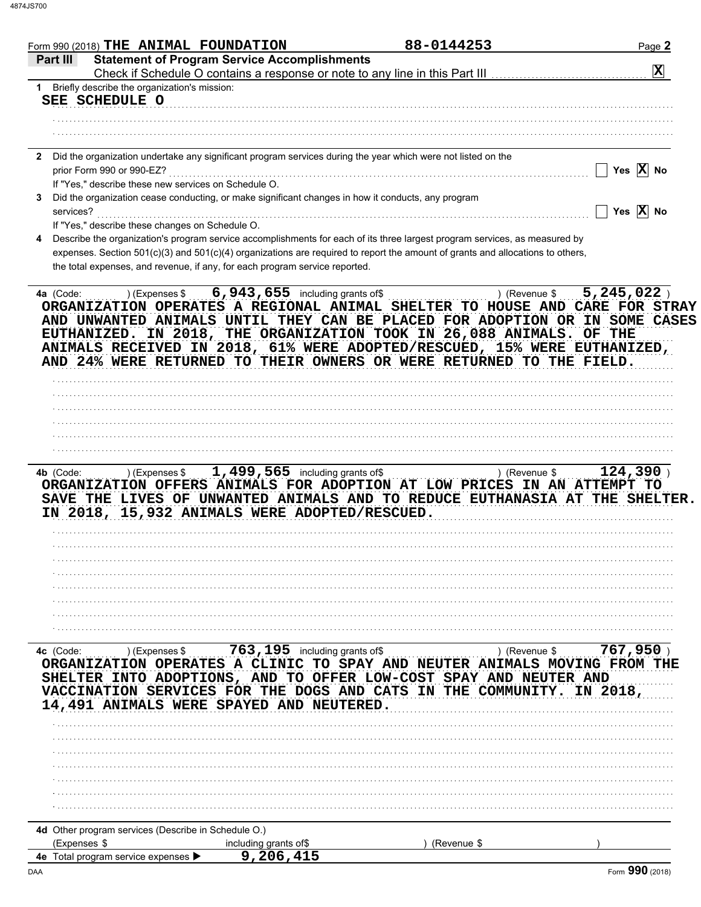Form 990 (2018) THE ANIMAL FOUNDATION 88-0144253

## Part III Statement of Program Service Accomplishments

Check if Schedule O contains a response or note to any line in this Part III [X]

**1** Briefly describe the organization's mission:

SEE SCHEDULE O

**2** Did the organization undertake any significant program services during the year which were not listed on the prior Form 990 or 990-EZ? [ ] Yes [X] No

If "Yes," describe these new services on Schedule O.

**3** Did the organization cease conducting, or make significant changes in how it conducts, any program services? [ ] Yes [X] No

If "Yes," describe these changes on Schedule O.

**4** Describe the organization's program service accomplishments for each of its three largest program services, as measured by expenses. Section 501(c)(3) and 501(c)(4) organizations are required to report the amount of grants and allocations to others, the total expenses, and revenue, if any, for each program service reported.

**4a** (Code: ) (Expenses $ 6,943,655 including grants of$ ) (Revenue $ 5,245,022 )

ORGANIZATION OPERATES A REGIONAL ANIMAL SHELTER TO HOUSE AND CARE FOR STRAY AND UNWANTED ANIMALS UNTIL THEY CAN BE PLACED FOR ADOPTION OR IN SOME CASES EUTHANIZED. IN 2018, THE ORGANIZATION TOOK IN 26,088 ANIMALS. OF THE ANIMALS RECEIVED IN 2018, 61% WERE ADOPTED/RESCUED, 15% WERE EUTHANIZED, AND 24% WERE RETURNED TO THEIR OWNERS OR WERE RETURNED TO THE FIELD.

**4b** (Code: ) (Expenses $ 1,499,565 including grants of$ ) (Revenue $ 124,390 )

ORGANIZATION OFFERS ANIMALS FOR ADOPTION AT LOW PRICES IN AN ATTEMPT TO SAVE THE LIVES OF UNWANTED ANIMALS AND TO REDUCE EUTHANASIA AT THE SHELTER. IN 2018, 15,932 ANIMALS WERE ADOPTED/RESCUED.

**4c** (Code: ) (Expenses $ 763,195 including grants of$ ) (Revenue $ 767,950 )

ORGANIZATION OPERATES A CLINIC TO SPAY AND NEUTER ANIMALS MOVING FROM THE SHELTER INTO ADOPTIONS, AND TO OFFER LOW-COST SPAY AND NEUTER AND VACCINATION SERVICES FOR THE DOGS AND CATS IN THE COMMUNITY. IN 2018, 14,491 ANIMALS WERE SPAYED AND NEUTERED.

**4d** Other program services (Describe in Schedule O.)

(Expenses $ including grants of$ ) (Revenue $ )

**4e** Total program service expenses ▶ 9,206,415

Form **990** (2018)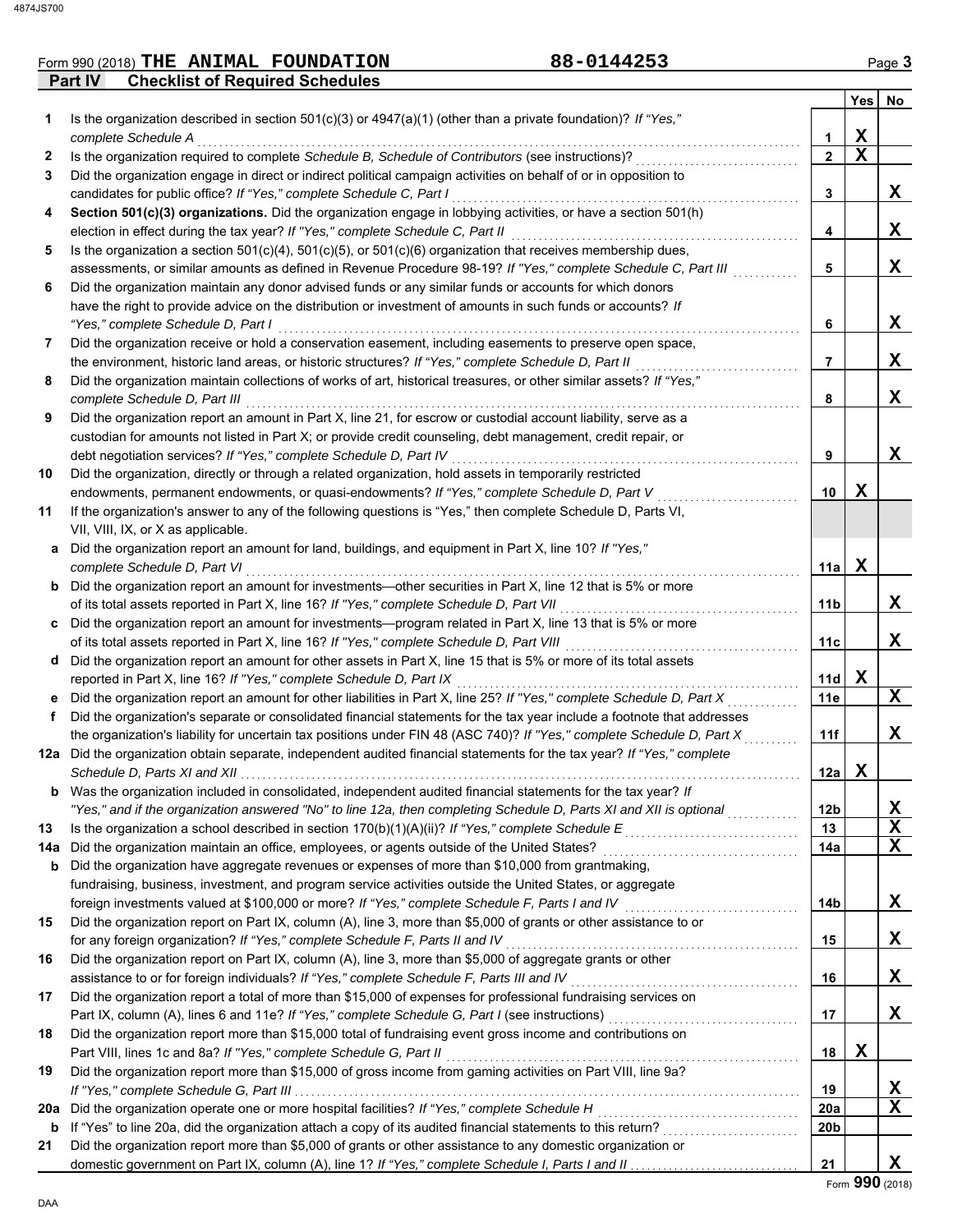Form 990 (2018) **THE ANIMAL FOUNDATION** **88-0144253** Page 3

**Part IV Checklist of Required Schedules**

| | | | Yes | No |
|---|---|---|---|---|
| 1 | Is the organization described in section 501(c)(3) or 4947(a)(1) (other than a private foundation)? *If "Yes," complete Schedule A* | 1 | X | |
| 2 | Is the organization required to complete *Schedule B, Schedule of Contributors* (see instructions)? | 2 | X | |
| 3 | Did the organization engage in direct or indirect political campaign activities on behalf of or in opposition to candidates for public office? *If "Yes," complete Schedule C, Part I* | 3 | | X |
| 4 | **Section 501(c)(3) organizations.** Did the organization engage in lobbying activities, or have a section 501(h) election in effect during the tax year? *If "Yes," complete Schedule C, Part II* | 4 | | X |
| 5 | Is the organization a section 501(c)(4), 501(c)(5), or 501(c)(6) organization that receives membership dues, assessments, or similar amounts as defined in Revenue Procedure 98-19? *If "Yes," complete Schedule C, Part III* | 5 | | X |
| 6 | Did the organization maintain any donor advised funds or any similar funds or accounts for which donors have the right to provide advice on the distribution or investment of amounts in such funds or accounts? *If "Yes," complete Schedule D, Part I* | 6 | | X |
| 7 | Did the organization receive or hold a conservation easement, including easements to preserve open space, the environment, historic land areas, or historic structures? *If "Yes," complete Schedule D, Part II* | 7 | | X |
| 8 | Did the organization maintain collections of works of art, historical treasures, or other similar assets? *If "Yes," complete Schedule D, Part III* | 8 | | X |
| 9 | Did the organization report an amount in Part X, line 21, for escrow or custodial account liability, serve as a custodian for amounts not listed in Part X; or provide credit counseling, debt management, credit repair, or debt negotiation services? *If "Yes," complete Schedule D, Part IV* | 9 | | X |
| 10 | Did the organization, directly or through a related organization, hold assets in temporarily restricted endowments, permanent endowments, or quasi-endowments? *If "Yes," complete Schedule D, Part V* | 10 | X | |
| 11 | If the organization's answer to any of the following questions is "Yes," then complete Schedule D, Parts VI, VII, VIII, IX, or X as applicable. | | | |
| a | Did the organization report an amount for land, buildings, and equipment in Part X, line 10? *If "Yes," complete Schedule D, Part VI* | 11a | X | |
| b | Did the organization report an amount for investments—other securities in Part X, line 12 that is 5% or more of its total assets reported in Part X, line 16? *If "Yes," complete Schedule D, Part VII* | 11b | | X |
| c | Did the organization report an amount for investments—program related in Part X, line 13 that is 5% or more of its total assets reported in Part X, line 16? *If "Yes," complete Schedule D, Part VIII* | 11c | | X |
| d | Did the organization report an amount for other assets in Part X, line 15 that is 5% or more of its total assets reported in Part X, line 16? *If "Yes," complete Schedule D, Part IX* | 11d | X | |
| e | Did the organization report an amount for other liabilities in Part X, line 25? *If "Yes," complete Schedule D, Part X* | 11e | | X |
| f | Did the organization's separate or consolidated financial statements for the tax year include a footnote that addresses the organization's liability for uncertain tax positions under FIN 48 (ASC 740)? *If "Yes," complete Schedule D, Part X* | 11f | | X |
| 12a | Did the organization obtain separate, independent audited financial statements for the tax year? *If "Yes," complete Schedule D, Parts XI and XII* | 12a | X | |
| b | Was the organization included in consolidated, independent audited financial statements for the tax year? *If "Yes," and if the organization answered "No" to line 12a, then completing Schedule D, Parts XI and XII is optional* | 12b | | X |
| 13 | Is the organization a school described in section 170(b)(1)(A)(ii)? *If "Yes," complete Schedule E* | 13 | | X |
| 14a | Did the organization maintain an office, employees, or agents outside of the United States? | 14a | | X |
| b | Did the organization have aggregate revenues or expenses of more than $10,000 from grantmaking, fundraising, business, investment, and program service activities outside the United States, or aggregate foreign investments valued at $100,000 or more? *If "Yes," complete Schedule F, Parts I and IV* | 14b | | X |
| 15 | Did the organization report on Part IX, column (A), line 3, more than $5,000 of grants or other assistance to or for any foreign organization? *If "Yes," complete Schedule F, Parts II and IV* | 15 | | X |
| 16 | Did the organization report on Part IX, column (A), line 3, more than $5,000 of aggregate grants or other assistance to or for foreign individuals? *If "Yes," complete Schedule F, Parts III and IV* | 16 | | X |
| 17 | Did the organization report a total of more than $15,000 of expenses for professional fundraising services on Part IX, column (A), lines 6 and 11e? *If "Yes," complete Schedule G, Part I* (see instructions) | 17 | | X |
| 18 | Did the organization report more than $15,000 total of fundraising event gross income and contributions on Part VIII, lines 1c and 8a? *If "Yes," complete Schedule G, Part II* | 18 | X | |
| 19 | Did the organization report more than $15,000 of gross income from gaming activities on Part VIII, line 9a? *If "Yes," complete Schedule G, Part III* | 19 | | X |
| 20a | Did the organization operate one or more hospital facilities? *If "Yes," complete Schedule H* | 20a | | X |
| b | If "Yes" to line 20a, did the organization attach a copy of its audited financial statements to this return? | 20b | | |
| 21 | Did the organization report more than $5,000 of grants or other assistance to any domestic organization or domestic government on Part IX, column (A), line 1? *If "Yes," complete Schedule I, Parts I and II* | 21 | | X |

Form **990** (2018)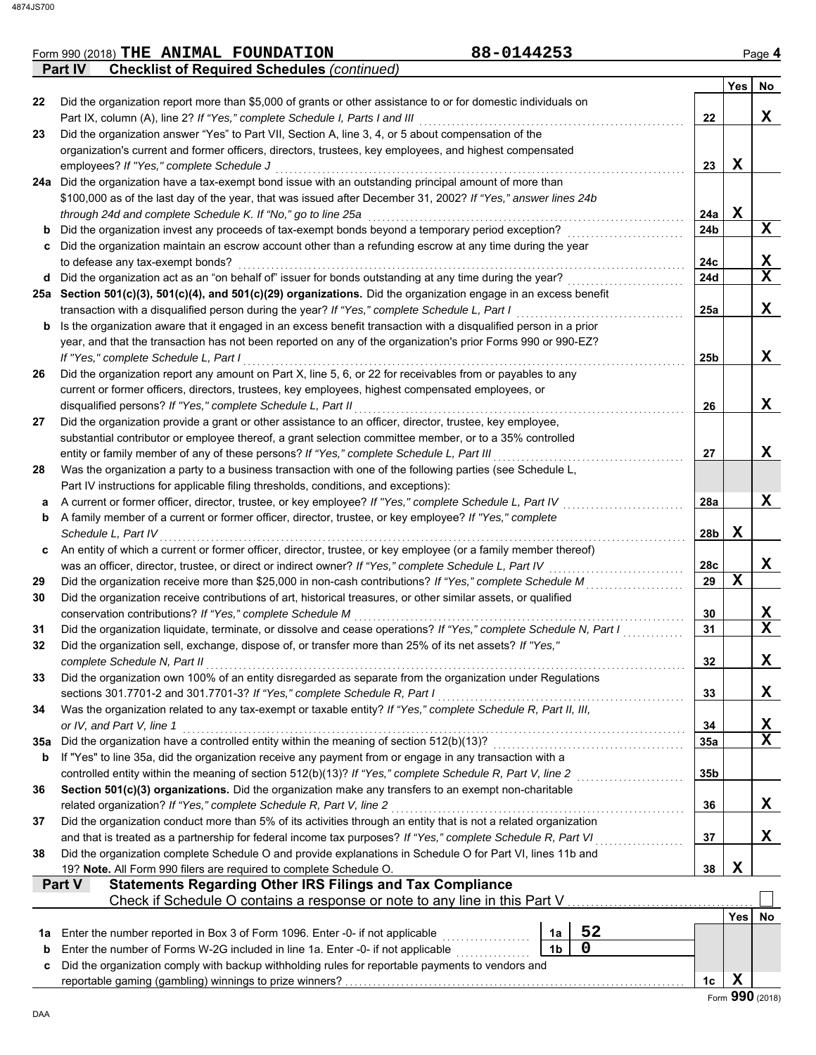Form 990 (2018) **THE ANIMAL FOUNDATION** **88-0144253** Page **4**

**Part IV** **Checklist of Required Schedules** *(continued)*

| | | | Yes | No |
|---|---|---|---|---|
| **22** | Did the organization report more than $5,000 of grants or other assistance to or for domestic individuals on Part IX, column (A), line 2? *If "Yes," complete Schedule I, Parts I and III* | 22 | | X |
| **23** | Did the organization answer "Yes" to Part VII, Section A, line 3, 4, or 5 about compensation of the organization's current and former officers, directors, trustees, key employees, and highest compensated employees? *If "Yes," complete Schedule J* | 23 | X | |
| **24a** | Did the organization have a tax-exempt bond issue with an outstanding principal amount of more than $100,000 as of the last day of the year, that was issued after December 31, 2002? *If "Yes," answer lines 24b through 24d and complete Schedule K. If "No," go to line 25a* | 24a | X | |
| **b** | Did the organization invest any proceeds of tax-exempt bonds beyond a temporary period exception? | 24b | | X |
| **c** | Did the organization maintain an escrow account other than a refunding escrow at any time during the year to defease any tax-exempt bonds? | 24c | | X |
| **d** | Did the organization act as an "on behalf of" issuer for bonds outstanding at any time during the year? | 24d | | X |
| **25a** | **Section 501(c)(3), 501(c)(4), and 501(c)(29) organizations.** Did the organization engage in an excess benefit transaction with a disqualified person during the year? *If "Yes," complete Schedule L, Part I* | 25a | | X |
| **b** | Is the organization aware that it engaged in an excess benefit transaction with a disqualified person in a prior year, and that the transaction has not been reported on any of the organization's prior Forms 990 or 990-EZ? *If "Yes," complete Schedule L, Part I* | 25b | | X |
| **26** | Did the organization report any amount on Part X, line 5, 6, or 22 for receivables from or payables to any current or former officers, directors, trustees, key employees, highest compensated employees, or disqualified persons? *If "Yes," complete Schedule L, Part II* | 26 | | X |
| **27** | Did the organization provide a grant or other assistance to an officer, director, trustee, key employee, substantial contributor or employee thereof, a grant selection committee member, or to a 35% controlled entity or family member of any of these persons? *If "Yes," complete Schedule L, Part III* | 27 | | X |
| **28** | Was the organization a party to a business transaction with one of the following parties (see Schedule L, Part IV instructions for applicable filing thresholds, conditions, and exceptions): | | | |
| **a** | A current or former officer, director, trustee, or key employee? *If "Yes," complete Schedule L, Part IV* | 28a | | X |
| **b** | A family member of a current or former officer, director, trustee, or key employee? *If "Yes," complete Schedule L, Part IV* | 28b | X | |
| **c** | An entity of which a current or former officer, director, trustee, or key employee (or a family member thereof) was an officer, director, trustee, or direct or indirect owner? *If "Yes," complete Schedule L, Part IV* | 28c | | X |
| **29** | Did the organization receive more than $25,000 in non-cash contributions? *If "Yes," complete Schedule M* | 29 | X | |
| **30** | Did the organization receive contributions of art, historical treasures, or other similar assets, or qualified conservation contributions? *If "Yes," complete Schedule M* | 30 | | X |
| **31** | Did the organization liquidate, terminate, or dissolve and cease operations? *If "Yes," complete Schedule N, Part I* | 31 | | X |
| **32** | Did the organization sell, exchange, dispose of, or transfer more than 25% of its net assets? *If "Yes," complete Schedule N, Part II* | 32 | | X |
| **33** | Did the organization own 100% of an entity disregarded as separate from the organization under Regulations sections 301.7701-2 and 301.7701-3? *If "Yes," complete Schedule R, Part I* | 33 | | X |
| **34** | Was the organization related to any tax-exempt or taxable entity? *If "Yes," complete Schedule R, Part II, III, or IV, and Part V, line 1* | 34 | | X |
| **35a** | Did the organization have a controlled entity within the meaning of section 512(b)(13)? | 35a | | X |
| **b** | If "Yes" to line 35a, did the organization receive any payment from or engage in any transaction with a controlled entity within the meaning of section 512(b)(13)? *If "Yes," complete Schedule R, Part V, line 2* | 35b | | |
| **36** | **Section 501(c)(3) organizations.** Did the organization make any transfers to an exempt non-charitable related organization? *If "Yes," complete Schedule R, Part V, line 2* | 36 | | X |
| **37** | Did the organization conduct more than 5% of its activities through an entity that is not a related organization and that is treated as a partnership for federal income tax purposes? *If "Yes," complete Schedule R, Part VI* | 37 | | X |
| **38** | Did the organization complete Schedule O and provide explanations in Schedule O for Part VI, lines 11b and 19? **Note.** All Form 990 filers are required to complete Schedule O. | 38 | X | |

**Part V** **Statements Regarding Other IRS Filings and Tax Compliance**

Check if Schedule O contains a response or note to any line in this Part V ☐

| | | | | | Yes | No |
|---|---|---|---|---|---|---|
| **1a** | Enter the number reported in Box 3 of Form 1096. Enter -0- if not applicable | 1a | 52 | | | |
| **b** | Enter the number of Forms W-2G included in line 1a. Enter -0- if not applicable | 1b | 0 | | | |
| **c** | Did the organization comply with backup withholding rules for reportable payments to vendors and reportable gaming (gambling) winnings to prize winners? | | | 1c | X | |

Form **990** (2018)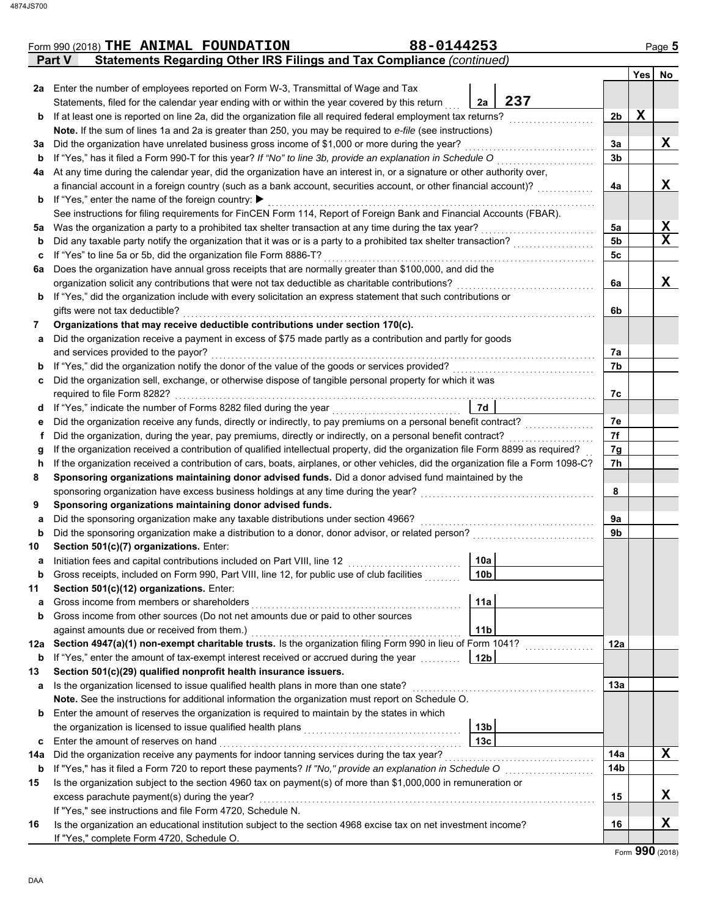Form 990 (2018) **THE ANIMAL FOUNDATION** **88-0144253**

**Part V Statements Regarding Other IRS Filings and Tax Compliance** *(continued)*

| | | | | Yes | No |
|---|---|---|---|---|---|
| **2a** | Enter the number of employees reported on Form W-3, Transmittal of Wage and Tax Statements, filed for the calendar year ending with or within the year covered by this return | 2a: 237 | | | |
| **b** | If at least one is reported on line 2a, did the organization file all required federal employment tax returns? | | 2b | X | |
| | **Note.** If the sum of lines 1a and 2a is greater than 250, you may be required to *e-file* (see instructions) | | | | |
| **3a** | Did the organization have unrelated business gross income of $1,000 or more during the year? | | 3a | | X |
| **b** | If "Yes," has it filed a Form 990-T for this year? *If "No" to line 3b, provide an explanation in Schedule O* | | 3b | | |
| **4a** | At any time during the calendar year, did the organization have an interest in, or a signature or other authority over, a financial account in a foreign country (such as a bank account, securities account, or other financial account)? | | 4a | | X |
| **b** | If "Yes," enter the name of the foreign country: ▶ | | | | |
| | See instructions for filing requirements for FinCEN Form 114, Report of Foreign Bank and Financial Accounts (FBAR). | | | | |
| **5a** | Was the organization a party to a prohibited tax shelter transaction at any time during the tax year? | | 5a | | X |
| **b** | Did any taxable party notify the organization that it was or is a party to a prohibited tax shelter transaction? | | 5b | | X |
| **c** | If "Yes" to line 5a or 5b, did the organization file Form 8886-T? | | 5c | | |
| **6a** | Does the organization have annual gross receipts that are normally greater than $100,000, and did the organization solicit any contributions that were not tax deductible as charitable contributions? | | 6a | | X |
| **b** | If "Yes," did the organization include with every solicitation an express statement that such contributions or gifts were not tax deductible? | | 6b | | |
| **7** | **Organizations that may receive deductible contributions under section 170(c).** | | | | |
| **a** | Did the organization receive a payment in excess of $75 made partly as a contribution and partly for goods and services provided to the payor? | | 7a | | |
| **b** | If "Yes," did the organization notify the donor of the value of the goods or services provided? | | 7b | | |
| **c** | Did the organization sell, exchange, or otherwise dispose of tangible personal property for which it was required to file Form 8282? | | 7c | | |
| **d** | If "Yes," indicate the number of Forms 8282 filed during the year | 7d | | | |
| **e** | Did the organization receive any funds, directly or indirectly, to pay premiums on a personal benefit contract? | | 7e | | |
| **f** | Did the organization, during the year, pay premiums, directly or indirectly, on a personal benefit contract? | | 7f | | |
| **g** | If the organization received a contribution of qualified intellectual property, did the organization file Form 8899 as required? | | 7g | | |
| **h** | If the organization received a contribution of cars, boats, airplanes, or other vehicles, did the organization file a Form 1098-C? | | 7h | | |
| **8** | **Sponsoring organizations maintaining donor advised funds.** Did a donor advised fund maintained by the sponsoring organization have excess business holdings at any time during the year? | | 8 | | |
| **9** | **Sponsoring organizations maintaining donor advised funds.** | | | | |
| **a** | Did the sponsoring organization make any taxable distributions under section 4966? | | 9a | | |
| **b** | Did the sponsoring organization make a distribution to a donor, donor advisor, or related person? | | 9b | | |
| **10** | **Section 501(c)(7) organizations.** Enter: | | | | |
| **a** | Initiation fees and capital contributions included on Part VIII, line 12 | 10a | | | |
| **b** | Gross receipts, included on Form 990, Part VIII, line 12, for public use of club facilities | 10b | | | |
| **11** | **Section 501(c)(12) organizations.** Enter: | | | | |
| **a** | Gross income from members or shareholders | 11a | | | |
| **b** | Gross income from other sources (Do not net amounts due or paid to other sources against amounts due or received from them.) | 11b | | | |
| **12a** | **Section 4947(a)(1) non-exempt charitable trusts.** Is the organization filing Form 990 in lieu of Form 1041? | | 12a | | |
| **b** | If "Yes," enter the amount of tax-exempt interest received or accrued during the year | 12b | | | |
| **13** | **Section 501(c)(29) qualified nonprofit health insurance issuers.** | | | | |
| **a** | Is the organization licensed to issue qualified health plans in more than one state? | | 13a | | |
| | **Note.** See the instructions for additional information the organization must report on Schedule O. | | | | |
| **b** | Enter the amount of reserves the organization is required to maintain by the states in which the organization is licensed to issue qualified health plans | 13b | | | |
| **c** | Enter the amount of reserves on hand | 13c | | | |
| **14a** | Did the organization receive any payments for indoor tanning services during the tax year? | | 14a | | X |
| **b** | If "Yes," has it filed a Form 720 to report these payments? *If "No," provide an explanation in Schedule O* | | 14b | | |
| **15** | Is the organization subject to the section 4960 tax on payment(s) of more than $1,000,000 in remuneration or excess parachute payment(s) during the year? | | 15 | | X |
| | If "Yes," see instructions and file Form 4720, Schedule N. | | | | |
| **16** | Is the organization an educational institution subject to the section 4968 excise tax on net investment income? | | 16 | | X |
| | If "Yes," complete Form 4720, Schedule O. | | | | |

Form **990** (2018)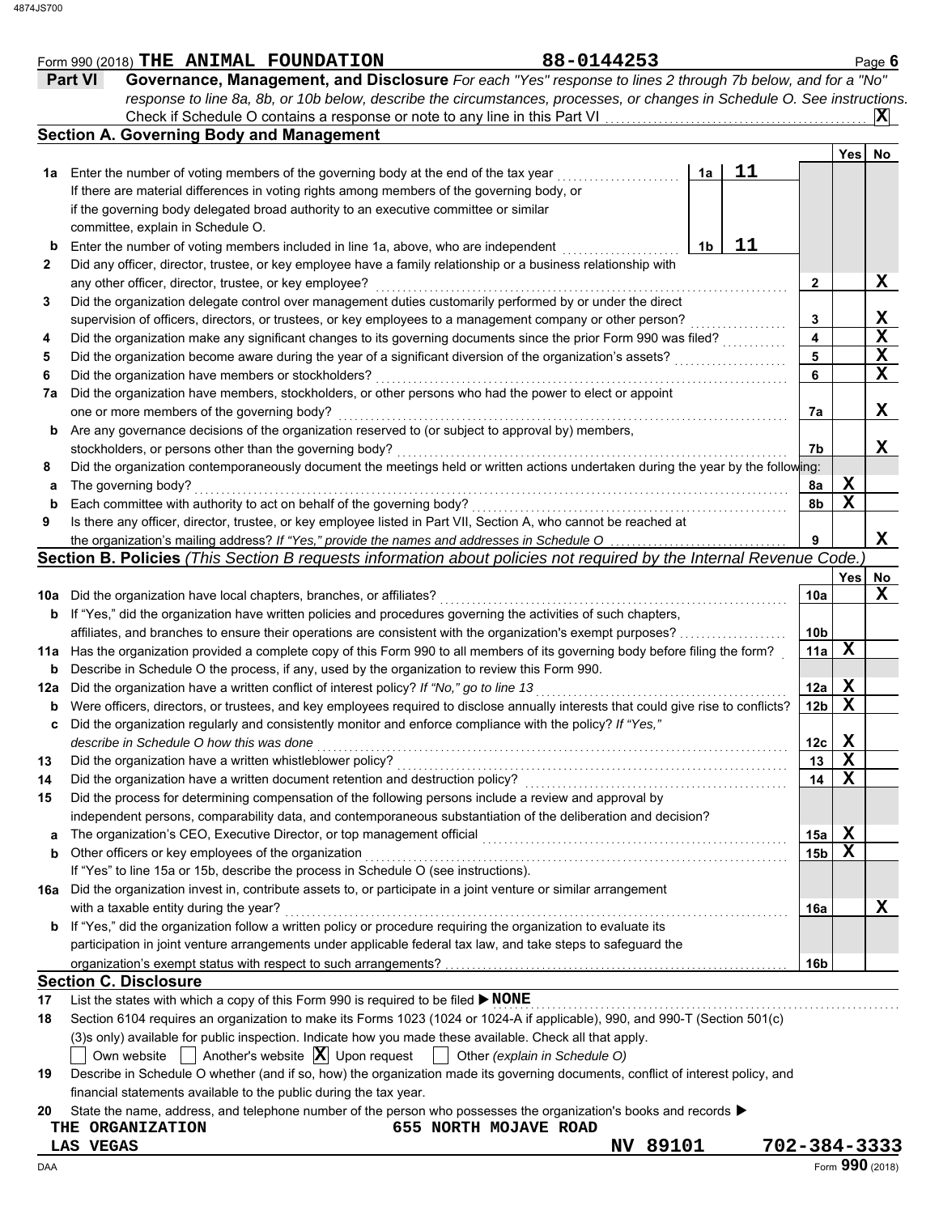Form 990 (2018) **THE ANIMAL FOUNDATION** **88-0144253** Page **6**

## Part VI Governance, Management, and Disclosure

*For each "Yes" response to lines 2 through 7b below, and for a "No" response to line 8a, 8b, or 10b below, describe the circumstances, processes, or changes in Schedule O. See instructions.*

Check if Schedule O contains a response or note to any line in this Part VI . . . . . . . . . . . . . . . . **X**

### Section A. Governing Body and Management

| | | | | Line | Yes | No |
|---|---|---|---|---|---|---|
| **1a** | Enter the number of voting members of the governing body at the end of the tax year. If there are material differences in voting rights among members of the governing body, or if the governing body delegated broad authority to an executive committee or similar committee, explain in Schedule O. | 1a | 11 | | | |
| **b** | Enter the number of voting members included in line 1a, above, who are independent | 1b | 11 | | | |
| **2** | Did any officer, director, trustee, or key employee have a family relationship or a business relationship with any other officer, director, trustee, or key employee? | | | 2 | | X |
| **3** | Did the organization delegate control over management duties customarily performed by or under the direct supervision of officers, directors, or trustees, or key employees to a management company or other person? | | | 3 | | X |
| **4** | Did the organization make any significant changes to its governing documents since the prior Form 990 was filed? | | | 4 | | X |
| **5** | Did the organization become aware during the year of a significant diversion of the organization's assets? | | | 5 | | X |
| **6** | Did the organization have members or stockholders? | | | 6 | | X |
| **7a** | Did the organization have members, stockholders, or other persons who had the power to elect or appoint one or more members of the governing body? | | | 7a | | X |
| **b** | Are any governance decisions of the organization reserved to (or subject to approval by) members, stockholders, or persons other than the governing body? | | | 7b | | X |
| **8** | Did the organization contemporaneously document the meetings held or written actions undertaken during the year by the following: | | | | | |
| **a** | The governing body? | | | 8a | X | |
| **b** | Each committee with authority to act on behalf of the governing body? | | | 8b | X | |
| **9** | Is there any officer, director, trustee, or key employee listed in Part VII, Section A, who cannot be reached at the organization's mailing address? *If "Yes," provide the names and addresses in Schedule O* | | | 9 | | X |

### Section B. Policies *(This Section B requests information about policies not required by the Internal Revenue Code.)*

| | | Line | Yes | No |
|---|---|---|---|---|
| **10a** | Did the organization have local chapters, branches, or affiliates? | 10a | | X |
| **b** | If "Yes," did the organization have written policies and procedures governing the activities of such chapters, affiliates, and branches to ensure their operations are consistent with the organization's exempt purposes? | 10b | | |
| **11a** | Has the organization provided a complete copy of this Form 990 to all members of its governing body before filing the form? | 11a | X | |
| **b** | Describe in Schedule O the process, if any, used by the organization to review this Form 990. | | | |
| **12a** | Did the organization have a written conflict of interest policy? *If "No," go to line 13* | 12a | X | |
| **b** | Were officers, directors, or trustees, and key employees required to disclose annually interests that could give rise to conflicts? | 12b | X | |
| **c** | Did the organization regularly and consistently monitor and enforce compliance with the policy? *If "Yes," describe in Schedule O how this was done* | 12c | X | |
| **13** | Did the organization have a written whistleblower policy? | 13 | X | |
| **14** | Did the organization have a written document retention and destruction policy? | 14 | X | |
| **15** | Did the process for determining compensation of the following persons include a review and approval by independent persons, comparability data, and contemporaneous substantiation of the deliberation and decision? | | | |
| **a** | The organization's CEO, Executive Director, or top management official | 15a | X | |
| **b** | Other officers or key employees of the organization | 15b | X | |
| | If "Yes" to line 15a or 15b, describe the process in Schedule O (see instructions). | | | |
| **16a** | Did the organization invest in, contribute assets to, or participate in a joint venture or similar arrangement with a taxable entity during the year? | 16a | | X |
| **b** | If "Yes," did the organization follow a written policy or procedure requiring the organization to evaluate its participation in joint venture arrangements under applicable federal tax law, and take steps to safeguard the organization's exempt status with respect to such arrangements? | 16b | | |

### Section C. Disclosure

**17** List the states with which a copy of this Form 990 is required to be filed ▶ **NONE**

**18** Section 6104 requires an organization to make its Forms 1023 (1024 or 1024-A if applicable), 990, and 990-T (Section 501(c)(3)s only) available for public inspection. Indicate how you made these available. Check all that apply.

☐ Own website ☐ Another's website ☒ Upon request ☐ Other *(explain in Schedule O)*

**19** Describe in Schedule O whether (and if so, how) the organization made its governing documents, conflict of interest policy, and financial statements available to the public during the tax year.

**20** State the name, address, and telephone number of the person who possesses the organization's books and records ▶

THE ORGANIZATION 655 NORTH MOJAVE ROAD
LAS VEGAS NV 89101 702-384-3333

Form **990** (2018)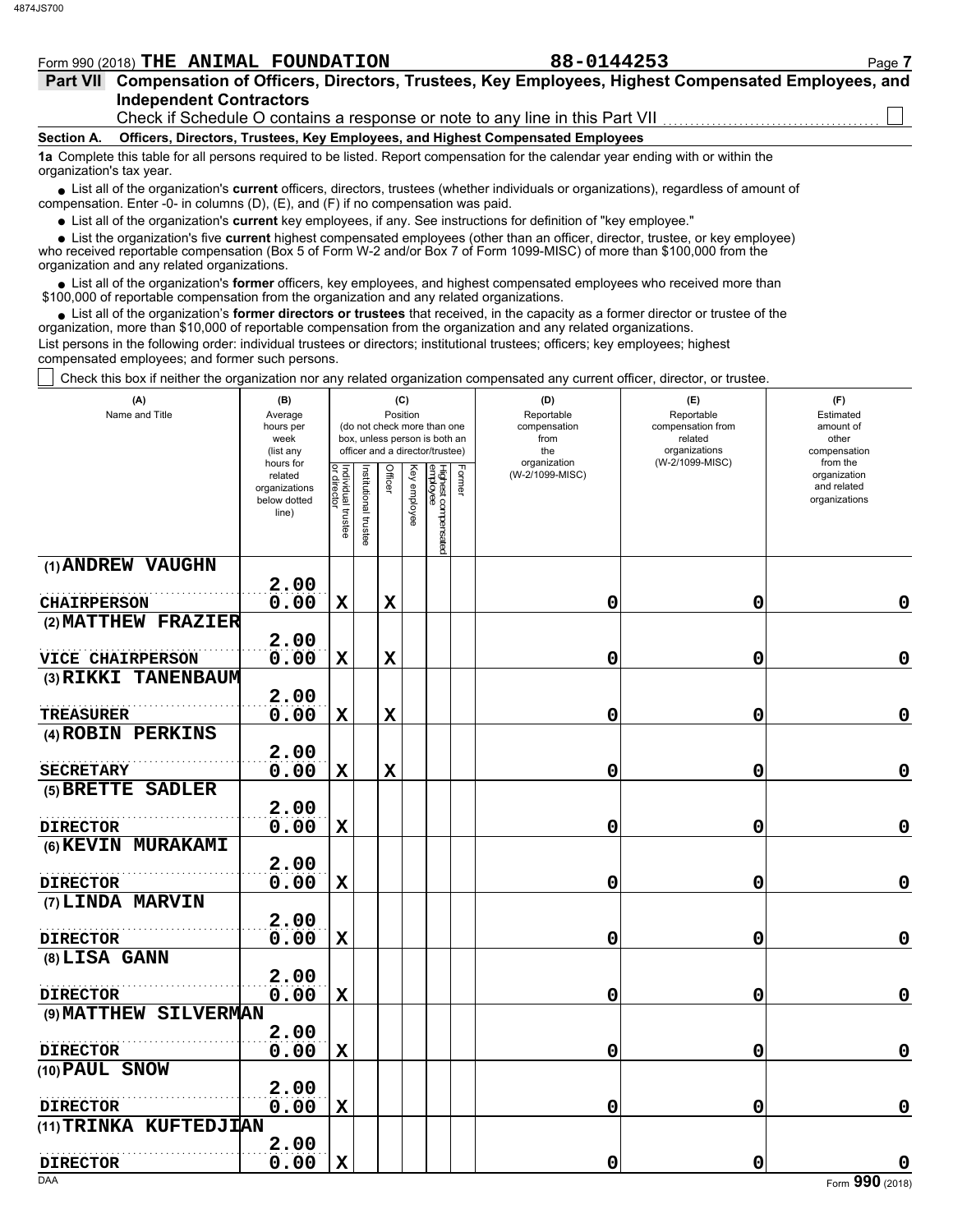Form 990 (2018) **THE ANIMAL FOUNDATION** **88-0144253** Page **7**

## Part VII Compensation of Officers, Directors, Trustees, Key Employees, Highest Compensated Employees, and Independent Contractors

Check if Schedule O contains a response or note to any line in this Part VII ☐

### Section A. Officers, Directors, Trustees, Key Employees, and Highest Compensated Employees

**1a** Complete this table for all persons required to be listed. Report compensation for the calendar year ending with or within the organization's tax year.

- List all of the organization's **current** officers, directors, trustees (whether individuals or organizations), regardless of amount of compensation. Enter -0- in columns (D), (E), and (F) if no compensation was paid.
- List all of the organization's **current** key employees, if any. See instructions for definition of "key employee."
- List the organization's five **current** highest compensated employees (other than an officer, director, trustee, or key employee) who received reportable compensation (Box 5 of Form W-2 and/or Box 7 of Form 1099-MISC) of more than $100,000 from the organization and any related organizations.
- List all of the organization's **former** officers, key employees, and highest compensated employees who received more than $100,000 of reportable compensation from the organization and any related organizations.
- List all of the organization's **former directors or trustees** that received, in the capacity as a former director or trustee of the organization, more than $10,000 of reportable compensation from the organization and any related organizations.

List persons in the following order: individual trustees or directors; institutional trustees; officers; key employees; highest compensated employees; and former such persons.

☐ Check this box if neither the organization nor any related organization compensated any current officer, director, or trustee.

| (A) Name and Title | (B) Average hours per week (list any hours for related organizations below dotted line) | (C) Position: Individual trustee or director | Institutional trustee | Officer | Key employee | Highest compensated employee | Former | (D) Reportable compensation from the organization (W-2/1099-MISC) | (E) Reportable compensation from related organizations (W-2/1099-MISC) | (F) Estimated amount of other compensation from the organization and related organizations |
|---|---|---|---|---|---|---|---|---|---|---|
| (1) ANDREW VAUGHN<br>CHAIRPERSON | 2.00<br>0.00 | X | | X | | | | 0 | 0 | 0 |
| (2) MATTHEW FRAZIER<br>VICE CHAIRPERSON | 2.00<br>0.00 | X | | X | | | | 0 | 0 | 0 |
| (3) RIKKI TANENBAUM<br>TREASURER | 2.00<br>0.00 | X | | X | | | | 0 | 0 | 0 |
| (4) ROBIN PERKINS<br>SECRETARY | 2.00<br>0.00 | X | | X | | | | 0 | 0 | 0 |
| (5) BRETTE SADLER<br>DIRECTOR | 2.00<br>0.00 | X | | | | | | 0 | 0 | 0 |
| (6) KEVIN MURAKAMI<br>DIRECTOR | 2.00<br>0.00 | X | | | | | | 0 | 0 | 0 |
| (7) LINDA MARVIN<br>DIRECTOR | 2.00<br>0.00 | X | | | | | | 0 | 0 | 0 |
| (8) LISA GANN<br>DIRECTOR | 2.00<br>0.00 | X | | | | | | 0 | 0 | 0 |
| (9) MATTHEW SILVERMAN<br>DIRECTOR | 2.00<br>0.00 | X | | | | | | 0 | 0 | 0 |
| (10) PAUL SNOW<br>DIRECTOR | 2.00<br>0.00 | X | | | | | | 0 | 0 | 0 |
| (11) TRINKA KUFTEDJIAN<br>DIRECTOR | 2.00<br>0.00 | X | | | | | | 0 | 0 | 0 |

Form **990** (2018)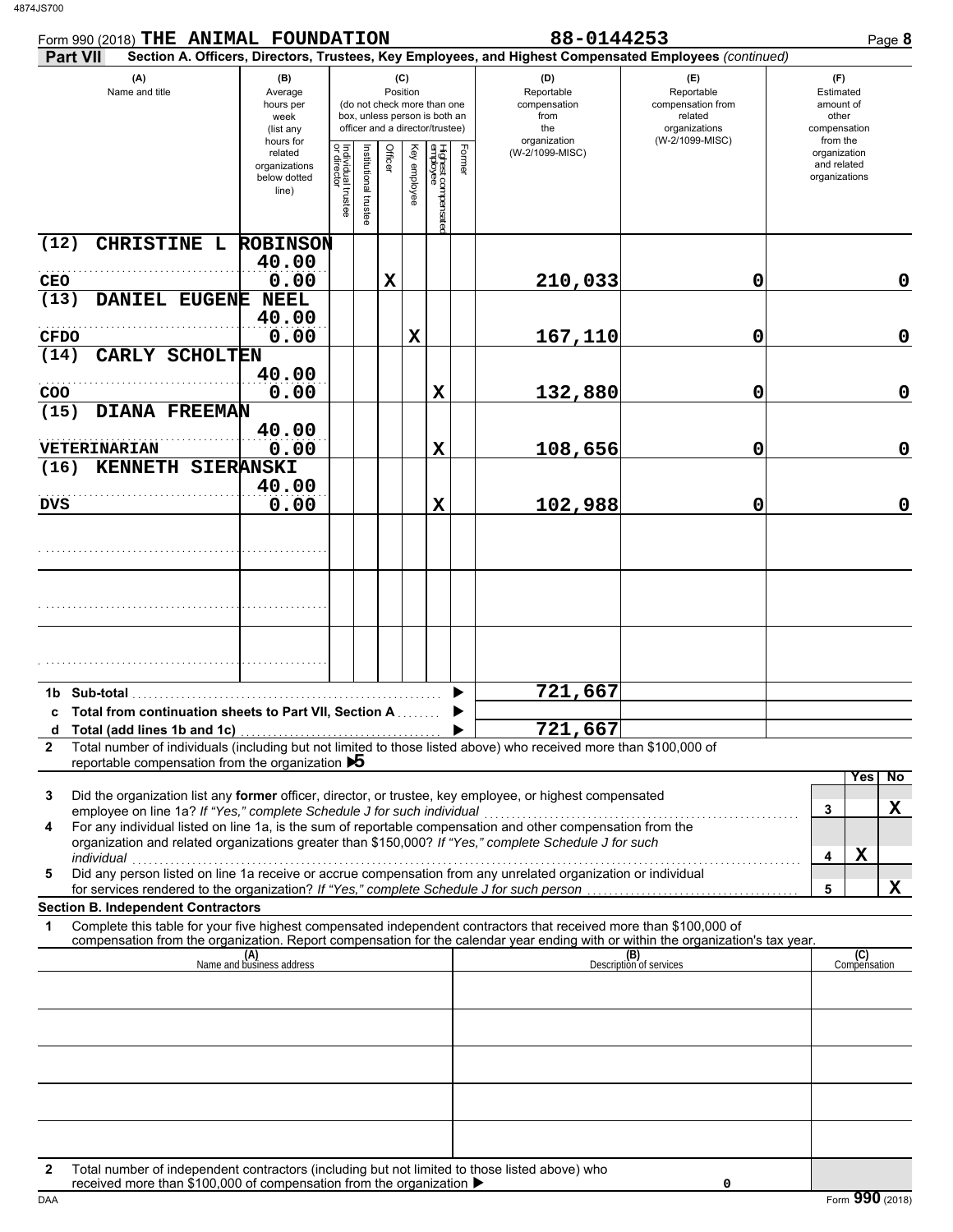Form 990 (2018) **THE ANIMAL FOUNDATION** **88-0144253** Page **8**

**Part VII** **Section A. Officers, Directors, Trustees, Key Employees, and Highest Compensated Employees** *(continued)*

| (A) Name and title | (B) Average hours per week (list any hours for related organizations below dotted line) | (C) Position: Individual trustee or director | Institutional trustee | Officer | Key employee | Highest compensated employee | Former | (D) Reportable compensation from the organization (W-2/1099-MISC) | (E) Reportable compensation from related organizations (W-2/1099-MISC) | (F) Estimated amount of other compensation from the organization and related organizations |
|---|---|---|---|---|---|---|---|---|---|---|
| (12) CHRISTINE L ROBINSON<br>CEO | 40.00<br>0.00 | | | X | | | | 210,033 | 0 | 0 |
| (13) DANIEL EUGENE NEEL<br>CFDO | 40.00<br>0.00 | | | | X | | | 167,110 | 0 | 0 |
| (14) CARLY SCHOLTEN<br>COO | 40.00<br>0.00 | | | | | X | | 132,880 | 0 | 0 |
| (15) DIANA FREEMAN<br>VETERINARIAN | 40.00<br>0.00 | | | | | X | | 108,656 | 0 | 0 |
| (16) KENNETH SIERANSKI<br>DVS | 40.00<br>0.00 | | | | | X | | 102,988 | 0 | 0 |
| | | | | | | | | | | |
| | | | | | | | | | | |
| | | | | | | | | | | |

| | | |
|---|---|---|
| **1b** | **Sub-total** | 721,667 |
| **c** | **Total from continuation sheets to Part VII, Section A** | |
| **d** | **Total (add lines 1b and 1c)** | 721,667 |

**2** Total number of individuals (including but not limited to those listed above) who received more than $100,000 of reportable compensation from the organization ▶ 5

| | | | Yes | No |
|---|---|---|---|---|
| **3** | Did the organization list any **former** officer, director, or trustee, key employee, or highest compensated employee on line 1a? *If "Yes," complete Schedule J for such individual* | 3 | | X |
| **4** | For any individual listed on line 1a, is the sum of reportable compensation and other compensation from the organization and related organizations greater than $150,000? *If "Yes," complete Schedule J for such individual* | 4 | X | |
| **5** | Did any person listed on line 1a receive or accrue compensation from any unrelated organization or individual for services rendered to the organization? *If "Yes," complete Schedule J for such person* | 5 | | X |

**Section B. Independent Contractors**

**1** Complete this table for your five highest compensated independent contractors that received more than $100,000 of compensation from the organization. Report compensation for the calendar year ending with or within the organization's tax year.

| (A) Name and business address | (B) Description of services | (C) Compensation |
|---|---|---|
| | | |
| | | |
| | | |
| | | |
| | | |

**2** Total number of independent contractors (including but not limited to those listed above) who received more than $100,000 of compensation from the organization ▶ 0

Form **990** (2018)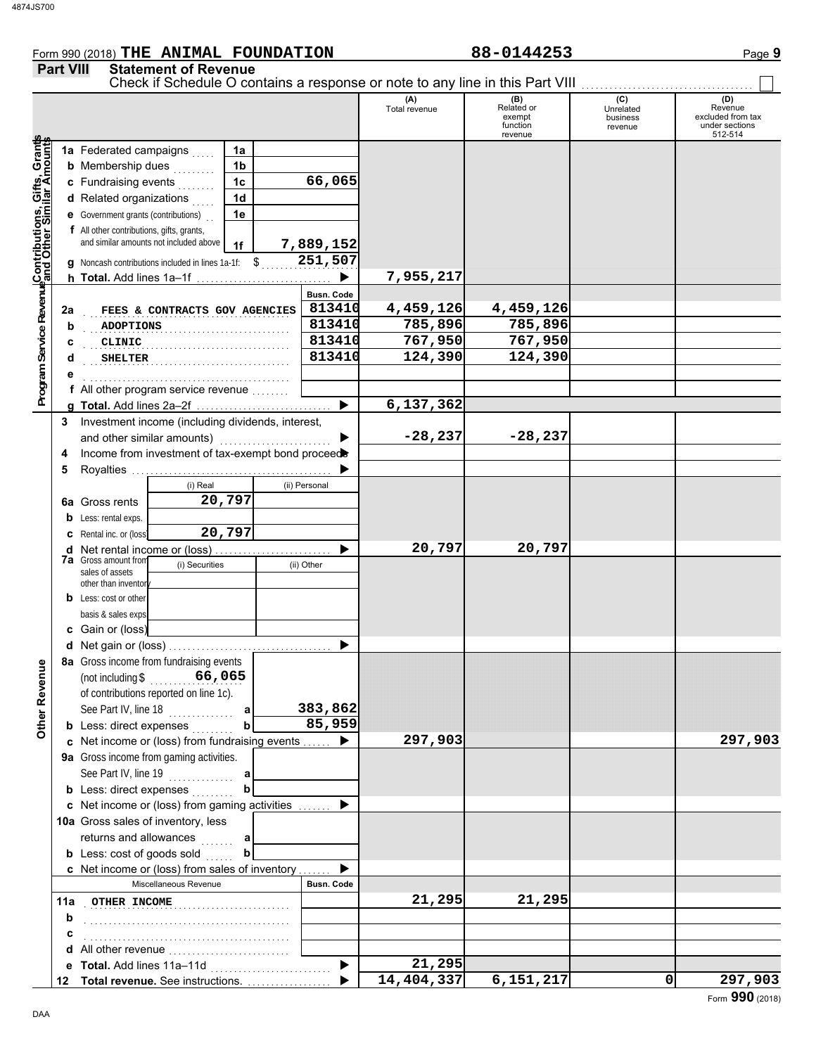Form 990 (2018) **THE ANIMAL FOUNDATION** **88-0144253**

## Part VIII Statement of Revenue

Check if Schedule O contains a response or note to any line in this Part VIII ☐

| | | | | (A) Total revenue | (B) Related or exempt function revenue | (C) Unrelated business revenue | (D) Revenue excluded from tax under sections 512-514 |
|---|---|---|---|---|---|---|---|
| **Contributions, Gifts, Grants and Other Similar Amounts** | 1a Federated campaigns | 1a | | | | | |
| | b Membership dues | 1b | | | | | |
| | c Fundraising events | 1c | 66,065 | | | | |
| | d Related organizations | 1d | | | | | |
| | e Government grants (contributions) | 1e | | | | | |
| | f All other contributions, gifts, grants, and similar amounts not included above | 1f | 7,889,152 | | | | |
| | g Noncash contributions included in lines 1a-1f: $ 251,507 | | | | | | |
| | h **Total.** Add lines 1a–1f | | ▶ | 7,955,217 | | | |
| **Program Service Revenue** | | | Busn. Code | | | | |
| | 2a FEES & CONTRACTS GOV AGENCIES | | 813410 | 4,459,126 | 4,459,126 | | |
| | b ADOPTIONS | | 813410 | 785,896 | 785,896 | | |
| | c CLINIC | | 813410 | 767,950 | 767,950 | | |
| | d SHELTER | | 813410 | 124,390 | 124,390 | | |
| | e | | | | | | |
| | f All other program service revenue | | | | | | |
| | g **Total.** Add lines 2a–2f | | ▶ | 6,137,362 | | | |
| **Other Revenue** | 3 Investment income (including dividends, interest, and other similar amounts) | | ▶ | -28,237 | -28,237 | | |
| | 4 Income from investment of tax-exempt bond proceeds | | ▶ | | | | |
| | 5 Royalties | | ▶ | | | | |
| | | (i) Real | (ii) Personal | | | | |
| | 6a Gross rents | 20,797 | | | | | |
| | b Less: rental exps. | | | | | | |
| | c Rental inc. or (loss) | 20,797 | | | | | |
| | d Net rental income or (loss) | | ▶ | 20,797 | 20,797 | | |
| | 7a Gross amount from sales of assets other than inventory | (i) Securities | (ii) Other | | | | |
| | b Less: cost or other basis & sales exps. | | | | | | |
| | c Gain or (loss) | | | | | | |
| | d Net gain or (loss) | | ▶ | | | | |
| | 8a Gross income from fundraising events (not including $ 66,065 of contributions reported on line 1c). See Part IV, line 18 | a | 383,862 | | | | |
| | b Less: direct expenses | b | 85,959 | | | | |
| | c Net income or (loss) from fundraising events | | ▶ | 297,903 | | | 297,903 |
| | 9a Gross income from gaming activities. See Part IV, line 19 | a | | | | | |
| | b Less: direct expenses | b | | | | | |
| | c Net income or (loss) from gaming activities | | ▶ | | | | |
| | 10a Gross sales of inventory, less returns and allowances | a | | | | | |
| | b Less: cost of goods sold | b | | | | | |
| | c Net income or (loss) from sales of inventory | | ▶ | | | | |
| | Miscellaneous Revenue | | Busn. Code | | | | |
| | 11a OTHER INCOME | | | 21,295 | 21,295 | | |
| | b | | | | | | |
| | c | | | | | | |
| | d All other revenue | | | | | | |
| | e **Total.** Add lines 11a–11d | | ▶ | 21,295 | | | |
| | 12 **Total revenue.** See instructions. | | ▶ | 14,404,337 | 6,151,217 | 0 | 297,903 |

Form **990** (2018)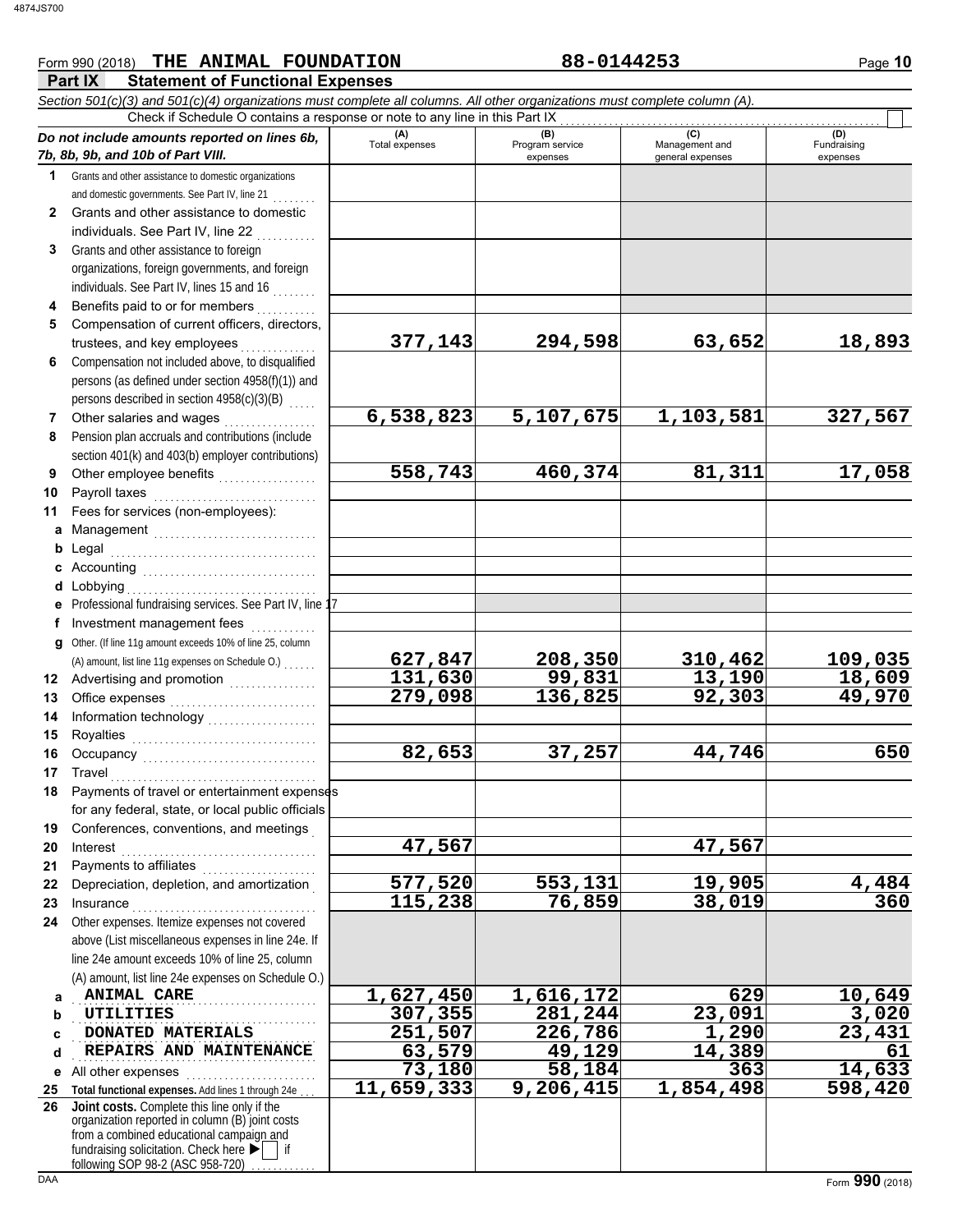Form 990 (2018) **THE ANIMAL FOUNDATION** **88-0144253** Page **10**

**Part IX Statement of Functional Expenses**

*Section 501(c)(3) and 501(c)(4) organizations must complete all columns. All other organizations must complete column (A).*

Check if Schedule O contains a response or note to any line in this Part IX ☐

| *Do not include amounts reported on lines 6b, 7b, 8b, 9b, and 10b of Part VIII.* | (A) Total expenses | (B) Program service expenses | (C) Management and general expenses | (D) Fundraising expenses |
|---|---|---|---|---|
| **1** Grants and other assistance to domestic organizations and domestic governments. See Part IV, line 21 | | | | |
| **2** Grants and other assistance to domestic individuals. See Part IV, line 22 | | | | |
| **3** Grants and other assistance to foreign organizations, foreign governments, and foreign individuals. See Part IV, lines 15 and 16 | | | | |
| **4** Benefits paid to or for members | | | | |
| **5** Compensation of current officers, directors, trustees, and key employees | 377,143 | 294,598 | 63,652 | 18,893 |
| **6** Compensation not included above, to disqualified persons (as defined under section 4958(f)(1)) and persons described in section 4958(c)(3)(B) | | | | |
| **7** Other salaries and wages | 6,538,823 | 5,107,675 | 1,103,581 | 327,567 |
| **8** Pension plan accruals and contributions (include section 401(k) and 403(b) employer contributions) | | | | |
| **9** Other employee benefits | 558,743 | 460,374 | 81,311 | 17,058 |
| **10** Payroll taxes | | | | |
| **11** Fees for services (non-employees): | | | | |
| **a** Management | | | | |
| **b** Legal | | | | |
| **c** Accounting | | | | |
| **d** Lobbying | | | | |
| **e** Professional fundraising services. See Part IV, line 17 | | | | |
| **f** Investment management fees | | | | |
| **g** Other. (If line 11g amount exceeds 10% of line 25, column (A) amount, list line 11g expenses on Schedule O.) | 627,847 | 208,350 | 310,462 | 109,035 |
| **12** Advertising and promotion | 131,630 | 99,831 | 13,190 | 18,609 |
| **13** Office expenses | 279,098 | 136,825 | 92,303 | 49,970 |
| **14** Information technology | | | | |
| **15** Royalties | | | | |
| **16** Occupancy | 82,653 | 37,257 | 44,746 | 650 |
| **17** Travel | | | | |
| **18** Payments of travel or entertainment expenses for any federal, state, or local public officials | | | | |
| **19** Conferences, conventions, and meetings | | | | |
| **20** Interest | 47,567 | | 47,567 | |
| **21** Payments to affiliates | | | | |
| **22** Depreciation, depletion, and amortization | 577,520 | 553,131 | 19,905 | 4,484 |
| **23** Insurance | 115,238 | 76,859 | 38,019 | 360 |
| **24** Other expenses. Itemize expenses not covered above (List miscellaneous expenses in line 24e. If line 24e amount exceeds 10% of line 25, column (A) amount, list line 24e expenses on Schedule O.) | | | | |
| **a** ANIMAL CARE | 1,627,450 | 1,616,172 | 629 | 10,649 |
| **b** UTILITIES | 307,355 | 281,244 | 23,091 | 3,020 |
| **c** DONATED MATERIALS | 251,507 | 226,786 | 1,290 | 23,431 |
| **d** REPAIRS AND MAINTENANCE | 63,579 | 49,129 | 14,389 | 61 |
| **e** All other expenses | 73,180 | 58,184 | 363 | 14,633 |
| **25** **Total functional expenses.** Add lines 1 through 24e | 11,659,333 | 9,206,415 | 1,854,498 | 598,420 |
| **26** **Joint costs.** Complete this line only if the organization reported in column (B) joint costs from a combined educational campaign and fundraising solicitation. Check here ▶ ☐ if following SOP 98-2 (ASC 958-720) | | | | |

DAA Form **990** (2018)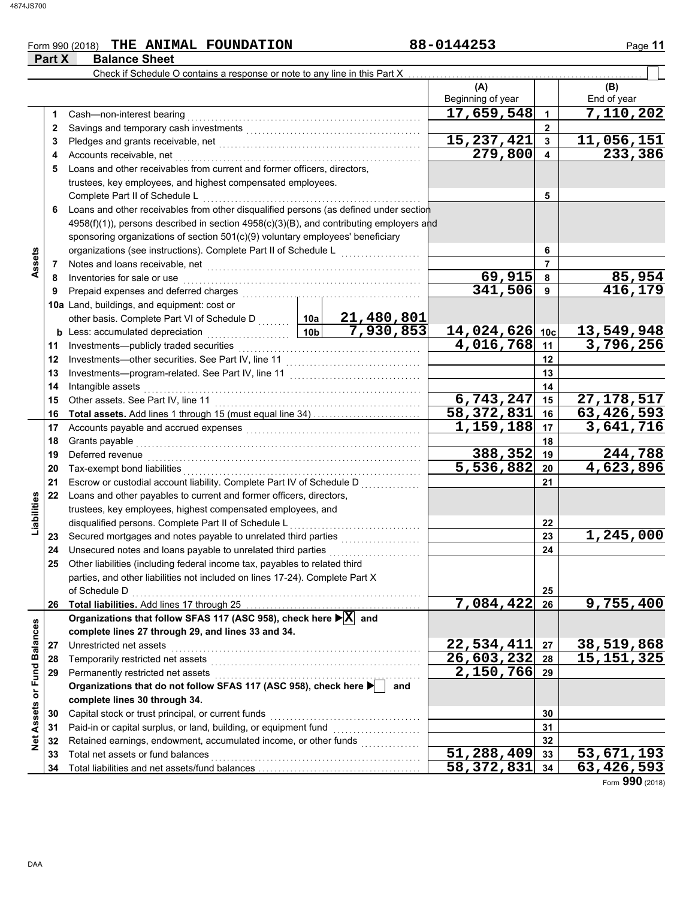Form 990 (2018) **THE ANIMAL FOUNDATION** **88-0144253**

## Part X Balance Sheet

Check if Schedule O contains a response or note to any line in this Part X ☐

| | | | | (A) Beginning of year | | (B) End of year |
|---|---|---|---|---|---|---|
| **Assets** | 1 | Cash—non-interest bearing | | 17,659,548 | 1 | 7,110,202 |
| | 2 | Savings and temporary cash investments | | | 2 | |
| | 3 | Pledges and grants receivable, net | | 15,237,421 | 3 | 11,056,151 |
| | 4 | Accounts receivable, net | | 279,800 | 4 | 233,386 |
| | 5 | Loans and other receivables from current and former officers, directors, trustees, key employees, and highest compensated employees. Complete Part II of Schedule L | | | 5 | |
| | 6 | Loans and other receivables from other disqualified persons (as defined under section 4958(f)(1)), persons described in section 4958(c)(3)(B), and contributing employers and sponsoring organizations of section 501(c)(9) voluntary employees' beneficiary organizations (see instructions). Complete Part II of Schedule L | | | 6 | |
| | 7 | Notes and loans receivable, net | | | 7 | |
| | 8 | Inventories for sale or use | | 69,915 | 8 | 85,954 |
| | 9 | Prepaid expenses and deferred charges | | 341,506 | 9 | 416,179 |
| | 10a | Land, buildings, and equipment: cost or other basis. Complete Part VI of Schedule D | 10a 21,480,801 | | | |
| | b | Less: accumulated depreciation | 10b 7,930,853 | 14,024,626 | 10c | 13,549,948 |
| | 11 | Investments—publicly traded securities | | 4,016,768 | 11 | 3,796,256 |
| | 12 | Investments—other securities. See Part IV, line 11 | | | 12 | |
| | 13 | Investments—program-related. See Part IV, line 11 | | | 13 | |
| | 14 | Intangible assets | | | 14 | |
| | 15 | Other assets. See Part IV, line 11 | | 6,743,247 | 15 | 27,178,517 |
| | 16 | **Total assets.** Add lines 1 through 15 (must equal line 34) | | 58,372,831 | 16 | 63,426,593 |
| **Liabilities** | 17 | Accounts payable and accrued expenses | | 1,159,188 | 17 | 3,641,716 |
| | 18 | Grants payable | | | 18 | |
| | 19 | Deferred revenue | | 388,352 | 19 | 244,788 |
| | 20 | Tax-exempt bond liabilities | | 5,536,882 | 20 | 4,623,896 |
| | 21 | Escrow or custodial account liability. Complete Part IV of Schedule D | | | 21 | |
| | 22 | Loans and other payables to current and former officers, directors, trustees, key employees, highest compensated employees, and disqualified persons. Complete Part II of Schedule L | | | 22 | |
| | 23 | Secured mortgages and notes payable to unrelated third parties | | | 23 | 1,245,000 |
| | 24 | Unsecured notes and loans payable to unrelated third parties | | | 24 | |
| | 25 | Other liabilities (including federal income tax, payables to related third parties, and other liabilities not included on lines 17-24). Complete Part X of Schedule D | | | 25 | |
| | 26 | **Total liabilities.** Add lines 17 through 25 | | 7,084,422 | 26 | 9,755,400 |
| **Net Assets or Fund Balances** | | **Organizations that follow SFAS 117 (ASC 958), check here ▶ [X] and complete lines 27 through 29, and lines 33 and 34.** | | | | |
| | 27 | Unrestricted net assets | | 22,534,411 | 27 | 38,519,868 |
| | 28 | Temporarily restricted net assets | | 26,603,232 | 28 | 15,151,325 |
| | 29 | Permanently restricted net assets | | 2,150,766 | 29 | |
| | | **Organizations that do not follow SFAS 117 (ASC 958), check here ▶ [ ] and complete lines 30 through 34.** | | | | |
| | 30 | Capital stock or trust principal, or current funds | | | 30 | |
| | 31 | Paid-in or capital surplus, or land, building, or equipment fund | | | 31 | |
| | 32 | Retained earnings, endowment, accumulated income, or other funds | | | 32 | |
| | 33 | Total net assets or fund balances | | 51,288,409 | 33 | 53,671,193 |
| | 34 | Total liabilities and net assets/fund balances | | 58,372,831 | 34 | 63,426,593 |

Form **990** (2018)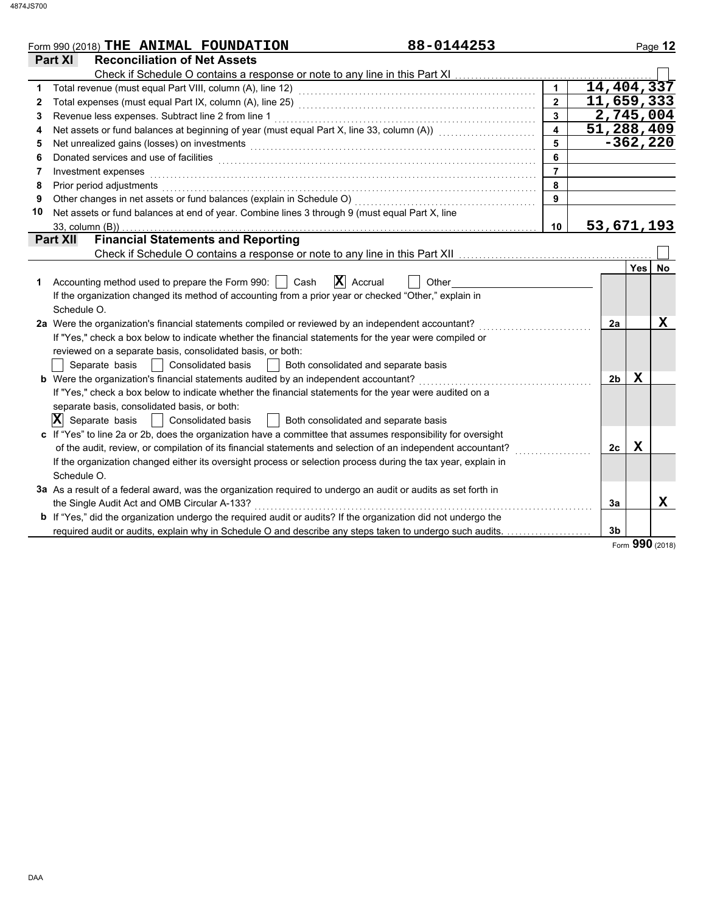Form 990 (2018) **THE ANIMAL FOUNDATION** **88-0144253**

## Part XI Reconciliation of Net Assets

Check if Schedule O contains a response or note to any line in this Part XI ☐

| | | | |
|---|---|---|---|
| 1 | Total revenue (must equal Part VIII, column (A), line 12) | 1 | 14,404,337 |
| 2 | Total expenses (must equal Part IX, column (A), line 25) | 2 | 11,659,333 |
| 3 | Revenue less expenses. Subtract line 2 from line 1 | 3 | 2,745,004 |
| 4 | Net assets or fund balances at beginning of year (must equal Part X, line 33, column (A)) | 4 | 51,288,409 |
| 5 | Net unrealized gains (losses) on investments | 5 | -362,220 |
| 6 | Donated services and use of facilities | 6 | |
| 7 | Investment expenses | 7 | |
| 8 | Prior period adjustments | 8 | |
| 9 | Other changes in net assets or fund balances (explain in Schedule O) | 9 | |
| 10 | Net assets or fund balances at end of year. Combine lines 3 through 9 (must equal Part X, line 33, column (B)) | 10 | 53,671,193 |

## Part XII Financial Statements and Reporting

Check if Schedule O contains a response or note to any line in this Part XII ☐

| | | | Yes | No |
|---|---|---|---|---|
| 1 | Accounting method used to prepare the Form 990: ☐ Cash ☒ Accrual ☐ Other<br>If the organization changed its method of accounting from a prior year or checked "Other," explain in Schedule O. | | | |
| 2a | Were the organization's financial statements compiled or reviewed by an independent accountant?<br>If "Yes," check a box below to indicate whether the financial statements for the year were compiled or reviewed on a separate basis, consolidated basis, or both:<br>☐ Separate basis ☐ Consolidated basis ☐ Both consolidated and separate basis | 2a | | X |
| b | Were the organization's financial statements audited by an independent accountant?<br>If "Yes," check a box below to indicate whether the financial statements for the year were audited on a separate basis, consolidated basis, or both:<br>☒ Separate basis ☐ Consolidated basis ☐ Both consolidated and separate basis | 2b | X | |
| c | If "Yes" to line 2a or 2b, does the organization have a committee that assumes responsibility for oversight of the audit, review, or compilation of its financial statements and selection of an independent accountant?<br>If the organization changed either its oversight process or selection process during the tax year, explain in Schedule O. | 2c | X | |
| 3a | As a result of a federal award, was the organization required to undergo an audit or audits as set forth in the Single Audit Act and OMB Circular A-133? | 3a | | X |
| b | If "Yes," did the organization undergo the required audit or audits? If the organization did not undergo the required audit or audits, explain why in Schedule O and describe any steps taken to undergo such audits. | 3b | | |

Form **990** (2018)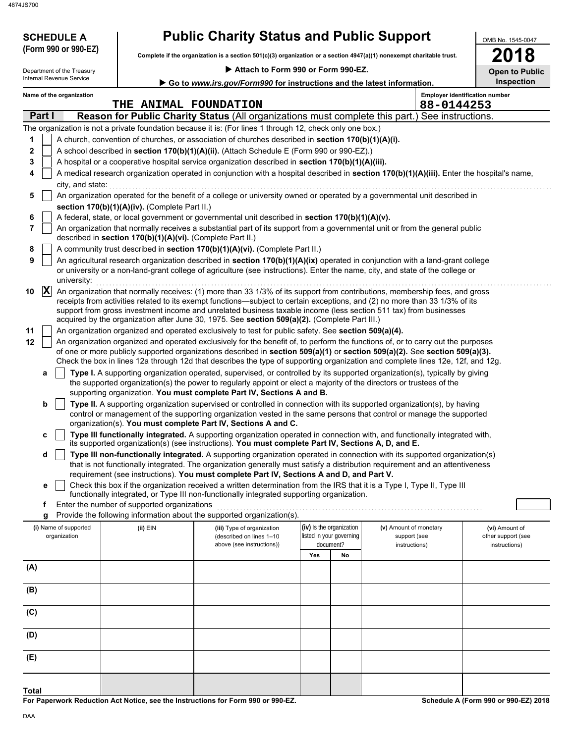**SCHEDULE A (Form 990 or 990-EZ)**

Department of the Treasury
Internal Revenue Service

# Public Charity Status and Public Support

**Complete if the organization is a section 501(c)(3) organization or a section 4947(a)(1) nonexempt charitable trust.**

▶ **Attach to Form 990 or Form 990-EZ.**

▶ **Go to *www.irs.gov/Form990* for instructions and the latest information.**

OMB No. 1545-0047

**2018**

**Open to Public Inspection**

**Name of the organization:** THE ANIMAL FOUNDATION

**Employer identification number:** 88-0144253

## Part I — Reason for Public Charity Status (All organizations must complete this part.) See instructions.

The organization is not a private foundation because it is: (For lines 1 through 12, check only one box.)

1. [ ] A church, convention of churches, or association of churches described in **section 170(b)(1)(A)(i).**
2. [ ] A school described in **section 170(b)(1)(A)(ii).** (Attach Schedule E (Form 990 or 990-EZ).)
3. [ ] A hospital or a cooperative hospital service organization described in **section 170(b)(1)(A)(iii).**
4. [ ] A medical research organization operated in conjunction with a hospital described in **section 170(b)(1)(A)(iii).** Enter the hospital's name, city, and state:
5. [ ] An organization operated for the benefit of a college or university owned or operated by a governmental unit described in **section 170(b)(1)(A)(iv).** (Complete Part II.)
6. [ ] A federal, state, or local government or governmental unit described in **section 170(b)(1)(A)(v).**
7. [ ] An organization that normally receives a substantial part of its support from a governmental unit or from the general public described in **section 170(b)(1)(A)(vi).** (Complete Part II.)
8. [ ] A community trust described in **section 170(b)(1)(A)(vi).** (Complete Part II.)
9. [ ] An agricultural research organization described in **section 170(b)(1)(A)(ix)** operated in conjunction with a land-grant college or university or a non-land-grant college of agriculture (see instructions). Enter the name, city, and state of the college or university:
10. [X] An organization that normally receives: (1) more than 33 1/3% of its support from contributions, membership fees, and gross receipts from activities related to its exempt functions—subject to certain exceptions, and (2) no more than 33 1/3% of its support from gross investment income and unrelated business taxable income (less section 511 tax) from businesses acquired by the organization after June 30, 1975. See **section 509(a)(2).** (Complete Part III.)
11. [ ] An organization organized and operated exclusively to test for public safety. See **section 509(a)(4).**
12. [ ] An organization organized and operated exclusively for the benefit of, to perform the functions of, or to carry out the purposes of one or more publicly supported organizations described in **section 509(a)(1)** or **section 509(a)(2).** See **section 509(a)(3).** Check the box in lines 12a through 12d that describes the type of supporting organization and complete lines 12e, 12f, and 12g.
   - **a** [ ] **Type I.** A supporting organization operated, supervised, or controlled by its supported organization(s), typically by giving the supported organization(s) the power to regularly appoint or elect a majority of the directors or trustees of the supporting organization. **You must complete Part IV, Sections A and B.**
   - **b** [ ] **Type II.** A supporting organization supervised or controlled in connection with its supported organization(s), by having control or management of the supporting organization vested in the same persons that control or manage the supported organization(s). **You must complete Part IV, Sections A and C.**
   - **c** [ ] **Type III functionally integrated.** A supporting organization operated in connection with, and functionally integrated with, its supported organization(s) (see instructions). **You must complete Part IV, Sections A, D, and E.**
   - **d** [ ] **Type III non-functionally integrated.** A supporting organization operated in connection with its supported organization(s) that is not functionally integrated. The organization generally must satisfy a distribution requirement and an attentiveness requirement (see instructions). **You must complete Part IV, Sections A and D, and Part V.**
   - **e** [ ] Check this box if the organization received a written determination from the IRS that it is a Type I, Type II, Type III functionally integrated, or Type III non-functionally integrated supporting organization.
   - **f** Enter the number of supported organizations
   - **g** Provide the following information about the supported organization(s).

| (i) Name of supported organization | (ii) EIN | (iii) Type of organization (described on lines 1–10 above (see instructions)) | (iv) Is the organization listed in your governing document? Yes | No | (v) Amount of monetary support (see instructions) | (vi) Amount of other support (see instructions) |
|---|---|---|---|---|---|---|
| (A) | | | | | | |
| (B) | | | | | | |
| (C) | | | | | | |
| (D) | | | | | | |
| (E) | | | | | | |
| **Total** | | | | | | |

**For Paperwork Reduction Act Notice, see the Instructions for Form 990 or 990-EZ.** **Schedule A (Form 990 or 990-EZ) 2018**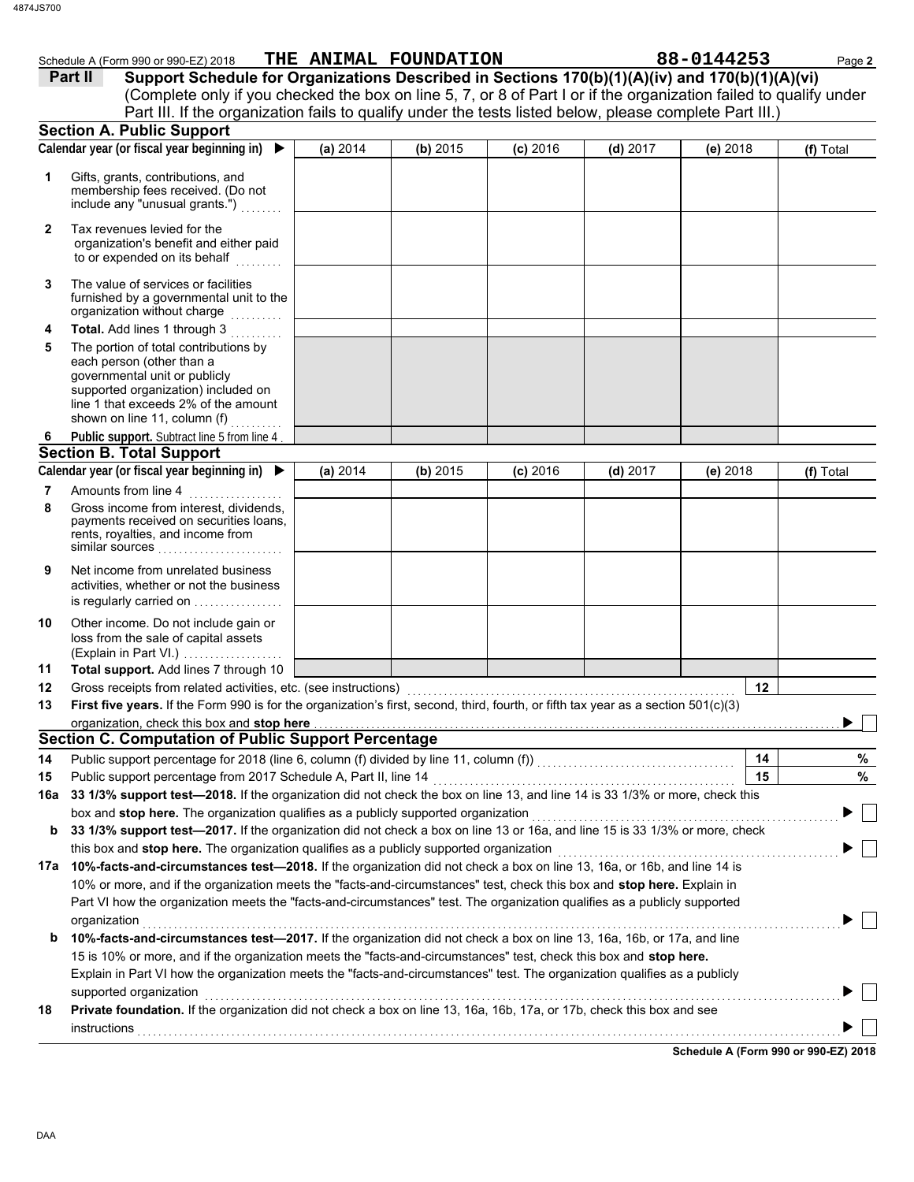Schedule A (Form 990 or 990-EZ) 2018 THE ANIMAL FOUNDATION 88-0144253

**Part II** **Support Schedule for Organizations Described in Sections 170(b)(1)(A)(iv) and 170(b)(1)(A)(vi)**
(Complete only if you checked the box on line 5, 7, or 8 of Part I or if the organization failed to qualify under Part III. If the organization fails to qualify under the tests listed below, please complete Part III.)

## Section A. Public Support

| Calendar year (or fiscal year beginning in) ▶ | (a) 2014 | (b) 2015 | (c) 2016 | (d) 2017 | (e) 2018 | (f) Total |
|---|---|---|---|---|---|---|
| **1** Gifts, grants, contributions, and membership fees received. (Do not include any "unusual grants.") | | | | | | |
| **2** Tax revenues levied for the organization's benefit and either paid to or expended on its behalf | | | | | | |
| **3** The value of services or facilities furnished by a governmental unit to the organization without charge | | | | | | |
| **4** **Total.** Add lines 1 through 3 | | | | | | |
| **5** The portion of total contributions by each person (other than a governmental unit or publicly supported organization) included on line 1 that exceeds 2% of the amount shown on line 11, column (f) | | | | | | |
| **6** **Public support.** Subtract line 5 from line 4 | | | | | | |

## Section B. Total Support

| Calendar year (or fiscal year beginning in) ▶ | (a) 2014 | (b) 2015 | (c) 2016 | (d) 2017 | (e) 2018 | (f) Total |
|---|---|---|---|---|---|---|
| **7** Amounts from line 4 | | | | | | |
| **8** Gross income from interest, dividends, payments received on securities loans, rents, royalties, and income from similar sources | | | | | | |
| **9** Net income from unrelated business activities, whether or not the business is regularly carried on | | | | | | |
| **10** Other income. Do not include gain or loss from the sale of capital assets (Explain in Part VI.) | | | | | | |
| **11** **Total support.** Add lines 7 through 10 | | | | | | |

**12** Gross receipts from related activities, etc. (see instructions) **12**

**13** **First five years.** If the Form 990 is for the organization's first, second, third, fourth, or fifth tax year as a section 501(c)(3) organization, check this box and **stop here** ▶ ☐

## Section C. Computation of Public Support Percentage

**14** Public support percentage for 2018 (line 6, column (f) divided by line 11, column (f)) **14** %

**15** Public support percentage from 2017 Schedule A, Part II, line 14 **15** %

**16a** **33 1/3% support test—2018.** If the organization did not check the box on line 13, and line 14 is 33 1/3% or more, check this box and **stop here.** The organization qualifies as a publicly supported organization ▶ ☐

**b** **33 1/3% support test—2017.** If the organization did not check a box on line 13 or 16a, and line 15 is 33 1/3% or more, check this box and **stop here.** The organization qualifies as a publicly supported organization ▶ ☐

**17a** **10%-facts-and-circumstances test—2018.** If the organization did not check a box on line 13, 16a, or 16b, and line 14 is 10% or more, and if the organization meets the "facts-and-circumstances" test, check this box and **stop here.** Explain in Part VI how the organization meets the "facts-and-circumstances" test. The organization qualifies as a publicly supported organization ▶ ☐

**b** **10%-facts-and-circumstances test—2017.** If the organization did not check a box on line 13, 16a, 16b, or 17a, and line 15 is 10% or more, and if the organization meets the "facts-and-circumstances" test, check this box and **stop here.** Explain in Part VI how the organization meets the "facts-and-circumstances" test. The organization qualifies as a publicly supported organization ▶ ☐

**18** **Private foundation.** If the organization did not check a box on line 13, 16a, 16b, 17a, or 17b, check this box and see instructions ▶ ☐

**Schedule A (Form 990 or 990-EZ) 2018**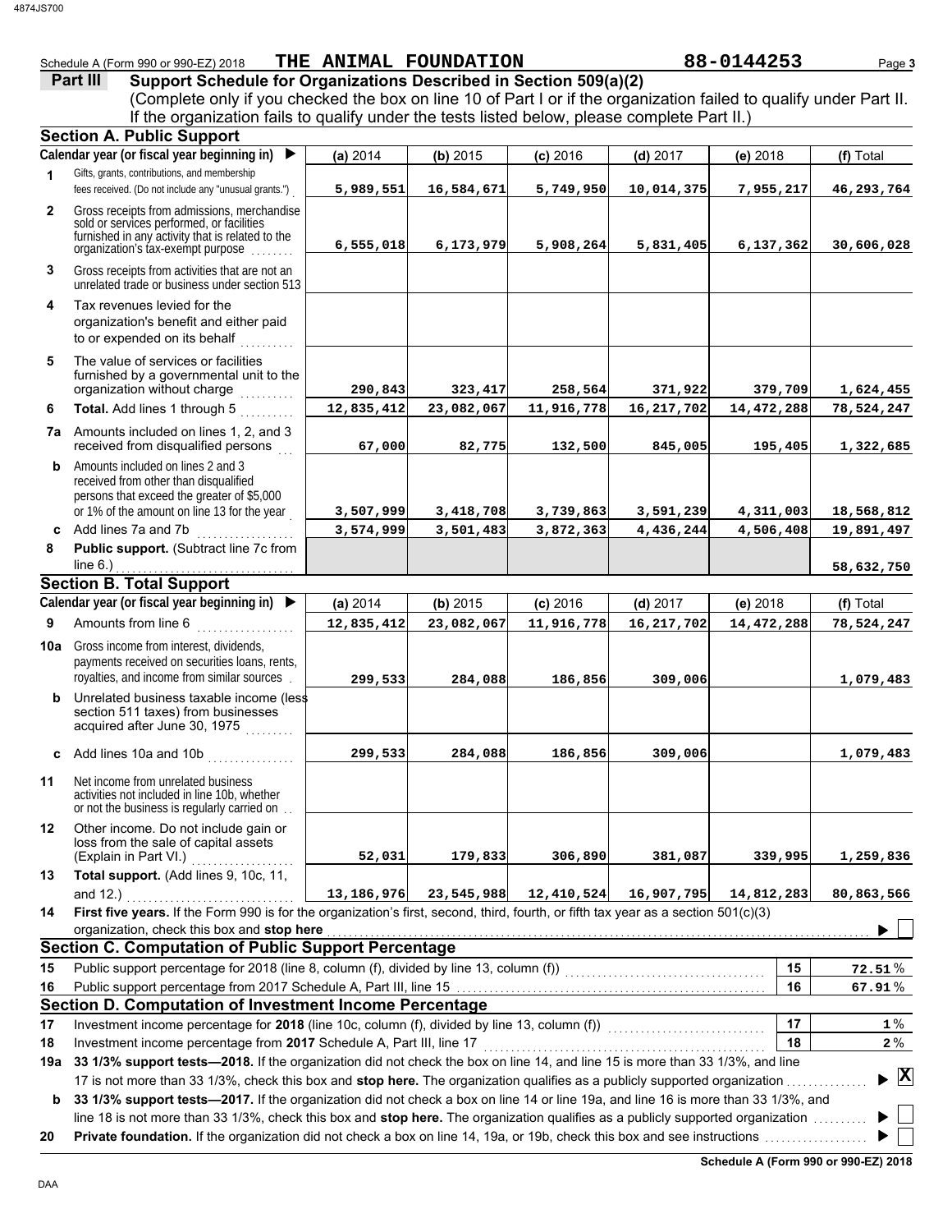Schedule A (Form 990 or 990-EZ) 2018 **THE ANIMAL FOUNDATION** **88-0144253**

## Part III Support Schedule for Organizations Described in Section 509(a)(2)

(Complete only if you checked the box on line 10 of Part I or if the organization failed to qualify under Part II. If the organization fails to qualify under the tests listed below, please complete Part II.)

### Section A. Public Support

| Calendar year (or fiscal year beginning in) ▶ | (a) 2014 | (b) 2015 | (c) 2016 | (d) 2017 | (e) 2018 | (f) Total |
|---|---|---|---|---|---|---|
| **1** Gifts, grants, contributions, and membership fees received. (Do not include any "unusual grants.") | 5,989,551 | 16,584,671 | 5,749,950 | 10,014,375 | 7,955,217 | 46,293,764 |
| **2** Gross receipts from admissions, merchandise sold or services performed, or facilities furnished in any activity that is related to the organization's tax-exempt purpose | 6,555,018 | 6,173,979 | 5,908,264 | 5,831,405 | 6,137,362 | 30,606,028 |
| **3** Gross receipts from activities that are not an unrelated trade or business under section 513 | | | | | | |
| **4** Tax revenues levied for the organization's benefit and either paid to or expended on its behalf | | | | | | |
| **5** The value of services or facilities furnished by a governmental unit to the organization without charge | 290,843 | 323,417 | 258,564 | 371,922 | 379,709 | 1,624,455 |
| **6 Total.** Add lines 1 through 5 | 12,835,412 | 23,082,067 | 11,916,778 | 16,217,702 | 14,472,288 | 78,524,247 |
| **7a** Amounts included on lines 1, 2, and 3 received from disqualified persons | 67,000 | 82,775 | 132,500 | 845,005 | 195,405 | 1,322,685 |
| **b** Amounts included on lines 2 and 3 received from other than disqualified persons that exceed the greater of $5,000 or 1% of the amount on line 13 for the year | 3,507,999 | 3,418,708 | 3,739,863 | 3,591,239 | 4,311,003 | 18,568,812 |
| **c** Add lines 7a and 7b | 3,574,999 | 3,501,483 | 3,872,363 | 4,436,244 | 4,506,408 | 19,891,497 |
| **8 Public support.** (Subtract line 7c from line 6.) | | | | | | 58,632,750 |

### Section B. Total Support

| Calendar year (or fiscal year beginning in) ▶ | (a) 2014 | (b) 2015 | (c) 2016 | (d) 2017 | (e) 2018 | (f) Total |
|---|---|---|---|---|---|---|
| **9** Amounts from line 6 | 12,835,412 | 23,082,067 | 11,916,778 | 16,217,702 | 14,472,288 | 78,524,247 |
| **10a** Gross income from interest, dividends, payments received on securities loans, rents, royalties, and income from similar sources | 299,533 | 284,088 | 186,856 | 309,006 | | 1,079,483 |
| **b** Unrelated business taxable income (less section 511 taxes) from businesses acquired after June 30, 1975 | | | | | | |
| **c** Add lines 10a and 10b | 299,533 | 284,088 | 186,856 | 309,006 | | 1,079,483 |
| **11** Net income from unrelated business activities not included in line 10b, whether or not the business is regularly carried on | | | | | | |
| **12** Other income. Do not include gain or loss from the sale of capital assets (Explain in Part VI.) | 52,031 | 179,833 | 306,890 | 381,087 | 339,995 | 1,259,836 |
| **13 Total support.** (Add lines 9, 10c, 11, and 12.) | 13,186,976 | 23,545,988 | 12,410,524 | 16,907,795 | 14,812,283 | 80,863,566 |

**14 First five years.** If the Form 990 is for the organization's first, second, third, fourth, or fifth tax year as a section 501(c)(3) organization, check this box and **stop here** ▶ ☐

### Section C. Computation of Public Support Percentage

| | | | |
|---|---|---|---|
| **15** | Public support percentage for 2018 (line 8, column (f), divided by line 13, column (f)) | 15 | 72.51 % |
| **16** | Public support percentage from 2017 Schedule A, Part III, line 15 | 16 | 67.91 % |

### Section D. Computation of Investment Income Percentage

| | | | |
|---|---|---|---|
| **17** | Investment income percentage for **2018** (line 10c, column (f), divided by line 13, column (f)) | 17 | 1 % |
| **18** | Investment income percentage from **2017** Schedule A, Part III, line 17 | 18 | 2 % |

**19a 33 1/3% support tests—2018.** If the organization did not check the box on line 14, and line 15 is more than 33 1/3%, and line 17 is not more than 33 1/3%, check this box and **stop here.** The organization qualifies as a publicly supported organization ▶ ☒

**b 33 1/3% support tests—2017.** If the organization did not check a box on line 14 or line 19a, and line 16 is more than 33 1/3%, and line 18 is not more than 33 1/3%, check this box and **stop here.** The organization qualifies as a publicly supported organization ▶ ☐

**20 Private foundation.** If the organization did not check a box on line 14, 19a, or 19b, check this box and see instructions ▶ ☐

**Schedule A (Form 990 or 990-EZ) 2018**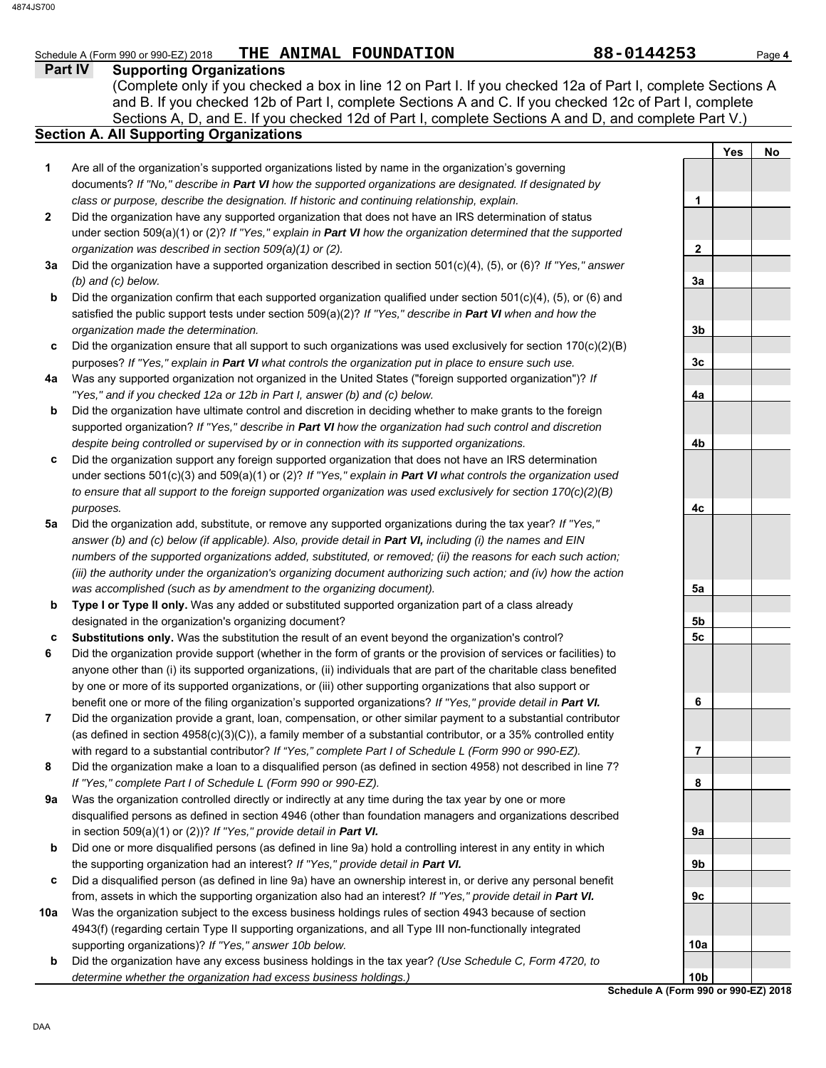Schedule A (Form 990 or 990-EZ) 2018 **THE ANIMAL FOUNDATION** **88-0144253** Page **4**

## Part IV Supporting Organizations

(Complete only if you checked a box in line 12 on Part I. If you checked 12a of Part I, complete Sections A and B. If you checked 12b of Part I, complete Sections A and C. If you checked 12c of Part I, complete Sections A, D, and E. If you checked 12d of Part I, complete Sections A and D, and complete Part V.)

### Section A. All Supporting Organizations

| | | | Yes | No |
|---|---|---|---|---|
| **1** | Are all of the organization's supported organizations listed by name in the organization's governing documents? *If "No," describe in* ***Part VI*** *how the supported organizations are designated. If designated by class or purpose, describe the designation. If historic and continuing relationship, explain.* | **1** | | |
| **2** | Did the organization have any supported organization that does not have an IRS determination of status under section 509(a)(1) or (2)? *If "Yes," explain in* ***Part VI*** *how the organization determined that the supported organization was described in section 509(a)(1) or (2).* | **2** | | |
| **3a** | Did the organization have a supported organization described in section 501(c)(4), (5), or (6)? *If "Yes," answer (b) and (c) below.* | **3a** | | |
| **b** | Did the organization confirm that each supported organization qualified under section 501(c)(4), (5), or (6) and satisfied the public support tests under section 509(a)(2)? *If "Yes," describe in* ***Part VI*** *when and how the organization made the determination.* | **3b** | | |
| **c** | Did the organization ensure that all support to such organizations was used exclusively for section 170(c)(2)(B) purposes? *If "Yes," explain in* ***Part VI*** *what controls the organization put in place to ensure such use.* | **3c** | | |
| **4a** | Was any supported organization not organized in the United States ("foreign supported organization")? *If "Yes," and if you checked 12a or 12b in Part I, answer (b) and (c) below.* | **4a** | | |
| **b** | Did the organization have ultimate control and discretion in deciding whether to make grants to the foreign supported organization? *If "Yes," describe in* ***Part VI*** *how the organization had such control and discretion despite being controlled or supervised by or in connection with its supported organizations.* | **4b** | | |
| **c** | Did the organization support any foreign supported organization that does not have an IRS determination under sections 501(c)(3) and 509(a)(1) or (2)? *If "Yes," explain in* ***Part VI*** *what controls the organization used to ensure that all support to the foreign supported organization was used exclusively for section 170(c)(2)(B) purposes.* | **4c** | | |
| **5a** | Did the organization add, substitute, or remove any supported organizations during the tax year? *If "Yes," answer (b) and (c) below (if applicable). Also, provide detail in* ***Part VI,*** *including (i) the names and EIN numbers of the supported organizations added, substituted, or removed; (ii) the reasons for each such action; (iii) the authority under the organization's organizing document authorizing such action; and (iv) how the action was accomplished (such as by amendment to the organizing document).* | **5a** | | |
| **b** | **Type I or Type II only.** Was any added or substituted supported organization part of a class already designated in the organization's organizing document? | **5b** | | |
| **c** | **Substitutions only.** Was the substitution the result of an event beyond the organization's control? | **5c** | | |
| **6** | Did the organization provide support (whether in the form of grants or the provision of services or facilities) to anyone other than (i) its supported organizations, (ii) individuals that are part of the charitable class benefited by one or more of its supported organizations, or (iii) other supporting organizations that also support or benefit one or more of the filing organization's supported organizations? *If "Yes," provide detail in* ***Part VI.*** | **6** | | |
| **7** | Did the organization provide a grant, loan, compensation, or other similar payment to a substantial contributor (as defined in section 4958(c)(3)(C)), a family member of a substantial contributor, or a 35% controlled entity with regard to a substantial contributor? *If "Yes," complete Part I of Schedule L (Form 990 or 990-EZ).* | **7** | | |
| **8** | Did the organization make a loan to a disqualified person (as defined in section 4958) not described in line 7? *If "Yes," complete Part I of Schedule L (Form 990 or 990-EZ).* | **8** | | |
| **9a** | Was the organization controlled directly or indirectly at any time during the tax year by one or more disqualified persons as defined in section 4946 (other than foundation managers and organizations described in section 509(a)(1) or (2))? *If "Yes," provide detail in* ***Part VI.*** | **9a** | | |
| **b** | Did one or more disqualified persons (as defined in line 9a) hold a controlling interest in any entity in which the supporting organization had an interest? *If "Yes," provide detail in* ***Part VI.*** | **9b** | | |
| **c** | Did a disqualified person (as defined in line 9a) have an ownership interest in, or derive any personal benefit from, assets in which the supporting organization also had an interest? *If "Yes," provide detail in* ***Part VI.*** | **9c** | | |
| **10a** | Was the organization subject to the excess business holdings rules of section 4943 because of section 4943(f) (regarding certain Type II supporting organizations, and all Type III non-functionally integrated supporting organizations)? *If "Yes," answer 10b below.* | **10a** | | |
| **b** | Did the organization have any excess business holdings in the tax year? *(Use Schedule C, Form 4720, to determine whether the organization had excess business holdings.)* | **10b** | | |

**Schedule A (Form 990 or 990-EZ) 2018**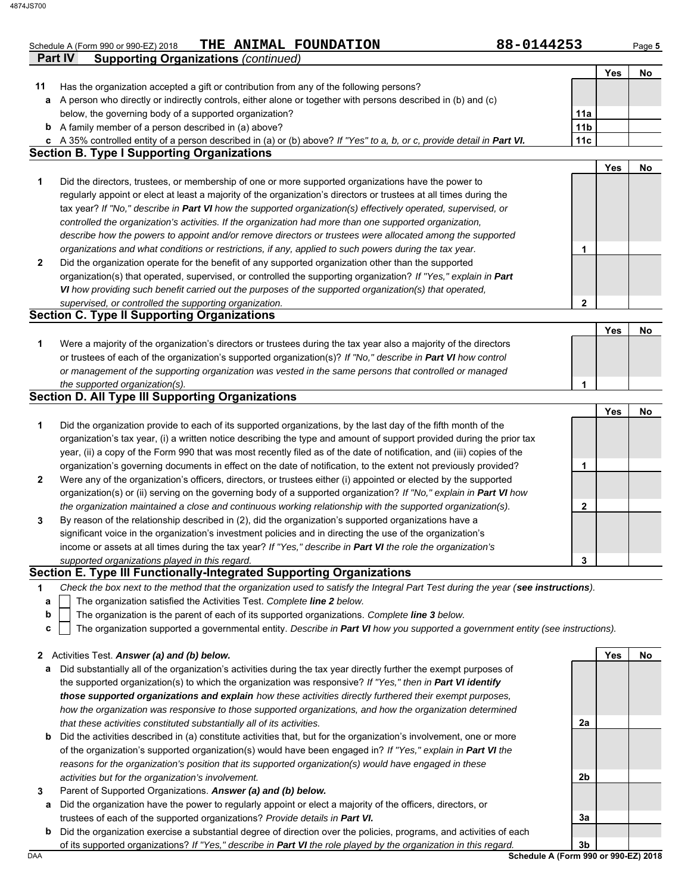Schedule A (Form 990 or 990-EZ) 2018 **THE ANIMAL FOUNDATION** **88-0144253**

**Part IV Supporting Organizations** *(continued)*

| | | | Yes | No |
|---|---|---|---|---|
| **11** | Has the organization accepted a gift or contribution from any of the following persons? | | | |
| **a** | A person who directly or indirectly controls, either alone or together with persons described in (b) and (c) below, the governing body of a supported organization? | 11a | | |
| **b** | A family member of a person described in (a) above? | 11b | | |
| **c** | A 35% controlled entity of a person described in (a) or (b) above? *If "Yes" to a, b, or c, provide detail in* ***Part VI.*** | 11c | | |

## Section B. Type I Supporting Organizations

| | | | Yes | No |
|---|---|---|---|---|
| **1** | Did the directors, trustees, or membership of one or more supported organizations have the power to regularly appoint or elect at least a majority of the organization's directors or trustees at all times during the tax year? *If "No," describe in* ***Part VI*** *how the supported organization(s) effectively operated, supervised, or controlled the organization's activities. If the organization had more than one supported organization, describe how the powers to appoint and/or remove directors or trustees were allocated among the supported organizations and what conditions or restrictions, if any, applied to such powers during the tax year.* | 1 | | |
| **2** | Did the organization operate for the benefit of any supported organization other than the supported organization(s) that operated, supervised, or controlled the supporting organization? *If "Yes," explain in* ***Part VI*** *how providing such benefit carried out the purposes of the supported organization(s) that operated, supervised, or controlled the supporting organization.* | 2 | | |

## Section C. Type II Supporting Organizations

| | | | Yes | No |
|---|---|---|---|---|
| **1** | Were a majority of the organization's directors or trustees during the tax year also a majority of the directors or trustees of each of the organization's supported organization(s)? *If "No," describe in* ***Part VI*** *how control or management of the supporting organization was vested in the same persons that controlled or managed the supported organization(s).* | 1 | | |

## Section D. All Type III Supporting Organizations

| | | | Yes | No |
|---|---|---|---|---|
| **1** | Did the organization provide to each of its supported organizations, by the last day of the fifth month of the organization's tax year, (i) a written notice describing the type and amount of support provided during the prior tax year, (ii) a copy of the Form 990 that was most recently filed as of the date of notification, and (iii) copies of the organization's governing documents in effect on the date of notification, to the extent not previously provided? | 1 | | |
| **2** | Were any of the organization's officers, directors, or trustees either (i) appointed or elected by the supported organization(s) or (ii) serving on the governing body of a supported organization? *If "No," explain in* ***Part VI*** *how the organization maintained a close and continuous working relationship with the supported organization(s).* | 2 | | |
| **3** | By reason of the relationship described in (2), did the organization's supported organizations have a significant voice in the organization's investment policies and in directing the use of the organization's income or assets at all times during the tax year? *If "Yes," describe in* ***Part VI*** *the role the organization's supported organizations played in this regard.* | 3 | | |

## Section E. Type III Functionally-Integrated Supporting Organizations

**1** *Check the box next to the method that the organization used to satisfy the Integral Part Test during the year (**see instructions**).*

- **a** ☐ The organization satisfied the Activities Test. *Complete **line 2** below.*
- **b** ☐ The organization is the parent of each of its supported organizations. *Complete **line 3** below.*
- **c** ☐ The organization supported a governmental entity. *Describe in **Part VI** how you supported a government entity (see instructions).*

| | | | Yes | No |
|---|---|---|---|---|
| **2** | Activities Test. ***Answer (a) and (b) below.*** | | | |
| **a** | Did substantially all of the organization's activities during the tax year directly further the exempt purposes of the supported organization(s) to which the organization was responsive? *If "Yes," then in* ***Part VI identify those supported organizations and explain*** *how these activities directly furthered their exempt purposes, how the organization was responsive to those supported organizations, and how the organization determined that these activities constituted substantially all of its activities.* | 2a | | |
| **b** | Did the activities described in (a) constitute activities that, but for the organization's involvement, one or more of the organization's supported organization(s) would have been engaged in? *If "Yes," explain in* ***Part VI*** *the reasons for the organization's position that its supported organization(s) would have engaged in these activities but for the organization's involvement.* | 2b | | |
| **3** | Parent of Supported Organizations. ***Answer (a) and (b) below.*** | | | |
| **a** | Did the organization have the power to regularly appoint or elect a majority of the officers, directors, or trustees of each of the supported organizations? *Provide details in* ***Part VI.*** | 3a | | |
| **b** | Did the organization exercise a substantial degree of direction over the policies, programs, and activities of each of its supported organizations? *If "Yes," describe in* ***Part VI*** *the role played by the organization in this regard.* | 3b | | |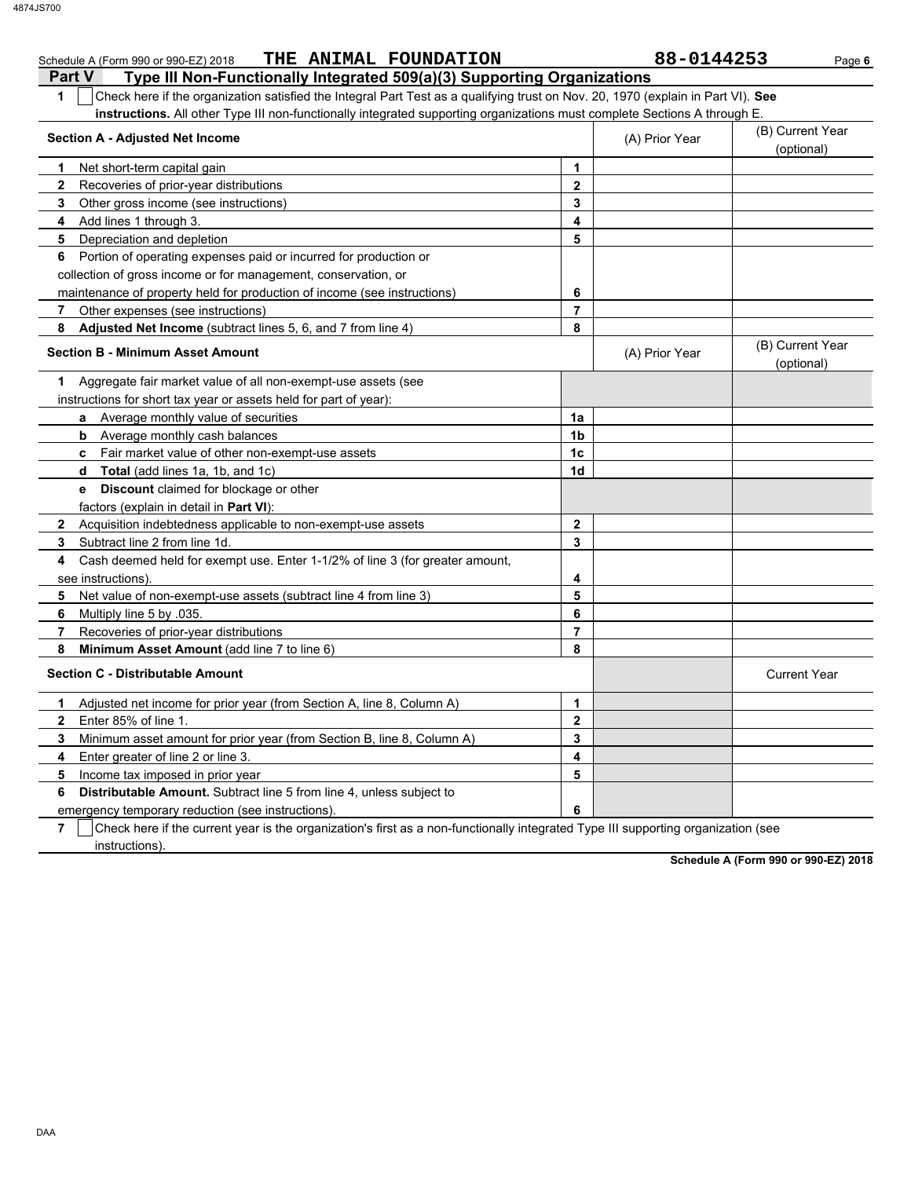Schedule A (Form 990 or 990-EZ) 2018 **THE ANIMAL FOUNDATION** **88-0144253**

## Part V Type III Non-Functionally Integrated 509(a)(3) Supporting Organizations

**1** ☐ Check here if the organization satisfied the Integral Part Test as a qualifying trust on Nov. 20, 1970 (explain in Part VI). **See instructions.** All other Type III non-functionally integrated supporting organizations must complete Sections A through E.

| Section A - Adjusted Net Income | | (A) Prior Year | (B) Current Year (optional) |
|---|---|---|---|
| **1** Net short-term capital gain | 1 | | |
| **2** Recoveries of prior-year distributions | 2 | | |
| **3** Other gross income (see instructions) | 3 | | |
| **4** Add lines 1 through 3. | 4 | | |
| **5** Depreciation and depletion | 5 | | |
| **6** Portion of operating expenses paid or incurred for production or collection of gross income or for management, conservation, or maintenance of property held for production of income (see instructions) | 6 | | |
| **7** Other expenses (see instructions) | 7 | | |
| **8** **Adjusted Net Income** (subtract lines 5, 6, and 7 from line 4) | 8 | | |

| Section B - Minimum Asset Amount | | (A) Prior Year | (B) Current Year (optional) |
|---|---|---|---|
| **1** Aggregate fair market value of all non-exempt-use assets (see instructions for short tax year or assets held for part of year): | | | |
| **a** Average monthly value of securities | 1a | | |
| **b** Average monthly cash balances | 1b | | |
| **c** Fair market value of other non-exempt-use assets | 1c | | |
| **d** **Total** (add lines 1a, 1b, and 1c) | 1d | | |
| **e** **Discount** claimed for blockage or other factors (explain in detail in **Part VI**): | | | |
| **2** Acquisition indebtedness applicable to non-exempt-use assets | 2 | | |
| **3** Subtract line 2 from line 1d. | 3 | | |
| **4** Cash deemed held for exempt use. Enter 1-1/2% of line 3 (for greater amount, see instructions). | 4 | | |
| **5** Net value of non-exempt-use assets (subtract line 4 from line 3) | 5 | | |
| **6** Multiply line 5 by .035. | 6 | | |
| **7** Recoveries of prior-year distributions | 7 | | |
| **8** **Minimum Asset Amount** (add line 7 to line 6) | 8 | | |

| Section C - Distributable Amount | | | Current Year |
|---|---|---|---|
| **1** Adjusted net income for prior year (from Section A, line 8, Column A) | 1 | | |
| **2** Enter 85% of line 1. | 2 | | |
| **3** Minimum asset amount for prior year (from Section B, line 8, Column A) | 3 | | |
| **4** Enter greater of line 2 or line 3. | 4 | | |
| **5** Income tax imposed in prior year | 5 | | |
| **6** **Distributable Amount.** Subtract line 5 from line 4, unless subject to emergency temporary reduction (see instructions). | 6 | | |

**7** ☐ Check here if the current year is the organization's first as a non-functionally integrated Type III supporting organization (see instructions).

**Schedule A (Form 990 or 990-EZ) 2018**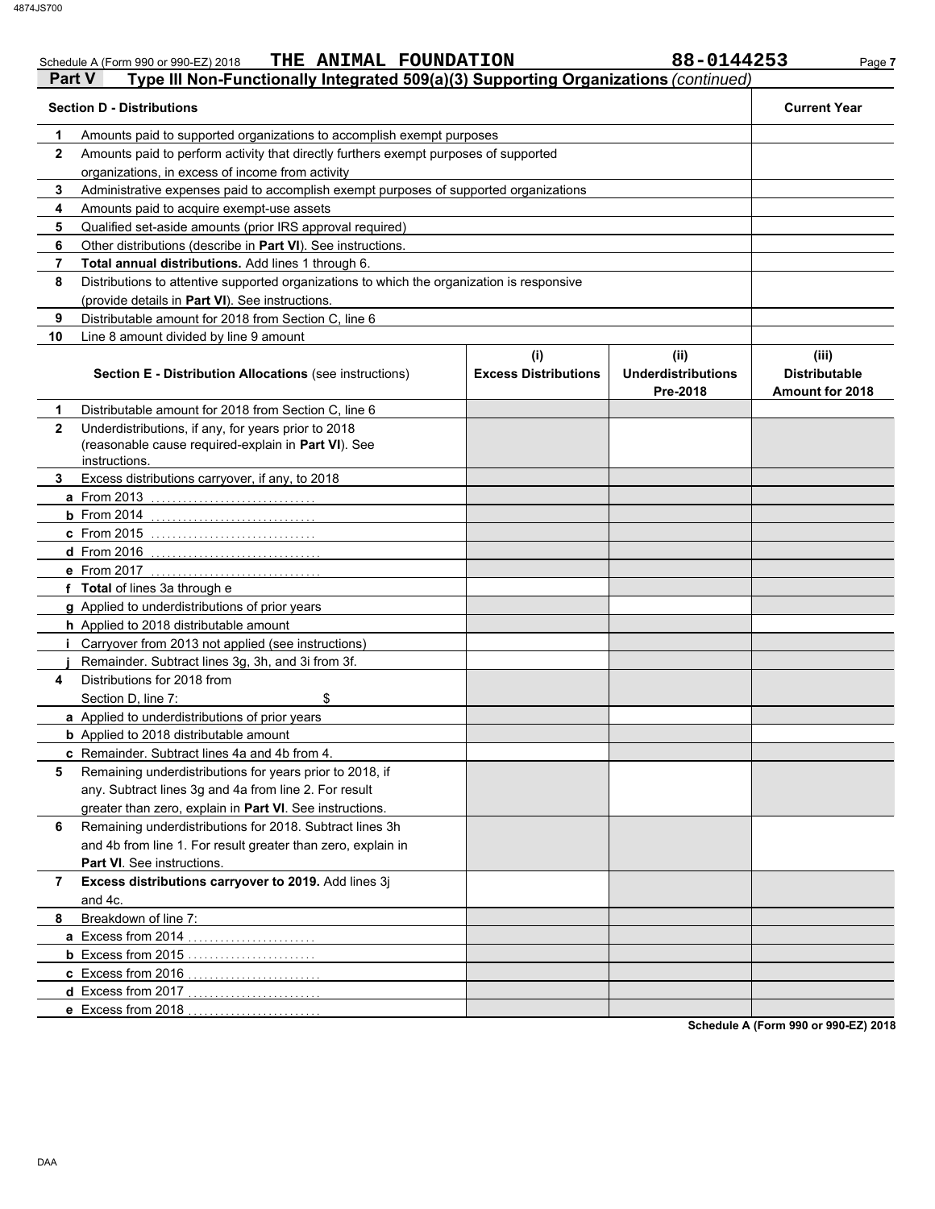Schedule A (Form 990 or 990-EZ) 2018 **THE ANIMAL FOUNDATION** **88-0144253**

## Part V Type III Non-Functionally Integrated 509(a)(3) Supporting Organizations *(continued)*

| | Section D - Distributions | Current Year |
|---|---|---|
| 1 | Amounts paid to supported organizations to accomplish exempt purposes | |
| 2 | Amounts paid to perform activity that directly furthers exempt purposes of supported organizations, in excess of income from activity | |
| 3 | Administrative expenses paid to accomplish exempt purposes of supported organizations | |
| 4 | Amounts paid to acquire exempt-use assets | |
| 5 | Qualified set-aside amounts (prior IRS approval required) | |
| 6 | Other distributions (describe in **Part VI**). See instructions. | |
| 7 | **Total annual distributions.** Add lines 1 through 6. | |
| 8 | Distributions to attentive supported organizations to which the organization is responsive (provide details in **Part VI**). See instructions. | |
| 9 | Distributable amount for 2018 from Section C, line 6 | |
| 10 | Line 8 amount divided by line 9 amount | |

| | Section E - Distribution Allocations (see instructions) | (i) Excess Distributions | (ii) Underdistributions Pre-2018 | (iii) Distributable Amount for 2018 |
|---|---|---|---|---|
| 1 | Distributable amount for 2018 from Section C, line 6 | | | |
| 2 | Underdistributions, if any, for years prior to 2018 (reasonable cause required-explain in **Part VI**). See instructions. | | | |
| 3 | Excess distributions carryover, if any, to 2018 | | | |
| a | From 2013 | | | |
| b | From 2014 | | | |
| c | From 2015 | | | |
| d | From 2016 | | | |
| e | From 2017 | | | |
| f | **Total** of lines 3a through e | | | |
| g | Applied to underdistributions of prior years | | | |
| h | Applied to 2018 distributable amount | | | |
| i | Carryover from 2013 not applied (see instructions) | | | |
| j | Remainder. Subtract lines 3g, 3h, and 3i from 3f. | | | |
| 4 | Distributions for 2018 from Section D, line 7: $ | | | |
| a | Applied to underdistributions of prior years | | | |
| b | Applied to 2018 distributable amount | | | |
| c | Remainder. Subtract lines 4a and 4b from 4. | | | |
| 5 | Remaining underdistributions for years prior to 2018, if any. Subtract lines 3g and 4a from line 2. For result greater than zero, explain in **Part VI**. See instructions. | | | |
| 6 | Remaining underdistributions for 2018. Subtract lines 3h and 4b from line 1. For result greater than zero, explain in **Part VI**. See instructions. | | | |
| 7 | **Excess distributions carryover to 2019.** Add lines 3j and 4c. | | | |
| 8 | Breakdown of line 7: | | | |
| a | Excess from 2014 | | | |
| b | Excess from 2015 | | | |
| c | Excess from 2016 | | | |
| d | Excess from 2017 | | | |
| e | Excess from 2018 | | | |

**Schedule A (Form 990 or 990-EZ) 2018**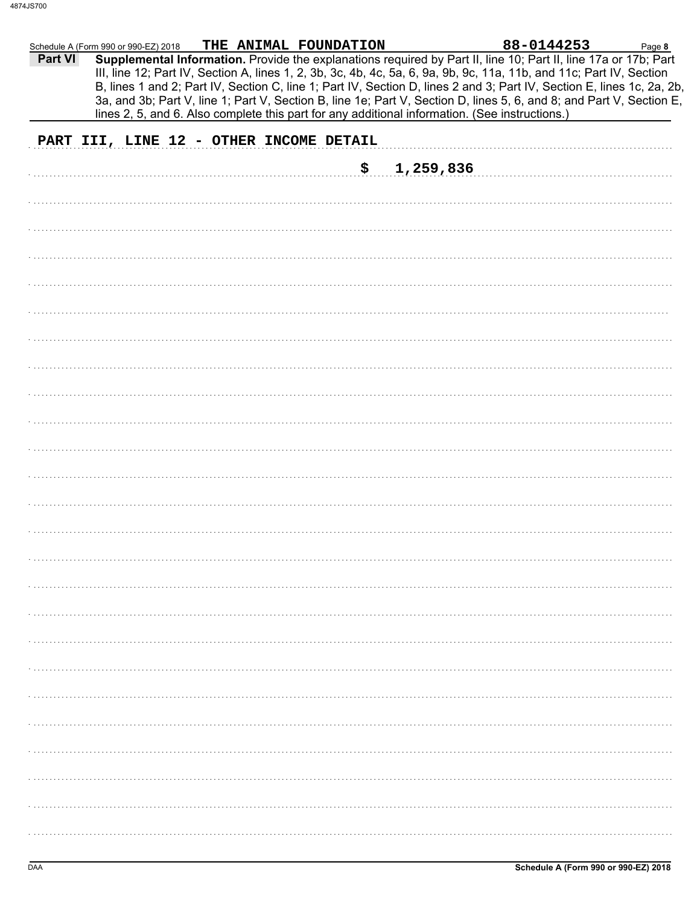Schedule A (Form 990 or 990-EZ) 2018 THE ANIMAL FOUNDATION 88-0144253 Page **8**

**Part VI** **Supplemental Information.** Provide the explanations required by Part II, line 10; Part II, line 17a or 17b; Part III, line 12; Part IV, Section A, lines 1, 2, 3b, 3c, 4b, 4c, 5a, 6, 9a, 9b, 9c, 11a, 11b, and 11c; Part IV, Section B, lines 1 and 2; Part IV, Section C, line 1; Part IV, Section D, lines 2 and 3; Part IV, Section E, lines 1c, 2a, 2b, 3a, and 3b; Part V, line 1; Part V, Section B, line 1e; Part V, Section D, lines 5, 6, and 8; and Part V, Section E, lines 2, 5, and 6. Also complete this part for any additional information. (See instructions.)

PART III, LINE 12 - OTHER INCOME DETAIL

$ 1,259,836

DAA **Schedule A (Form 990 or 990-EZ) 2018**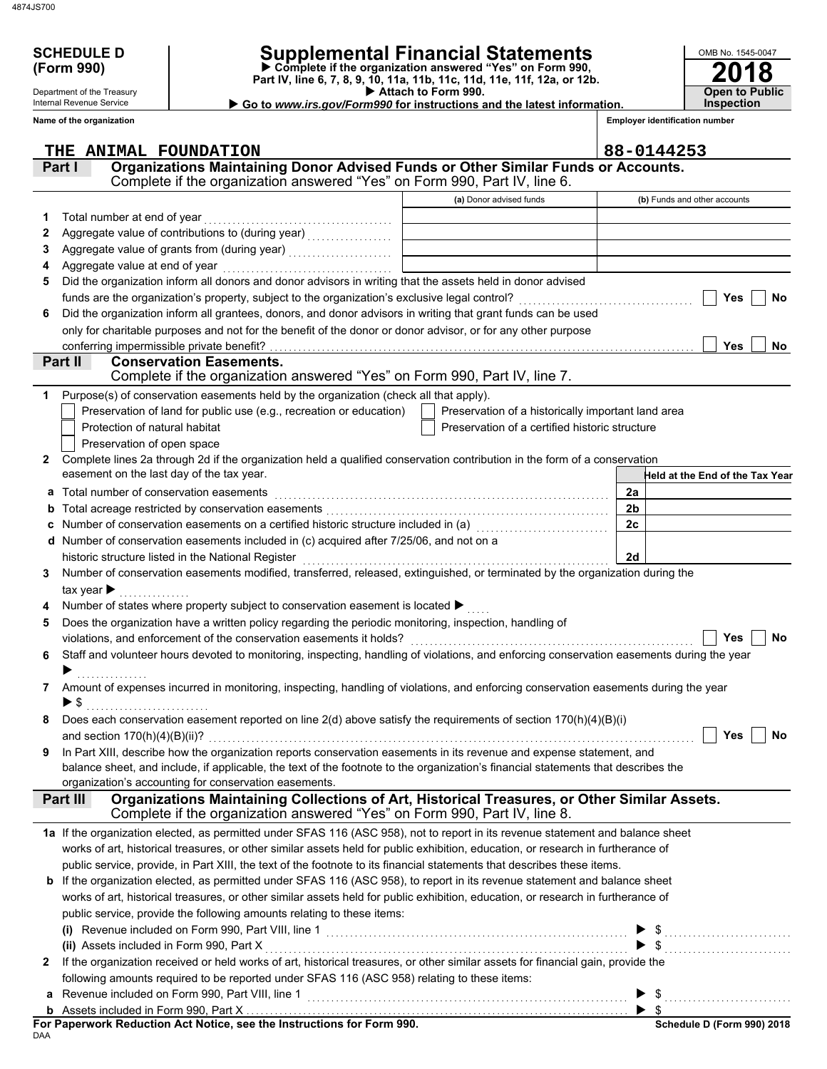4874JS700

**SCHEDULE D (Form 990)**

Department of the Treasury
Internal Revenue Service

# Supplemental Financial Statements

▶ Complete if the organization answered "Yes" on Form 990, Part IV, line 6, 7, 8, 9, 10, 11a, 11b, 11c, 11d, 11e, 11f, 12a, or 12b.
▶ Attach to Form 990.
▶ Go to *www.irs.gov/Form990* for instructions and the latest information.

OMB No. 1545-0047
**2018**
**Open to Public Inspection**

Name of the organization: THE ANIMAL FOUNDATION
Employer identification number: 88-0144253

## Part I Organizations Maintaining Donor Advised Funds or Other Similar Funds or Accounts.
Complete if the organization answered "Yes" on Form 990, Part IV, line 6.

| | | (a) Donor advised funds | (b) Funds and other accounts |
|---|---|---|---|
| 1 | Total number at end of year | | |
| 2 | Aggregate value of contributions to (during year) | | |
| 3 | Aggregate value of grants from (during year) | | |
| 4 | Aggregate value at end of year | | |

5 Did the organization inform all donors and donor advisors in writing that the assets held in donor advised funds are the organization's property, subject to the organization's exclusive legal control? ☐ Yes ☐ No

6 Did the organization inform all grantees, donors, and donor advisors in writing that grant funds can be used only for charitable purposes and not for the benefit of the donor or donor advisor, or for any other purpose conferring impermissible private benefit? ☐ Yes ☐ No

## Part II Conservation Easements.
Complete if the organization answered "Yes" on Form 990, Part IV, line 7.

1 Purpose(s) of conservation easements held by the organization (check all that apply).
- ☐ Preservation of land for public use (e.g., recreation or education)
- ☐ Preservation of a historically important land area
- ☐ Protection of natural habitat
- ☐ Preservation of a certified historic structure
- ☐ Preservation of open space

2 Complete lines 2a through 2d if the organization held a qualified conservation contribution in the form of a conservation easement on the last day of the tax year.

| | | | Held at the End of the Tax Year |
|---|---|---|---|
| a | Total number of conservation easements | 2a | |
| b | Total acreage restricted by conservation easements | 2b | |
| c | Number of conservation easements on a certified historic structure included in (a) | 2c | |
| d | Number of conservation easements included in (c) acquired after 7/25/06, and not on a historic structure listed in the National Register | 2d | |

3 Number of conservation easements modified, transferred, released, extinguished, or terminated by the organization during the tax year ▶

4 Number of states where property subject to conservation easement is located ▶

5 Does the organization have a written policy regarding the periodic monitoring, inspection, handling of violations, and enforcement of the conservation easements it holds? ☐ Yes ☐ No

6 Staff and volunteer hours devoted to monitoring, inspecting, handling of violations, and enforcing conservation easements during the year ▶

7 Amount of expenses incurred in monitoring, inspecting, handling of violations, and enforcing conservation easements during the year ▶ $

8 Does each conservation easement reported on line 2(d) above satisfy the requirements of section 170(h)(4)(B)(i) and section 170(h)(4)(B)(ii)? ☐ Yes ☐ No

9 In Part XIII, describe how the organization reports conservation easements in its revenue and expense statement, and balance sheet, and include, if applicable, the text of the footnote to the organization's financial statements that describes the organization's accounting for conservation easements.

## Part III Organizations Maintaining Collections of Art, Historical Treasures, or Other Similar Assets.
Complete if the organization answered "Yes" on Form 990, Part IV, line 8.

1a If the organization elected, as permitted under SFAS 116 (ASC 958), not to report in its revenue statement and balance sheet works of art, historical treasures, or other similar assets held for public exhibition, education, or research in furtherance of public service, provide, in Part XIII, the text of the footnote to its financial statements that describes these items.

b If the organization elected, as permitted under SFAS 116 (ASC 958), to report in its revenue statement and balance sheet works of art, historical treasures, or other similar assets held for public exhibition, education, or research in furtherance of public service, provide the following amounts relating to these items:

(i) Revenue included on Form 990, Part VIII, line 1 ▶ $

(ii) Assets included in Form 990, Part X ▶ $

2 If the organization received or held works of art, historical treasures, or other similar assets for financial gain, provide the following amounts required to be reported under SFAS 116 (ASC 958) relating to these items:

a Revenue included on Form 990, Part VIII, line 1 ▶ $

b Assets included in Form 990, Part X ▶ $

**For Paperwork Reduction Act Notice, see the Instructions for Form 990.**
DAA
**Schedule D (Form 990) 2018**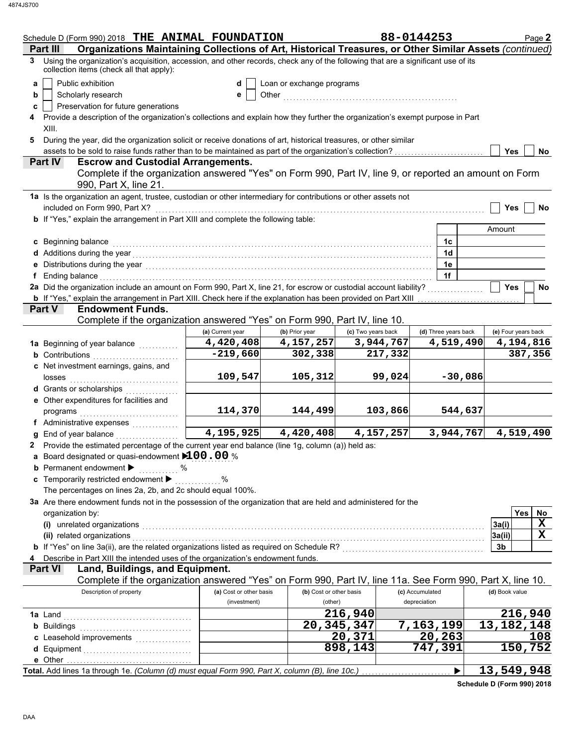Schedule D (Form 990) 2018 **THE ANIMAL FOUNDATION** 88-0144253

## Part III Organizations Maintaining Collections of Art, Historical Treasures, or Other Similar Assets *(continued)*

**3** Using the organization's acquisition, accession, and other records, check any of the following that are a significant use of its collection items (check all that apply):

- **a** ☐ Public exhibition
- **b** ☐ Scholarly research
- **c** ☐ Preservation for future generations
- **d** ☐ Loan or exchange programs
- **e** ☐ Other

**4** Provide a description of the organization's collections and explain how they further the organization's exempt purpose in Part XIII.

**5** During the year, did the organization solicit or receive donations of art, historical treasures, or other similar assets to be sold to raise funds rather than to be maintained as part of the organization's collection? ☐ Yes ☐ No

## Part IV Escrow and Custodial Arrangements.

Complete if the organization answered "Yes" on Form 990, Part IV, line 9, or reported an amount on Form 990, Part X, line 21.

**1a** Is the organization an agent, trustee, custodian or other intermediary for contributions or other assets not included on Form 990, Part X? ☐ Yes ☐ No

**b** If "Yes," explain the arrangement in Part XIII and complete the following table:

| | | Amount |
|---|---|---|
| **c** Beginning balance | 1c | |
| **d** Additions during the year | 1d | |
| **e** Distributions during the year | 1e | |
| **f** Ending balance | 1f | |

**2a** Did the organization include an amount on Form 990, Part X, line 21, for escrow or custodial account liability? ☐ Yes ☐ No

**b** If "Yes," explain the arrangement in Part XIII. Check here if the explanation has been provided on Part XIII ☐

## Part V Endowment Funds.

Complete if the organization answered "Yes" on Form 990, Part IV, line 10.

| | (a) Current year | (b) Prior year | (c) Two years back | (d) Three years back | (e) Four years back |
|---|---|---|---|---|---|
| **1a** Beginning of year balance | 4,420,408 | 4,157,257 | 3,944,767 | 4,519,490 | 4,194,816 |
| **b** Contributions | -219,660 | 302,338 | 217,332 | | 387,356 |
| **c** Net investment earnings, gains, and losses | 109,547 | 105,312 | 99,024 | -30,086 | |
| **d** Grants or scholarships | | | | | |
| **e** Other expenditures for facilities and programs | 114,370 | 144,499 | 103,866 | 544,637 | |
| **f** Administrative expenses | | | | | |
| **g** End of year balance | 4,195,925 | 4,420,408 | 4,157,257 | 3,944,767 | 4,519,490 |

**2** Provide the estimated percentage of the current year end balance (line 1g, column (a)) held as:

- **a** Board designated or quasi-endowment ▶ 100.00 %
- **b** Permanent endowment ▶ %
- **c** Temporarily restricted endowment ▶ %

The percentages on lines 2a, 2b, and 2c should equal 100%.

**3a** Are there endowment funds not in the possession of the organization that are held and administered for the organization by:

| | | Yes | No |
|---|---|---|---|
| **(i)** unrelated organizations | 3a(i) | | X |
| **(ii)** related organizations | 3a(ii) | | X |
| **b** If "Yes" on line 3a(ii), are the related organizations listed as required on Schedule R? | 3b | | |

**4** Describe in Part XIII the intended uses of the organization's endowment funds.

## Part VI Land, Buildings, and Equipment.

Complete if the organization answered "Yes" on Form 990, Part IV, line 11a. See Form 990, Part X, line 10.

| Description of property | (a) Cost or other basis (investment) | (b) Cost or other basis (other) | (c) Accumulated depreciation | (d) Book value |
|---|---|---|---|---|
| **1a** Land | | 216,940 | | 216,940 |
| **b** Buildings | | 20,345,347 | 7,163,199 | 13,182,148 |
| **c** Leasehold improvements | | 20,371 | 20,263 | 108 |
| **d** Equipment | | 898,143 | 747,391 | 150,752 |
| **e** Other | | | | |
| **Total.** Add lines 1a through 1e. *(Column (d) must equal Form 990, Part X, column (B), line 10c.)* ▶ | | | | 13,549,948 |

**Schedule D (Form 990) 2018**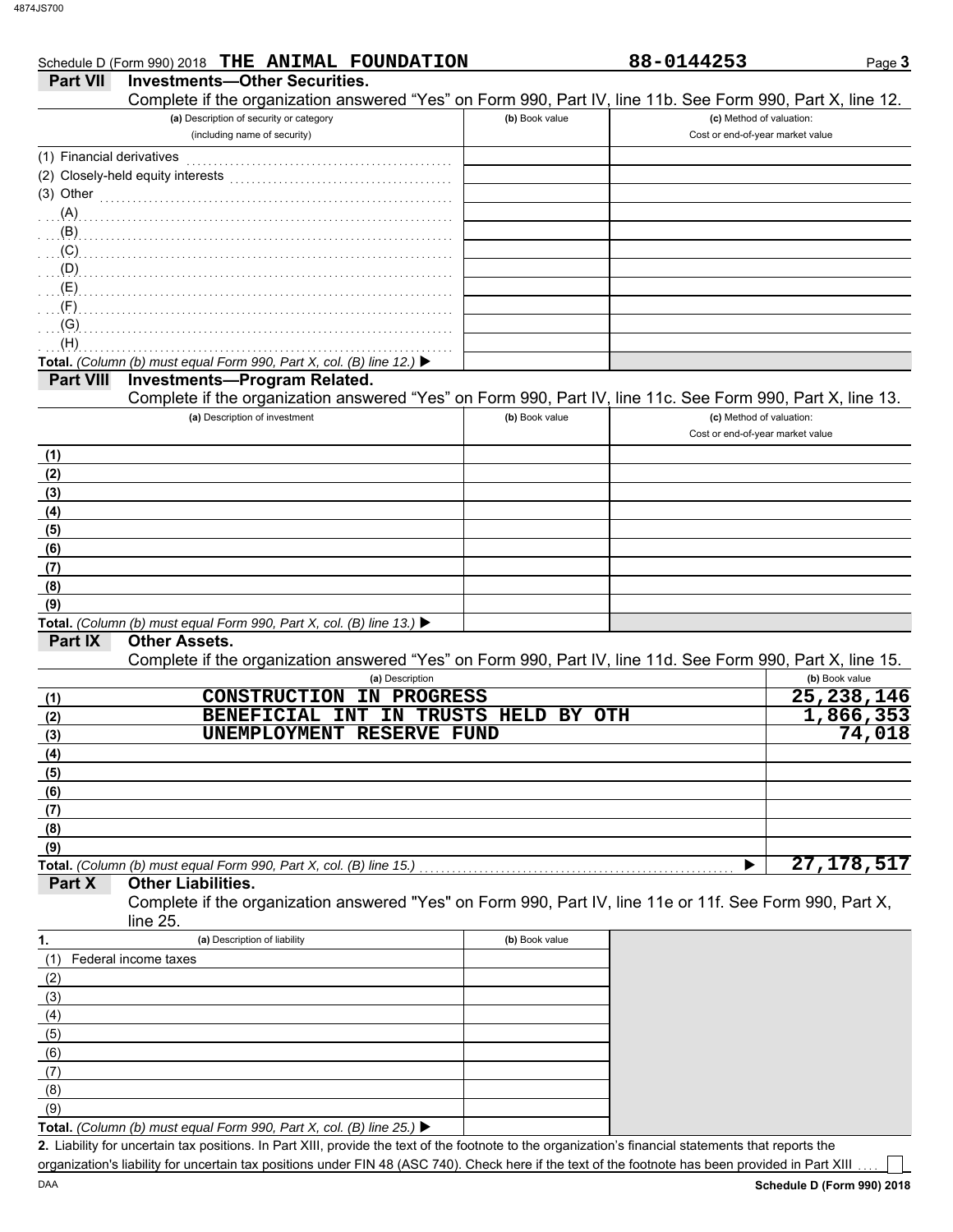Schedule D (Form 990) 2018 **THE ANIMAL FOUNDATION** **88-0144253** Page **3**

**Part VII Investments—Other Securities.**

Complete if the organization answered "Yes" on Form 990, Part IV, line 11b. See Form 990, Part X, line 12.

| (a) Description of security or category (including name of security) | (b) Book value | (c) Method of valuation: Cost or end-of-year market value |
|---|---|---|
| (1) Financial derivatives | | |
| (2) Closely-held equity interests | | |
| (3) Other | | |
| (A) | | |
| (B) | | |
| (C) | | |
| (D) | | |
| (E) | | |
| (F) | | |
| (G) | | |
| (H) | | |
| **Total.** *(Column (b) must equal Form 990, Part X, col. (B) line 12.)* ▶ | | |

**Part VIII Investments—Program Related.**

Complete if the organization answered "Yes" on Form 990, Part IV, line 11c. See Form 990, Part X, line 13.

| (a) Description of investment | (b) Book value | (c) Method of valuation: Cost or end-of-year market value |
|---|---|---|
| (1) | | |
| (2) | | |
| (3) | | |
| (4) | | |
| (5) | | |
| (6) | | |
| (7) | | |
| (8) | | |
| (9) | | |
| **Total.** *(Column (b) must equal Form 990, Part X, col. (B) line 13.)* ▶ | | |

**Part IX Other Assets.**

Complete if the organization answered "Yes" on Form 990, Part IV, line 11d. See Form 990, Part X, line 15.

| | (a) Description | (b) Book value |
|---|---|---|
| (1) | CONSTRUCTION IN PROGRESS | 25,238,146 |
| (2) | BENEFICIAL INT IN TRUSTS HELD BY OTH | 1,866,353 |
| (3) | UNEMPLOYMENT RESERVE FUND | 74,018 |
| (4) | | |
| (5) | | |
| (6) | | |
| (7) | | |
| (8) | | |
| (9) | | |
| **Total.** *(Column (b) must equal Form 990, Part X, col. (B) line 15.)* | ▶ | 27,178,517 |

**Part X Other Liabilities.**

Complete if the organization answered "Yes" on Form 990, Part IV, line 11e or 11f. See Form 990, Part X, line 25.

| 1. (a) Description of liability | (b) Book value |
|---|---|
| (1) Federal income taxes | |
| (2) | |
| (3) | |
| (4) | |
| (5) | |
| (6) | |
| (7) | |
| (8) | |
| (9) | |
| **Total.** *(Column (b) must equal Form 990, Part X, col. (B) line 25.)* ▶ | |

**2.** Liability for uncertain tax positions. In Part XIII, provide the text of the footnote to the organization's financial statements that reports the organization's liability for uncertain tax positions under FIN 48 (ASC 740). Check here if the text of the footnote has been provided in Part XIII ☐

DAA **Schedule D (Form 990) 2018**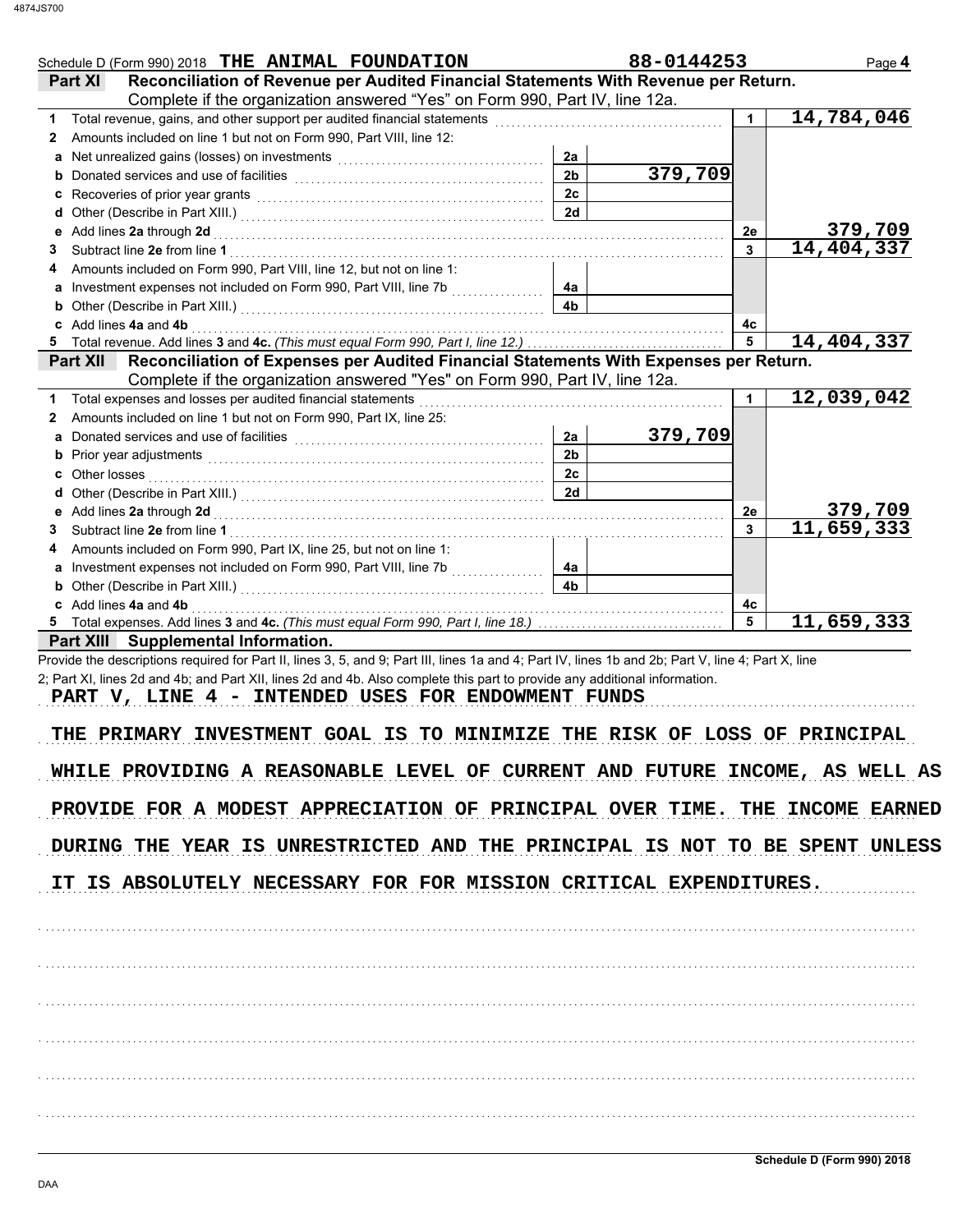Schedule D (Form 990) 2018 **THE ANIMAL FOUNDATION** **88-0144253**

**Part XI Reconciliation of Revenue per Audited Financial Statements With Revenue per Return.**
Complete if the organization answered "Yes" on Form 990, Part IV, line 12a.

| | | | | | |
|---|---|---|---|---|---|
| 1 | Total revenue, gains, and other support per audited financial statements | | | 1 | 14,784,046 |
| 2 | Amounts included on line 1 but not on Form 990, Part VIII, line 12: | | | | |
| a | Net unrealized gains (losses) on investments | 2a | | | |
| b | Donated services and use of facilities | 2b | 379,709 | | |
| c | Recoveries of prior year grants | 2c | | | |
| d | Other (Describe in Part XIII.) | 2d | | | |
| e | Add lines **2a** through **2d** | | | 2e | 379,709 |
| 3 | Subtract line **2e** from line **1** | | | 3 | 14,404,337 |
| 4 | Amounts included on Form 990, Part VIII, line 12, but not on line 1: | | | | |
| a | Investment expenses not included on Form 990, Part VIII, line 7b | 4a | | | |
| b | Other (Describe in Part XIII.) | 4b | | | |
| c | Add lines **4a** and **4b** | | | 4c | |
| 5 | Total revenue. Add lines **3** and **4c.** *(This must equal Form 990, Part I, line 12.)* | | | 5 | 14,404,337 |

**Part XII Reconciliation of Expenses per Audited Financial Statements With Expenses per Return.**
Complete if the organization answered "Yes" on Form 990, Part IV, line 12a.

| | | | | | |
|---|---|---|---|---|---|
| 1 | Total expenses and losses per audited financial statements | | | 1 | 12,039,042 |
| 2 | Amounts included on line 1 but not on Form 990, Part IX, line 25: | | | | |
| a | Donated services and use of facilities | 2a | 379,709 | | |
| b | Prior year adjustments | 2b | | | |
| c | Other losses | 2c | | | |
| d | Other (Describe in Part XIII.) | 2d | | | |
| e | Add lines **2a** through **2d** | | | 2e | 379,709 |
| 3 | Subtract line **2e** from line **1** | | | 3 | 11,659,333 |
| 4 | Amounts included on Form 990, Part IX, line 25, but not on line 1: | | | | |
| a | Investment expenses not included on Form 990, Part VIII, line 7b | 4a | | | |
| b | Other (Describe in Part XIII.) | 4b | | | |
| c | Add lines **4a** and **4b** | | | 4c | |
| 5 | Total expenses. Add lines **3** and **4c.** *(This must equal Form 990, Part I, line 18.)* | | | 5 | 11,659,333 |

**Part XIII Supplemental Information.**

Provide the descriptions required for Part II, lines 3, 5, and 9; Part III, lines 1a and 4; Part IV, lines 1b and 2b; Part V, line 4; Part X, line 2; Part XI, lines 2d and 4b; and Part XII, lines 2d and 4b. Also complete this part to provide any additional information.

PART V, LINE 4 - INTENDED USES FOR ENDOWMENT FUNDS

THE PRIMARY INVESTMENT GOAL IS TO MINIMIZE THE RISK OF LOSS OF PRINCIPAL WHILE PROVIDING A REASONABLE LEVEL OF CURRENT AND FUTURE INCOME, AS WELL AS PROVIDE FOR A MODEST APPRECIATION OF PRINCIPAL OVER TIME. THE INCOME EARNED DURING THE YEAR IS UNRESTRICTED AND THE PRINCIPAL IS NOT TO BE SPENT UNLESS IT IS ABSOLUTELY NECESSARY FOR FOR MISSION CRITICAL EXPENDITURES.

Schedule D (Form 990) 2018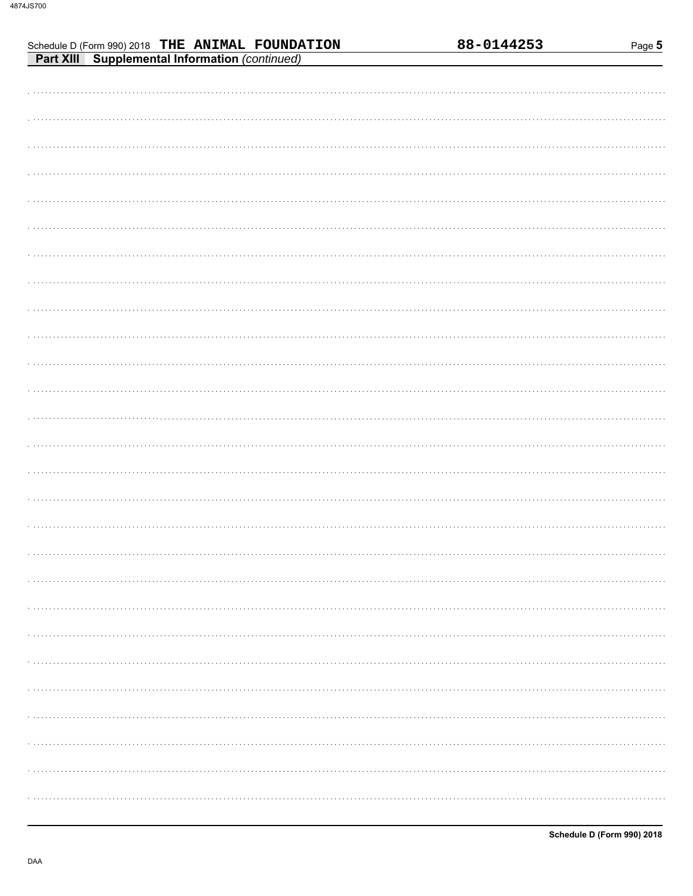Schedule D (Form 990) 2018 THE ANIMAL FOUNDATION 88-0144253

**Part XIII Supplemental Information** *(continued)*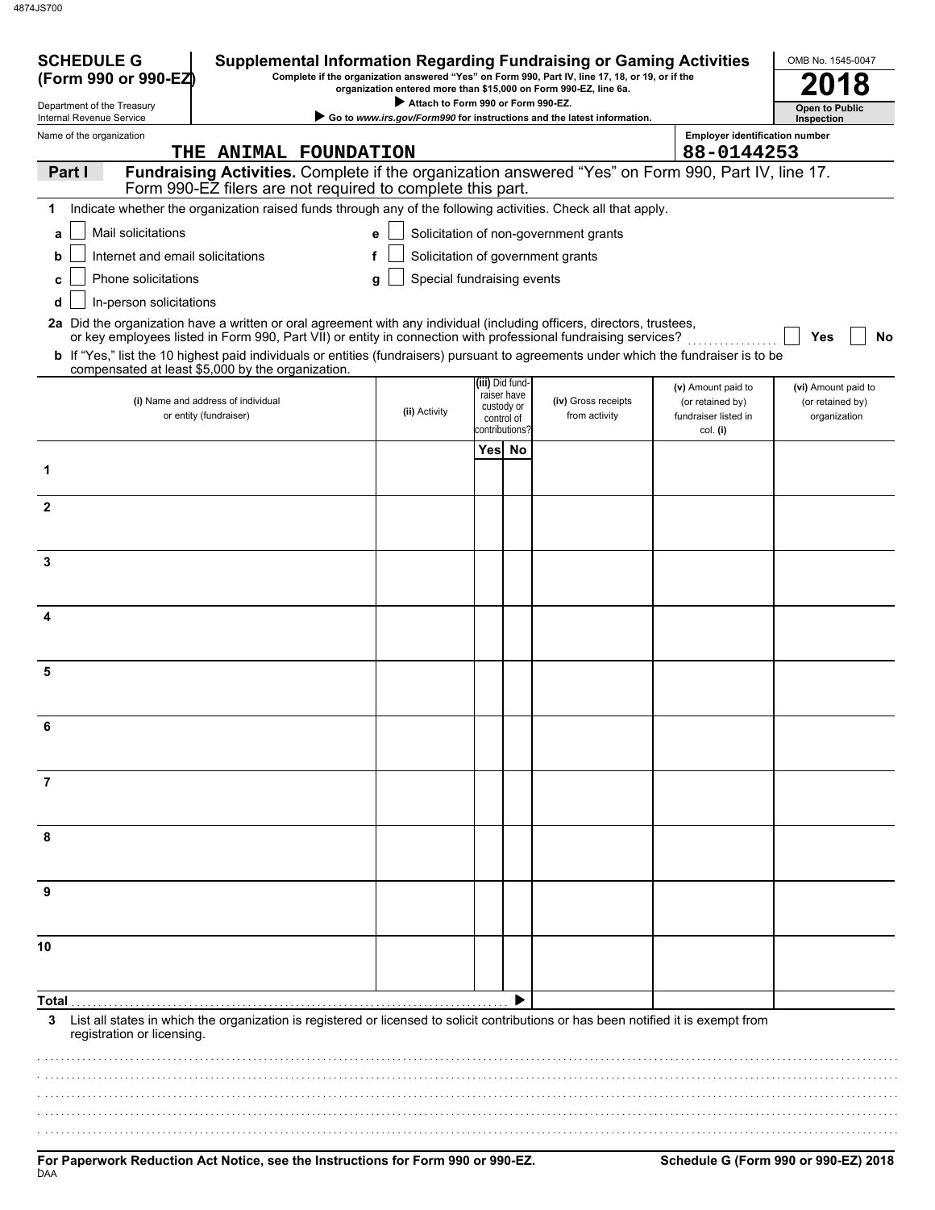4874JS700

**SCHEDULE G**
**(Form 990 or 990-EZ)**

Department of the Treasury
Internal Revenue Service

# Supplemental Information Regarding Fundraising or Gaming Activities

**Complete if the organization answered "Yes" on Form 990, Part IV, line 17, 18, or 19, or if the organization entered more than $15,000 on Form 990-EZ, line 6a.**

▶ **Attach to Form 990 or Form 990-EZ.**

▶ **Go to *www.irs.gov/Form990* for instructions and the latest information.**

OMB No. 1545-0047

**2018**

**Open to Public Inspection**

Name of the organization: THE ANIMAL FOUNDATION

Employer identification number: 88-0144253

## Part I — Fundraising Activities. Complete if the organization answered "Yes" on Form 990, Part IV, line 17. Form 990-EZ filers are not required to complete this part.

**1** Indicate whether the organization raised funds through any of the following activities. Check all that apply.

- **a** ☐ Mail solicitations
- **b** ☐ Internet and email solicitations
- **c** ☐ Phone solicitations
- **d** ☐ In-person solicitations
- **e** ☐ Solicitation of non-government grants
- **f** ☐ Solicitation of government grants
- **g** ☐ Special fundraising events

**2a** Did the organization have a written or oral agreement with any individual (including officers, directors, trustees, or key employees listed in Form 990, Part VII) or entity in connection with professional fundraising services? ☐ **Yes** ☐ **No**

**b** If "Yes," list the 10 highest paid individuals or entities (fundraisers) pursuant to agreements under which the fundraiser is to be compensated at least $5,000 by the organization.

| | (i) Name and address of individual or entity (fundraiser) | (ii) Activity | (iii) Did fund-raiser have custody or control of contributions? Yes | No | (iv) Gross receipts from activity | (v) Amount paid to (or retained by) fundraiser listed in col. (i) | (vi) Amount paid to (or retained by) organization |
|---|---|---|---|---|---|---|---|
| 1 | | | | | | | |
| 2 | | | | | | | |
| 3 | | | | | | | |
| 4 | | | | | | | |
| 5 | | | | | | | |
| 6 | | | | | | | |
| 7 | | | | | | | |
| 8 | | | | | | | |
| 9 | | | | | | | |
| 10 | | | | | | | |
| **Total** ▶ | | | | | | | |

**3** List all states in which the organization is registered or licensed to solicit contributions or has been notified it is exempt from registration or licensing.

**For Paperwork Reduction Act Notice, see the Instructions for Form 990 or 990-EZ.**

DAA

**Schedule G (Form 990 or 990-EZ) 2018**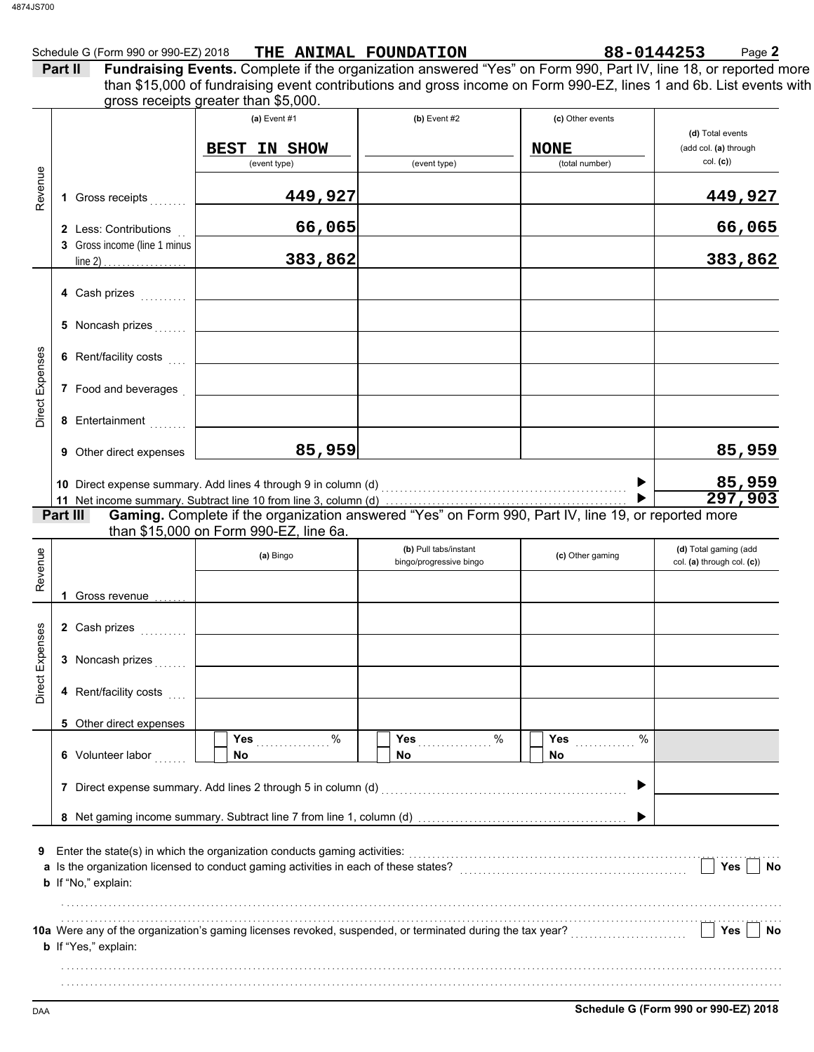Schedule G (Form 990 or 990-EZ) 2018 THE ANIMAL FOUNDATION 88-0144253 Page 2

**Part II Fundraising Events.** Complete if the organization answered "Yes" on Form 990, Part IV, line 18, or reported more than $15,000 of fundraising event contributions and gross income on Form 990-EZ, lines 1 and 6b. List events with gross receipts greater than $5,000.

| | | (a) Event #1 | (b) Event #2 | (c) Other events | (d) Total events (add col. (a) through col. (c)) |
|---|---|---|---|---|---|
| | | BEST IN SHOW (event type) | (event type) | NONE (total number) | |
| Revenue | 1 Gross receipts | 449,927 | | | 449,927 |
| | 2 Less: Contributions | 66,065 | | | 66,065 |
| | 3 Gross income (line 1 minus line 2) | 383,862 | | | 383,862 |
| Direct Expenses | 4 Cash prizes | | | | |
| | 5 Noncash prizes | | | | |
| | 6 Rent/facility costs | | | | |
| | 7 Food and beverages | | | | |
| | 8 Entertainment | | | | |
| | 9 Other direct expenses | 85,959 | | | 85,959 |
| | 10 Direct expense summary. Add lines 4 through 9 in column (d) | | | ▶ | 85,959 |
| | 11 Net income summary. Subtract line 10 from line 3, column (d) | | | ▶ | 297,903 |

**Part III Gaming.** Complete if the organization answered "Yes" on Form 990, Part IV, line 19, or reported more than $15,000 on Form 990-EZ, line 6a.

| | | (a) Bingo | (b) Pull tabs/instant bingo/progressive bingo | (c) Other gaming | (d) Total gaming (add col. (a) through col. (c)) |
|---|---|---|---|---|---|
| Revenue | 1 Gross revenue | | | | |
| Direct Expenses | 2 Cash prizes | | | | |
| | 3 Noncash prizes | | | | |
| | 4 Rent/facility costs | | | | |
| | 5 Other direct expenses | | | | |
| | 6 Volunteer labor | Yes ____ % / No | Yes ____ % / No | Yes ____ % / No | |
| | 7 Direct expense summary. Add lines 2 through 5 in column (d) | | | ▶ | |
| | 8 Net gaming income summary. Subtract line 7 from line 1, column (d) | | | ▶ | |

9 Enter the state(s) in which the organization conducts gaming activities:

a Is the organization licensed to conduct gaming activities in each of these states? ☐ Yes ☐ No

b If "No," explain:

10a Were any of the organization's gaming licenses revoked, suspended, or terminated during the tax year? ☐ Yes ☐ No

b If "Yes," explain:

Schedule G (Form 990 or 990-EZ) 2018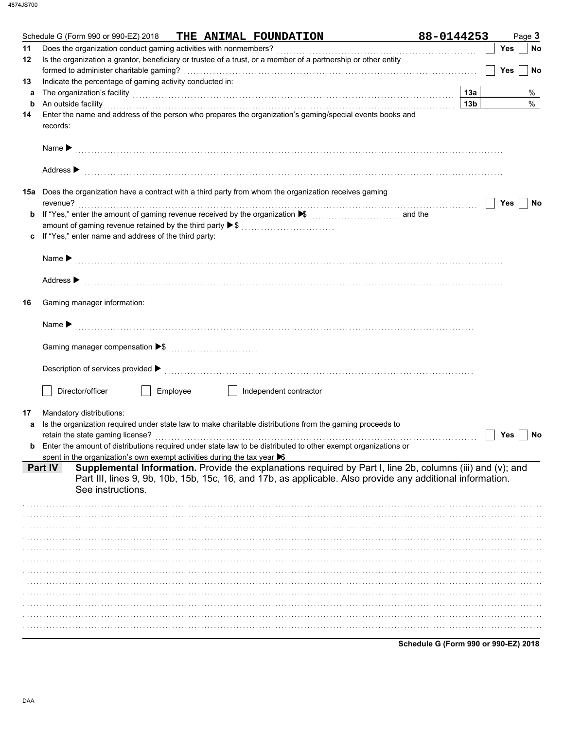Schedule G (Form 990 or 990-EZ) 2018 **THE ANIMAL FOUNDATION** **88-0144253** Page **3**

**11** Does the organization conduct gaming activities with nonmembers? ☐ Yes ☐ No

**12** Is the organization a grantor, beneficiary or trustee of a trust, or a member of a partnership or other entity formed to administer charitable gaming? ☐ Yes ☐ No

**13** Indicate the percentage of gaming activity conducted in:

**a** The organization's facility **13a** %

**b** An outside facility **13b** %

**14** Enter the name and address of the person who prepares the organization's gaming/special events books and records:

Name ▶

Address ▶

**15a** Does the organization have a contract with a third party from whom the organization receives gaming revenue? ☐ Yes ☐ No

**b** If "Yes," enter the amount of gaming revenue received by the organization ▶ $ and the amount of gaming revenue retained by the third party ▶ $

**c** If "Yes," enter name and address of the third party:

Name ▶

Address ▶

**16** Gaming manager information:

Name ▶

Gaming manager compensation ▶ $

Description of services provided ▶

☐ Director/officer ☐ Employee ☐ Independent contractor

**17** Mandatory distributions:

**a** Is the organization required under state law to make charitable distributions from the gaming proceeds to retain the state gaming license? ☐ Yes ☐ No

**b** Enter the amount of distributions required under state law to be distributed to other exempt organizations or spent in the organization's own exempt activities during the tax year ▶ $

## Part IV Supplemental Information.

Provide the explanations required by Part I, line 2b, columns (iii) and (v); and Part III, lines 9, 9b, 10b, 15b, 15c, 16, and 17b, as applicable. Also provide any additional information. See instructions.

Schedule G (Form 990 or 990-EZ) 2018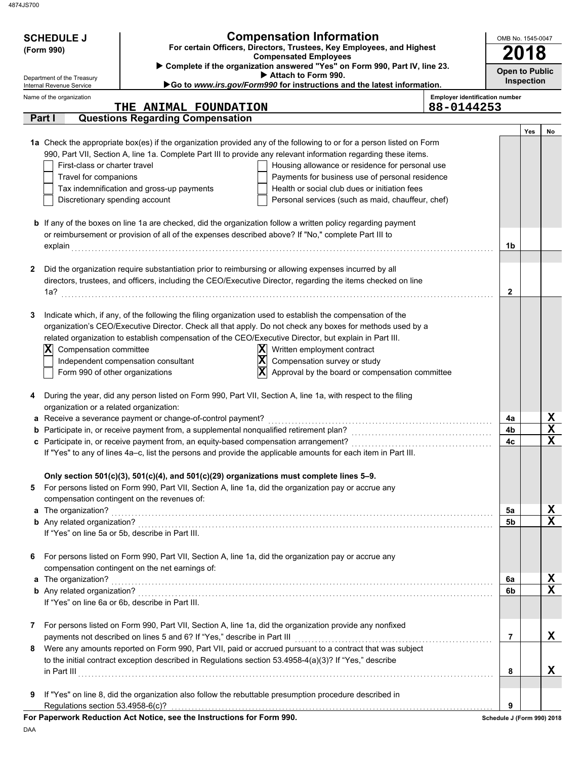4874JS700

**SCHEDULE J**
**(Form 990)**

Department of the Treasury
Internal Revenue Service

# Compensation Information

**For certain Officers, Directors, Trustees, Key Employees, and Highest Compensated Employees**

▶ **Complete if the organization answered "Yes" on Form 990, Part IV, line 23.**
▶ **Attach to Form 990.**
▶**Go to *www.irs.gov/Form990* for instructions and the latest information.**

OMB No. 1545-0047

**2018**

**Open to Public Inspection**

Name of the organization: **THE ANIMAL FOUNDATION**

Employer identification number: **88-0144253**

## Part I — Questions Regarding Compensation

| | | | Yes | No |
|---|---|---|---|---|
| **1a** | Check the appropriate box(es) if the organization provided any of the following to or for a person listed on Form 990, Part VII, Section A, line 1a. Complete Part III to provide any relevant information regarding these items.<br>☐ First-class or charter travel ☐ Housing allowance or residence for personal use<br>☐ Travel for companions ☐ Payments for business use of personal residence<br>☐ Tax indemnification and gross-up payments ☐ Health or social club dues or initiation fees<br>☐ Discretionary spending account ☐ Personal services (such as maid, chauffeur, chef) | | | |
| **b** | If any of the boxes on line 1a are checked, did the organization follow a written policy regarding payment or reimbursement or provision of all of the expenses described above? If "No," complete Part III to explain | **1b** | | |
| **2** | Did the organization require substantiation prior to reimbursing or allowing expenses incurred by all directors, trustees, and officers, including the CEO/Executive Director, regarding the items checked on line 1a? | **2** | | |
| **3** | Indicate which, if any, of the following the filing organization used to establish the compensation of the organization's CEO/Executive Director. Check all that apply. Do not check any boxes for methods used by a related organization to establish compensation of the CEO/Executive Director, but explain in Part III.<br>☒ Compensation committee ☒ Written employment contract<br>☐ Independent compensation consultant ☒ Compensation survey or study<br>☐ Form 990 of other organizations ☒ Approval by the board or compensation committee | | | |
| **4** | During the year, did any person listed on Form 990, Part VII, Section A, line 1a, with respect to the filing organization or a related organization: | | | |
| **a** | Receive a severance payment or change-of-control payment? | **4a** | | X |
| **b** | Participate in, or receive payment from, a supplemental nonqualified retirement plan? | **4b** | | X |
| **c** | Participate in, or receive payment from, an equity-based compensation arrangement? | **4c** | | X |
| | If "Yes" to any of lines 4a–c, list the persons and provide the applicable amounts for each item in Part III. | | | |
| | **Only section 501(c)(3), 501(c)(4), and 501(c)(29) organizations must complete lines 5–9.** | | | |
| **5** | For persons listed on Form 990, Part VII, Section A, line 1a, did the organization pay or accrue any compensation contingent on the revenues of: | | | |
| **a** | The organization? | **5a** | | X |
| **b** | Any related organization? | **5b** | | X |
| | If "Yes" on line 5a or 5b, describe in Part III. | | | |
| **6** | For persons listed on Form 990, Part VII, Section A, line 1a, did the organization pay or accrue any compensation contingent on the net earnings of: | | | |
| **a** | The organization? | **6a** | | X |
| **b** | Any related organization? | **6b** | | X |
| | If "Yes" on line 6a or 6b, describe in Part III. | | | |
| **7** | For persons listed on Form 990, Part VII, Section A, line 1a, did the organization provide any nonfixed payments not described on lines 5 and 6? If "Yes," describe in Part III | **7** | | X |
| **8** | Were any amounts reported on Form 990, Part VII, paid or accrued pursuant to a contract that was subject to the initial contract exception described in Regulations section 53.4958-4(a)(3)? If "Yes," describe in Part III | **8** | | X |
| **9** | If "Yes" on line 8, did the organization also follow the rebuttable presumption procedure described in Regulations section 53.4958-6(c)? | **9** | | |

**For Paperwork Reduction Act Notice, see the Instructions for Form 990.**

**Schedule J (Form 990) 2018**

DAA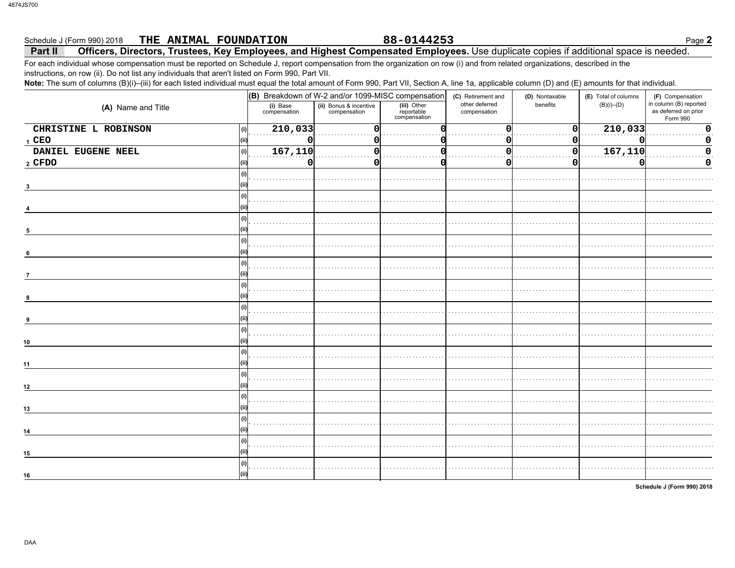Schedule J (Form 990) 2018 **THE ANIMAL FOUNDATION** **88-0144253**

## Part II — Officers, Directors, Trustees, Key Employees, and Highest Compensated Employees.

Use duplicate copies if additional space is needed.

For each individual whose compensation must be reported on Schedule J, report compensation from the organization on row (i) and from related organizations, described in the instructions, on row (ii). Do not list any individuals that aren't listed on Form 990, Part VII.

**Note:** The sum of columns (B)(i)–(iii) for each listed individual must equal the total amount of Form 990, Part VII, Section A, line 1a, applicable column (D) and (E) amounts for that individual.

| (A) Name and Title | | (B) Breakdown of W-2 and/or 1099-MISC compensation | | | (C) Retirement and other deferred compensation | (D) Nontaxable benefits | (E) Total of columns (B)(i)–(D) | (F) Compensation in column (B) reported as deferred on prior Form 990 |
|---|---|---|---|---|---|---|---|---|
| | | (i) Base compensation | (ii) Bonus & incentive compensation | (iii) Other reportable compensation | | | | |
| 1 CHRISTINE L ROBINSON | (i) | 210,033 | 0 | 0 | 0 | 0 | 210,033 | 0 |
| CEO | (ii) | 0 | 0 | 0 | 0 | 0 | 0 | 0 |
| 2 DANIEL EUGENE NEEL | (i) | 167,110 | 0 | 0 | 0 | 0 | 167,110 | 0 |
| CFDO | (ii) | 0 | 0 | 0 | 0 | 0 | 0 | 0 |
| 3 | (i) | | | | | | | |
| | (ii) | | | | | | | |
| 4 | (i) | | | | | | | |
| | (ii) | | | | | | | |
| 5 | (i) | | | | | | | |
| | (ii) | | | | | | | |
| 6 | (i) | | | | | | | |
| | (ii) | | | | | | | |
| 7 | (i) | | | | | | | |
| | (ii) | | | | | | | |
| 8 | (i) | | | | | | | |
| | (ii) | | | | | | | |
| 9 | (i) | | | | | | | |
| | (ii) | | | | | | | |
| 10 | (i) | | | | | | | |
| | (ii) | | | | | | | |
| 11 | (i) | | | | | | | |
| | (ii) | | | | | | | |
| 12 | (i) | | | | | | | |
| | (ii) | | | | | | | |
| 13 | (i) | | | | | | | |
| | (ii) | | | | | | | |
| 14 | (i) | | | | | | | |
| | (ii) | | | | | | | |
| 15 | (i) | | | | | | | |
| | (ii) | | | | | | | |
| 16 | (i) | | | | | | | |
| | (ii) | | | | | | | |

Schedule J (Form 990) 2018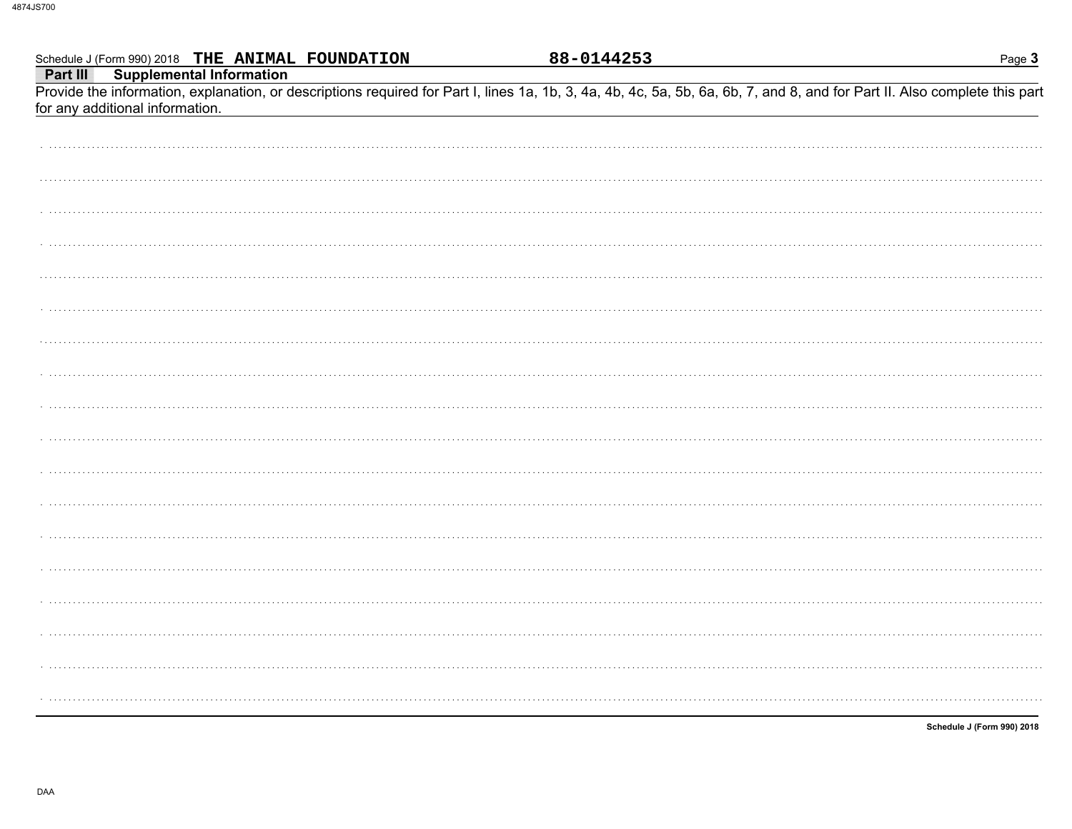Schedule J (Form 990) 2018 **THE ANIMAL FOUNDATION** **88-0144253**

**Part III** **Supplemental Information**

Provide the information, explanation, or descriptions required for Part I, lines 1a, 1b, 3, 4a, 4b, 4c, 5a, 5b, 6a, 6b, 7, and 8, and for Part II. Also complete this part for any additional information.

**Schedule J (Form 990) 2018**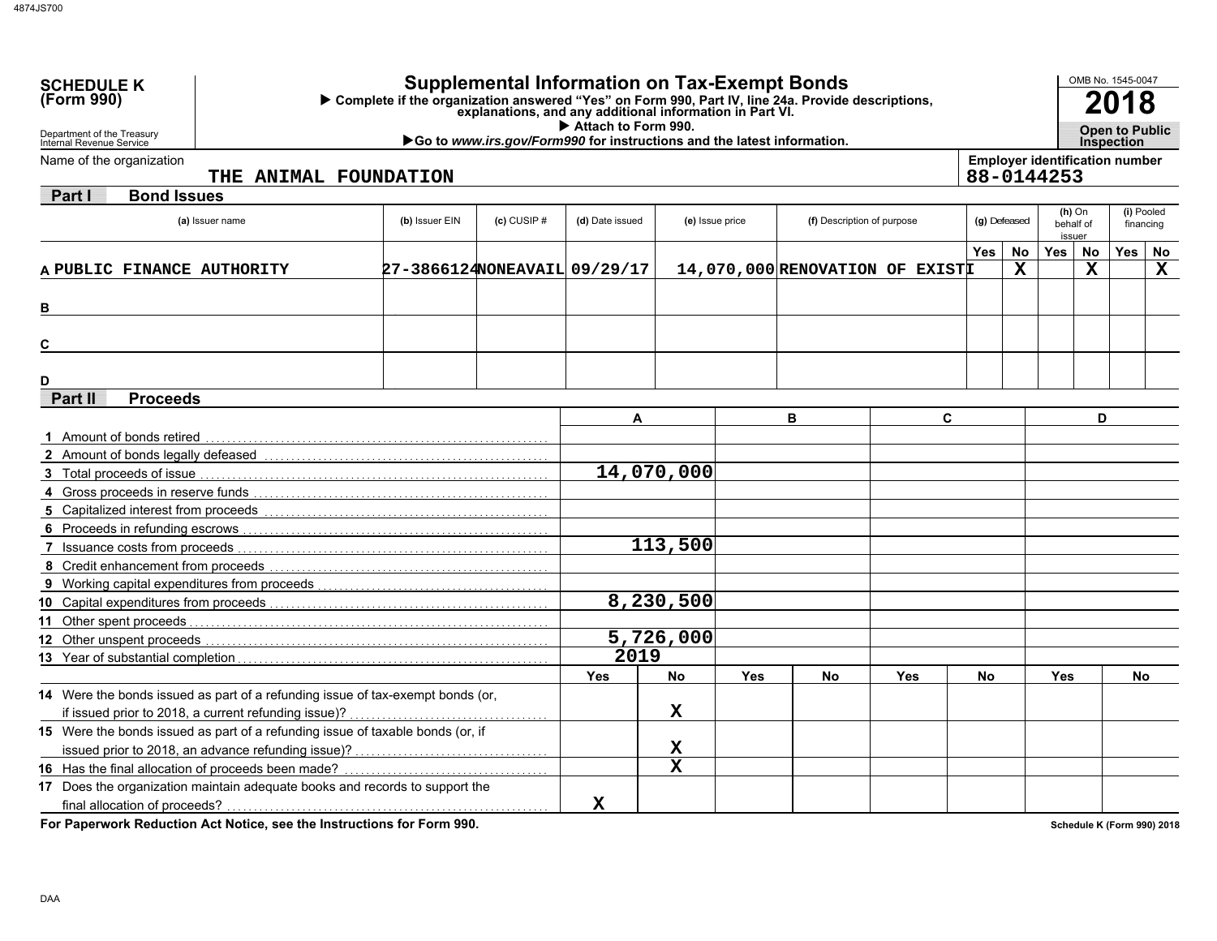**SCHEDULE K (Form 990)**

Department of the Treasury
Internal Revenue Service

# Supplemental Information on Tax-Exempt Bonds

▶ Complete if the organization answered "Yes" on Form 990, Part IV, line 24a. Provide descriptions, explanations, and any additional information in Part VI.
▶ Attach to Form 990.
▶Go to *www.irs.gov/Form990* for instructions and the latest information.

OMB No. 1545-0047

**2018**

**Open to Public Inspection**

Name of the organization: THE ANIMAL FOUNDATION

Employer identification number: 88-0144253

## Part I Bond Issues

| | (a) Issuer name | (b) Issuer EIN | (c) CUSIP # | (d) Date issued | (e) Issue price | (f) Description of purpose | (g) Defeased Yes | (g) Defeased No | (h) On behalf of issuer Yes | (h) On behalf of issuer No | (i) Pooled financing Yes | (i) Pooled financing No |
|---|---|---|---|---|---|---|---|---|---|---|---|---|
| A | PUBLIC FINANCE AUTHORITY | 27-3866124 | NONEAVAIL | 09/29/17 | 14,070,000 | RENOVATION OF EXISTI | | X | | X | | X |
| B | | | | | | | | | | | | |
| C | | | | | | | | | | | | |
| D | | | | | | | | | | | | |

## Part II Proceeds

| | A | B | C | D |
|---|---|---|---|---|
| 1 Amount of bonds retired | | | | |
| 2 Amount of bonds legally defeased | | | | |
| 3 Total proceeds of issue | 14,070,000 | | | |
| 4 Gross proceeds in reserve funds | | | | |
| 5 Capitalized interest from proceeds | | | | |
| 6 Proceeds in refunding escrows | | | | |
| 7 Issuance costs from proceeds | 113,500 | | | |
| 8 Credit enhancement from proceeds | | | | |
| 9 Working capital expenditures from proceeds | | | | |
| 10 Capital expenditures from proceeds | 8,230,500 | | | |
| 11 Other spent proceeds | | | | |
| 12 Other unspent proceeds | 5,726,000 | | | |
| 13 Year of substantial completion | 2019 | | | |

| | A Yes | A No | B Yes | B No | C Yes | C No | D Yes | D No |
|---|---|---|---|---|---|---|---|---|
| 14 Were the bonds issued as part of a refunding issue of tax-exempt bonds (or, if issued prior to 2018, a current refunding issue)? | | X | | | | | | |
| 15 Were the bonds issued as part of a refunding issue of taxable bonds (or, if issued prior to 2018, an advance refunding issue)? | | X | | | | | | |
| 16 Has the final allocation of proceeds been made? | | X | | | | | | |
| 17 Does the organization maintain adequate books and records to support the final allocation of proceeds? | X | | | | | | | |

**For Paperwork Reduction Act Notice, see the Instructions for Form 990.**

**Schedule K (Form 990) 2018**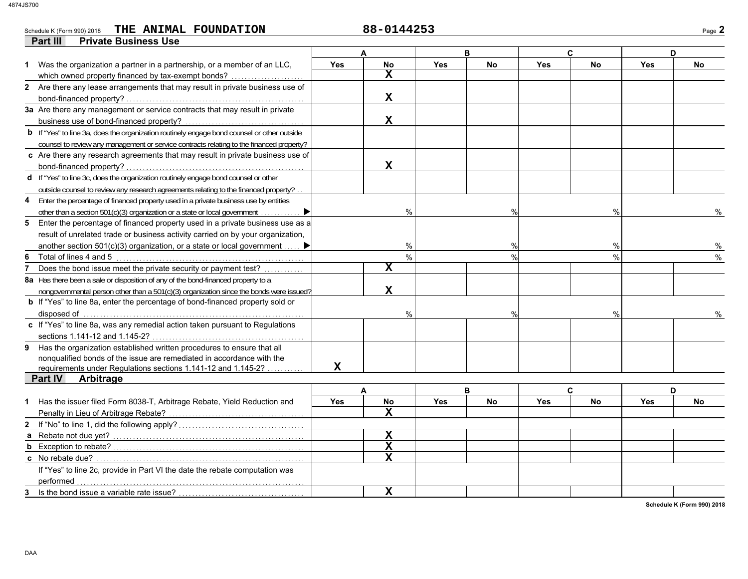Schedule K (Form 990) 2018 THE ANIMAL FOUNDATION 88-0144253

## Part III Private Business Use

| | A | | B | | C | | D | |
|---|---|---|---|---|---|---|---|---|
| | Yes | No | Yes | No | Yes | No | Yes | No |
| **1** Was the organization a partner in a partnership, or a member of an LLC, which owned property financed by tax-exempt bonds? | | X | | | | | | |
| **2** Are there any lease arrangements that may result in private business use of bond-financed property? | | X | | | | | | |
| **3a** Are there any management or service contracts that may result in private business use of bond-financed property? | | X | | | | | | |
| **b** If "Yes" to line 3a, does the organization routinely engage bond counsel or other outside counsel to review any management or service contracts relating to the financed property? | | | | | | | | |
| **c** Are there any research agreements that may result in private business use of bond-financed property? | | X | | | | | | |
| **d** If "Yes" to line 3c, does the organization routinely engage bond counsel or other outside counsel to review any research agreements relating to the financed property? | | | | | | | | |
| **4** Enter the percentage of financed property used in a private business use by entities other than a section 501(c)(3) organization or a state or local government ▶ | | % | | % | | % | | % |
| **5** Enter the percentage of financed property used in a private business use as a result of unrelated trade or business activity carried on by your organization, another section 501(c)(3) organization, or a state or local government ▶ | | % | | % | | % | | % |
| **6** Total of lines 4 and 5 | | % | | % | | % | | % |
| **7** Does the bond issue meet the private security or payment test? | | X | | | | | | |
| **8a** Has there been a sale or disposition of any of the bond-financed property to a nongovernmental person other than a 501(c)(3) organization since the bonds were issued? | | X | | | | | | |
| **b** If "Yes" to line 8a, enter the percentage of bond-financed property sold or disposed of | | % | | % | | % | | % |
| **c** If "Yes" to line 8a, was any remedial action taken pursuant to Regulations sections 1.141-12 and 1.145-2? | | | | | | | | |
| **9** Has the organization established written procedures to ensure that all nonqualified bonds of the issue are remediated in accordance with the requirements under Regulations sections 1.141-12 and 1.145-2? | X | | | | | | | |

## Part IV Arbitrage

| | A | | B | | C | | D | |
|---|---|---|---|---|---|---|---|---|
| | Yes | No | Yes | No | Yes | No | Yes | No |
| **1** Has the issuer filed Form 8038-T, Arbitrage Rebate, Yield Reduction and Penalty in Lieu of Arbitrage Rebate? | | X | | | | | | |
| **2** If "No" to line 1, did the following apply? | | | | | | | | |
| **a** Rebate not due yet? | | X | | | | | | |
| **b** Exception to rebate? | | X | | | | | | |
| **c** No rebate due? | | X | | | | | | |
| If "Yes" to line 2c, provide in Part VI the date the rebate computation was performed | | | | | | | | |
| **3** Is the bond issue a variable rate issue? | | X | | | | | | |

Schedule K (Form 990) 2018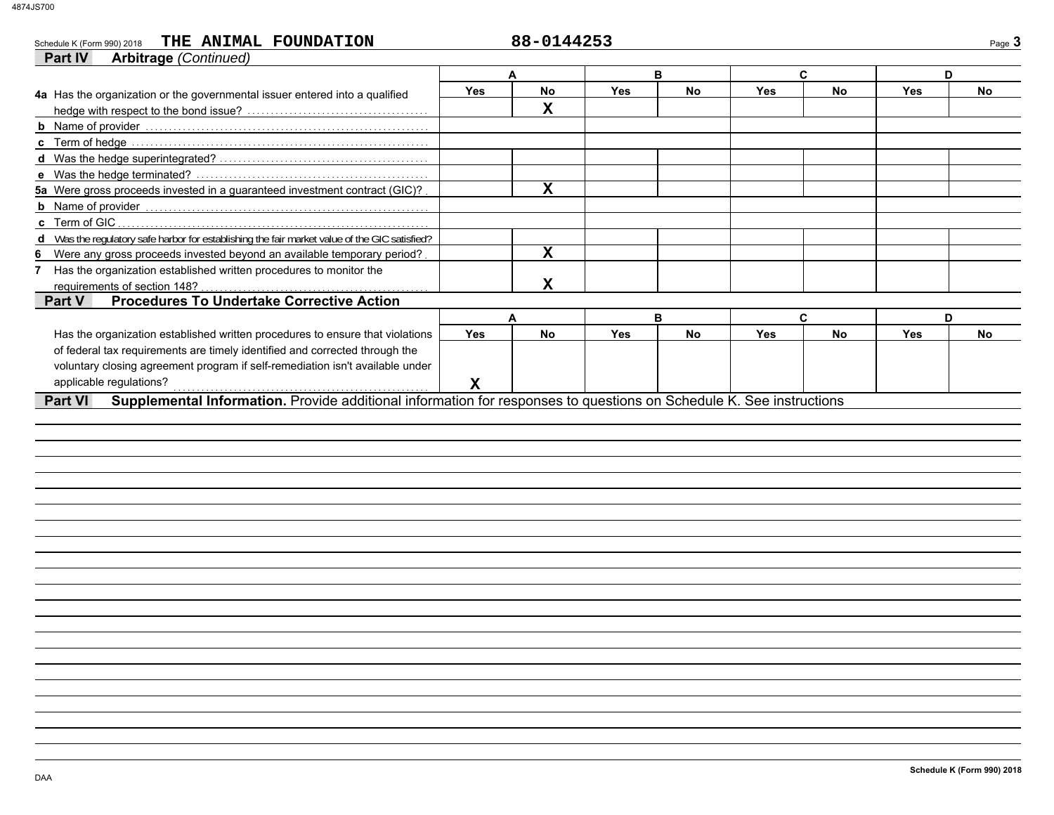Schedule K (Form 990) 2018 **THE ANIMAL FOUNDATION** **88-0144253**

## Part IV Arbitrage *(Continued)*

| | A | | B | | C | | D | |
|---|---|---|---|---|---|---|---|---|
| | Yes | No | Yes | No | Yes | No | Yes | No |
| **4a** Has the organization or the governmental issuer entered into a qualified hedge with respect to the bond issue? | | X | | | | | | |
| **b** Name of provider | | | | | | | | |
| **c** Term of hedge | | | | | | | | |
| **d** Was the hedge superintegrated? | | | | | | | | |
| **e** Was the hedge terminated? | | | | | | | | |
| **5a** Were gross proceeds invested in a guaranteed investment contract (GIC)? | | X | | | | | | |
| **b** Name of provider | | | | | | | | |
| **c** Term of GIC | | | | | | | | |
| **d** Was the regulatory safe harbor for establishing the fair market value of the GIC satisfied? | | | | | | | | |
| **6** Were any gross proceeds invested beyond an available temporary period? | | X | | | | | | |
| **7** Has the organization established written procedures to monitor the requirements of section 148? | | X | | | | | | |

## Part V Procedures To Undertake Corrective Action

| | A | | B | | C | | D | |
|---|---|---|---|---|---|---|---|---|
| | Yes | No | Yes | No | Yes | No | Yes | No |
| Has the organization established written procedures to ensure that violations of federal tax requirements are timely identified and corrected through the voluntary closing agreement program if self-remediation isn't available under applicable regulations? | X | | | | | | | |

## Part VI Supplemental Information. Provide additional information for responses to questions on Schedule K. See instructions

Schedule K (Form 990) 2018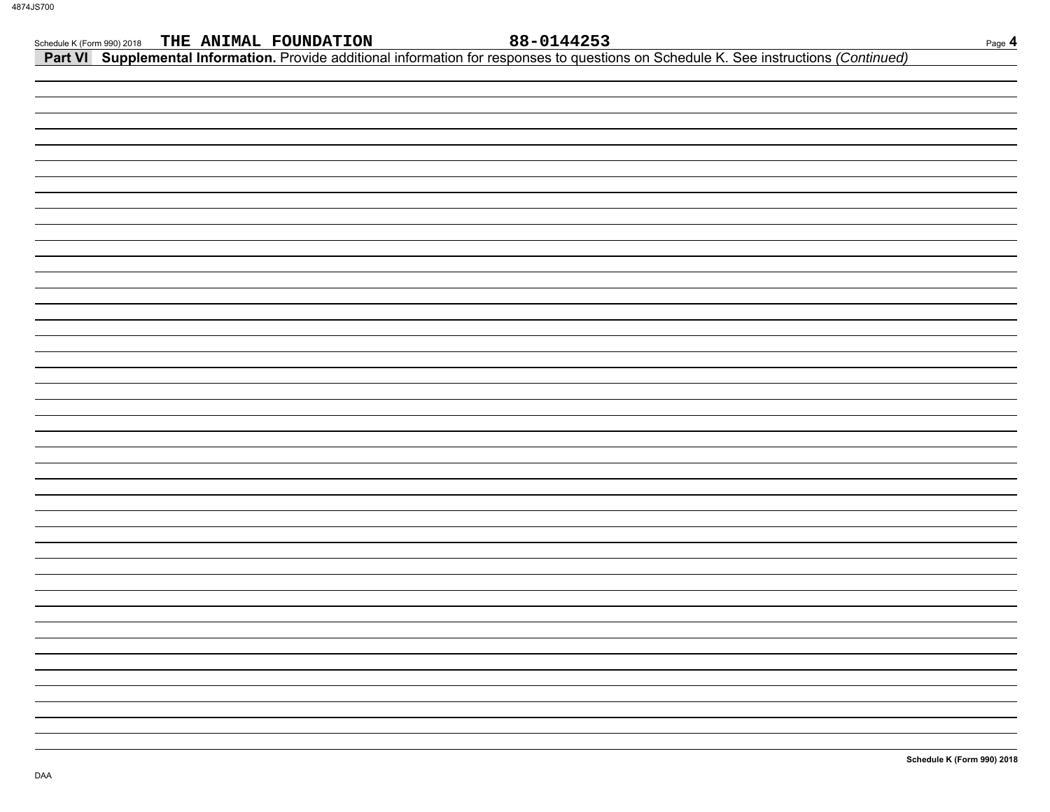Schedule K (Form 990) 2018 THE ANIMAL FOUNDATION 88-0144253

**Part VI Supplemental Information.** Provide additional information for responses to questions on Schedule K. See instructions *(Continued)*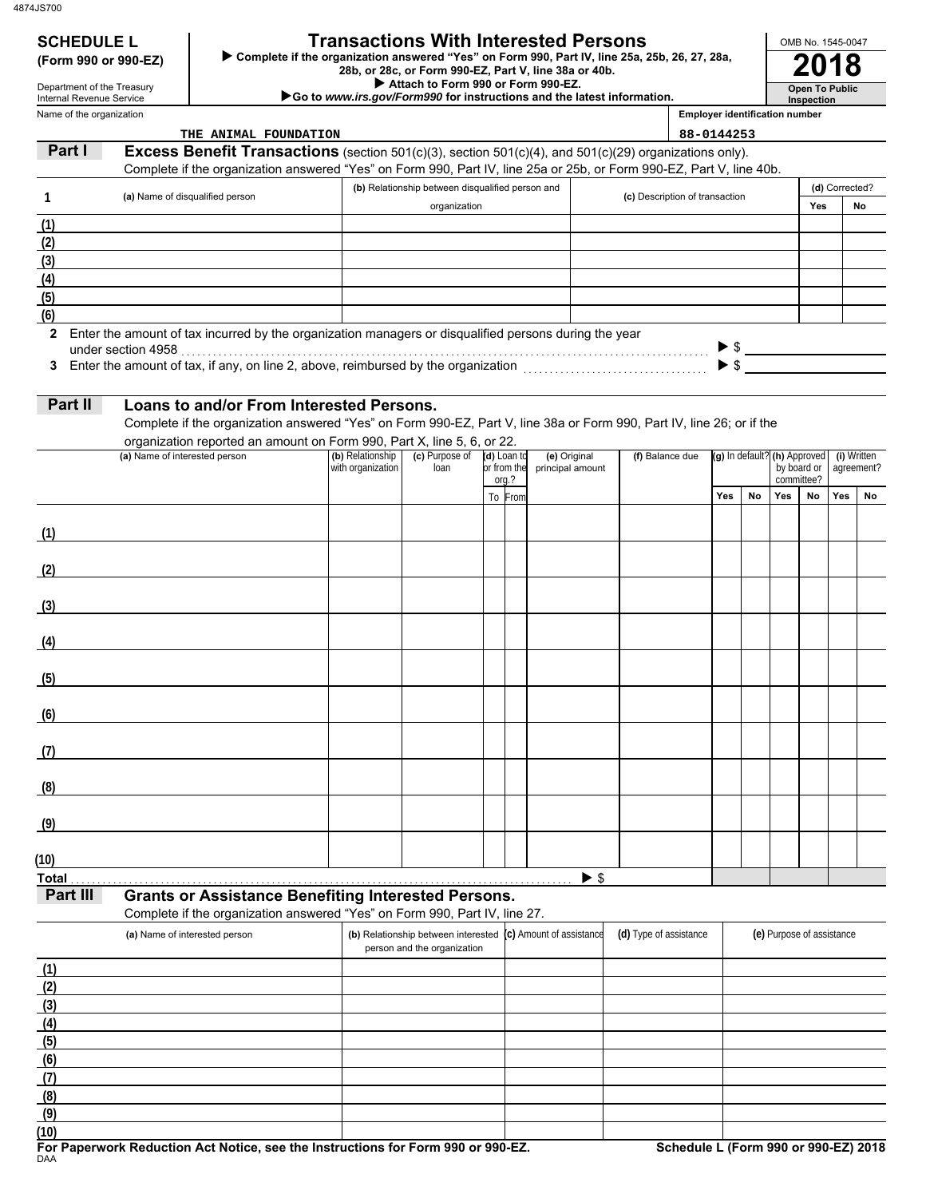4874JS700

**SCHEDULE L**
**(Form 990 or 990-EZ)**

Department of the Treasury
Internal Revenue Service

# Transactions With Interested Persons

▶ **Complete if the organization answered "Yes" on Form 990, Part IV, line 25a, 25b, 26, 27, 28a, 28b, or 28c, or Form 990-EZ, Part V, line 38a or 40b.**
▶ **Attach to Form 990 or Form 990-EZ.**
▶**Go to *www.irs.gov/Form990* for instructions and the latest information.**

OMB No. 1545-0047
**2018**
**Open To Public Inspection**

Name of the organization: THE ANIMAL FOUNDATION
Employer identification number: 88-0144253

## Part I Excess Benefit Transactions (section 501(c)(3), section 501(c)(4), and 501(c)(29) organizations only).

Complete if the organization answered "Yes" on Form 990, Part IV, line 25a or 25b, or Form 990-EZ, Part V, line 40b.

| 1 | (a) Name of disqualified person | (b) Relationship between disqualified person and organization | (c) Description of transaction | (d) Corrected? Yes | No |
|---|---|---|---|---|---|
| (1) | | | | | |
| (2) | | | | | |
| (3) | | | | | |
| (4) | | | | | |
| (5) | | | | | |
| (6) | | | | | |

**2** Enter the amount of tax incurred by the organization managers or disqualified persons during the year under section 4958 . . . ▶ $

**3** Enter the amount of tax, if any, on line 2, above, reimbursed by the organization . . . ▶ $

## Part II Loans to and/or From Interested Persons.

Complete if the organization answered "Yes" on Form 990-EZ, Part V, line 38a or Form 990, Part IV, line 26; or if the organization reported an amount on Form 990, Part X, line 5, 6, or 22.

| | (a) Name of interested person | (b) Relationship with organization | (c) Purpose of loan | (d) Loan to or from the org.? To | From | (e) Original principal amount | (f) Balance due | (g) In default? Yes | No | (h) Approved by board or committee? Yes | No | (i) Written agreement? Yes | No |
|---|---|---|---|---|---|---|---|---|---|---|---|---|---|
| (1) | | | | | | | | | | | | | |
| (2) | | | | | | | | | | | | | |
| (3) | | | | | | | | | | | | | |
| (4) | | | | | | | | | | | | | |
| (5) | | | | | | | | | | | | | |
| (6) | | | | | | | | | | | | | |
| (7) | | | | | | | | | | | | | |
| (8) | | | | | | | | | | | | | |
| (9) | | | | | | | | | | | | | |
| (10) | | | | | | | | | | | | | |
| Total | | | | | | ▶ $ | | | | | | | |

## Part III Grants or Assistance Benefiting Interested Persons.

Complete if the organization answered "Yes" on Form 990, Part IV, line 27.

| | (a) Name of interested person | (b) Relationship between interested person and the organization | (c) Amount of assistance | (d) Type of assistance | (e) Purpose of assistance |
|---|---|---|---|---|---|
| (1) | | | | | |
| (2) | | | | | |
| (3) | | | | | |
| (4) | | | | | |
| (5) | | | | | |
| (6) | | | | | |
| (7) | | | | | |
| (8) | | | | | |
| (9) | | | | | |
| (10) | | | | | |

**For Paperwork Reduction Act Notice, see the Instructions for Form 990 or 990-EZ.**
DAA
**Schedule L (Form 990 or 990-EZ) 2018**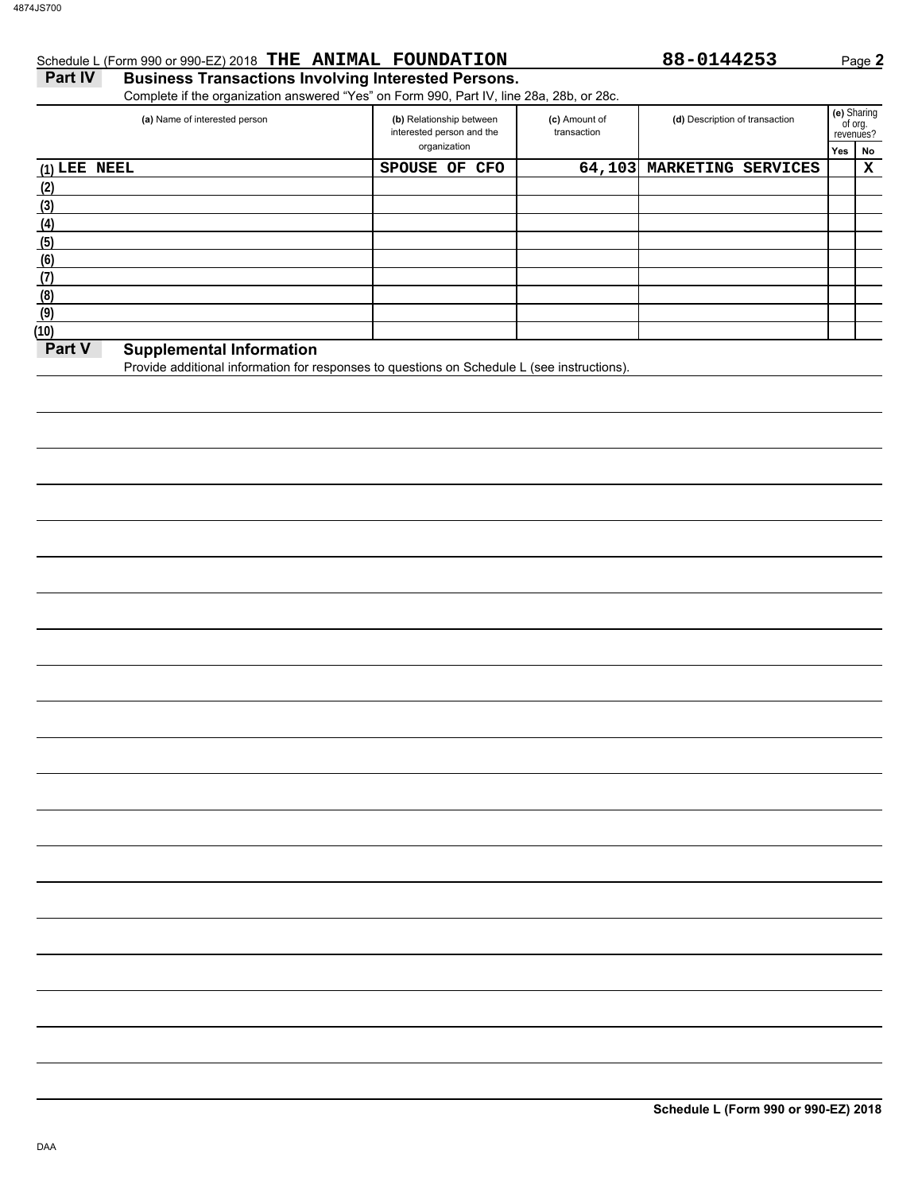Schedule L (Form 990 or 990-EZ) 2018 **THE ANIMAL FOUNDATION** **88-0144253**

## Part IV Business Transactions Involving Interested Persons.

Complete if the organization answered "Yes" on Form 990, Part IV, line 28a, 28b, or 28c.

| (a) Name of interested person | (b) Relationship between interested person and the organization | (c) Amount of transaction | (d) Description of transaction | (e) Sharing of org. revenues? Yes | No |
|---|---|---|---|---|---|
| (1) LEE NEEL | SPOUSE OF CFO | 64,103 | MARKETING SERVICES | | X |
| (2) | | | | | |
| (3) | | | | | |
| (4) | | | | | |
| (5) | | | | | |
| (6) | | | | | |
| (7) | | | | | |
| (8) | | | | | |
| (9) | | | | | |
| (10) | | | | | |

## Part V Supplemental Information

Provide additional information for responses to questions on Schedule L (see instructions).

**Schedule L (Form 990 or 990-EZ) 2018**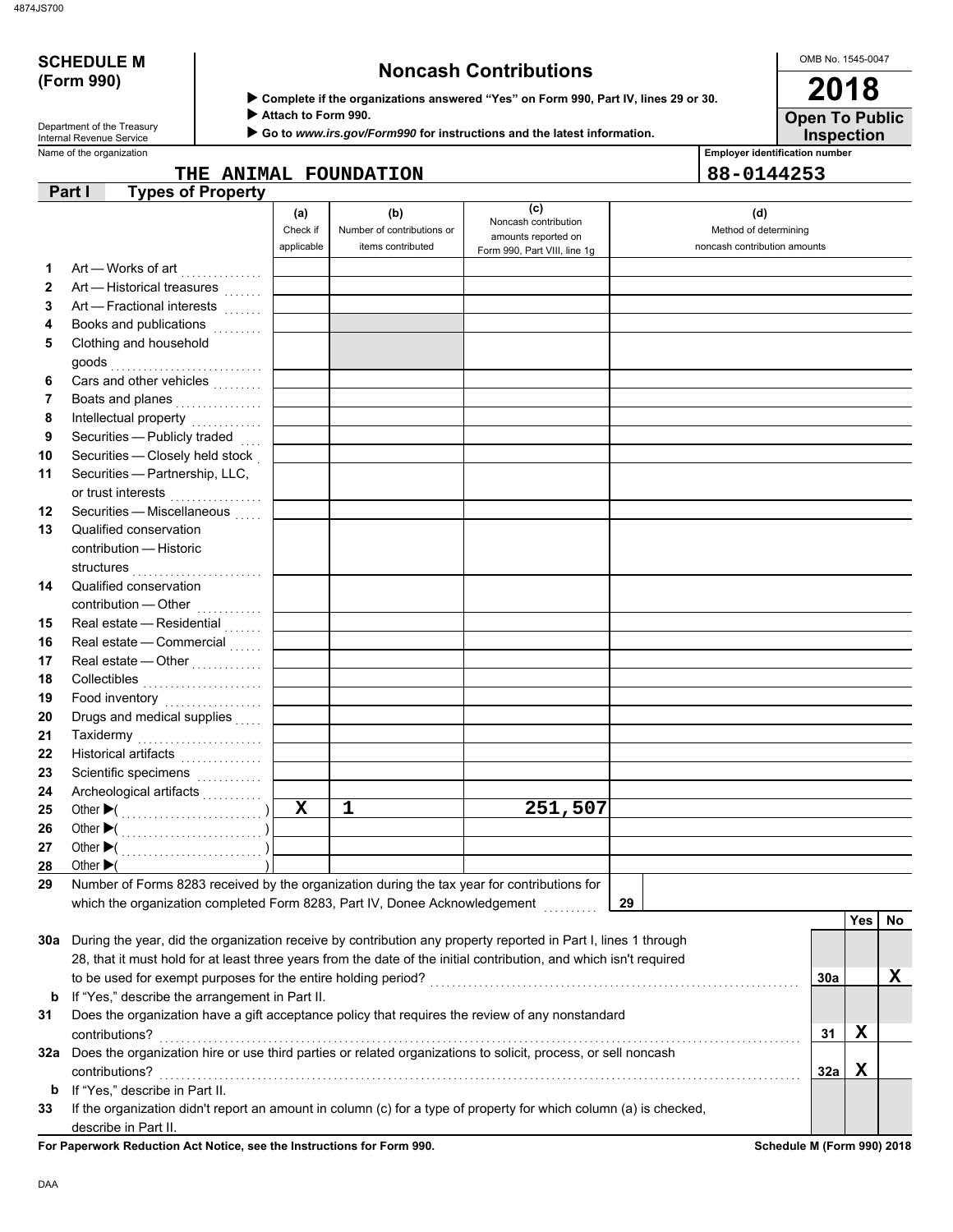4874JS700

**SCHEDULE M (Form 990)**

Department of the Treasury
Internal Revenue Service

# Noncash Contributions

▶ **Complete if the organizations answered "Yes" on Form 990, Part IV, lines 29 or 30.**
▶ **Attach to Form 990.**
▶ **Go to *www.irs.gov/Form990* for instructions and the latest information.**

OMB No. 1545-0047

**2018**

**Open To Public Inspection**

Name of the organization: THE ANIMAL FOUNDATION

Employer identification number: 88-0144253

## Part I Types of Property

| | | (a) Check if applicable | (b) Number of contributions or items contributed | (c) Noncash contribution amounts reported on Form 990, Part VIII, line 1g | (d) Method of determining noncash contribution amounts |
|---|---|---|---|---|---|
| 1 | Art — Works of art | | | | |
| 2 | Art — Historical treasures | | | | |
| 3 | Art — Fractional interests | | | | |
| 4 | Books and publications | | | | |
| 5 | Clothing and household goods | | | | |
| 6 | Cars and other vehicles | | | | |
| 7 | Boats and planes | | | | |
| 8 | Intellectual property | | | | |
| 9 | Securities — Publicly traded | | | | |
| 10 | Securities — Closely held stock | | | | |
| 11 | Securities — Partnership, LLC, or trust interests | | | | |
| 12 | Securities — Miscellaneous | | | | |
| 13 | Qualified conservation contribution — Historic structures | | | | |
| 14 | Qualified conservation contribution — Other | | | | |
| 15 | Real estate — Residential | | | | |
| 16 | Real estate — Commercial | | | | |
| 17 | Real estate — Other | | | | |
| 18 | Collectibles | | | | |
| 19 | Food inventory | | | | |
| 20 | Drugs and medical supplies | | | | |
| 21 | Taxidermy | | | | |
| 22 | Historical artifacts | | | | |
| 23 | Scientific specimens | | | | |
| 24 | Archeological artifacts | | | | |
| 25 | Other ▶( ) | X | 1 | 251,507 | |
| 26 | Other ▶( ) | | | | |
| 27 | Other ▶( ) | | | | |
| 28 | Other ▶( ) | | | | |

**29** Number of Forms 8283 received by the organization during the tax year for contributions for which the organization completed Form 8283, Part IV, Donee Acknowledgement ..... **29**

| | | | Yes | No |
|---|---|---|---|---|
| **30a** | During the year, did the organization receive by contribution any property reported in Part I, lines 1 through 28, that it must hold for at least three years from the date of the initial contribution, and which isn't required to be used for exempt purposes for the entire holding period? | 30a | | X |
| **b** | If "Yes," describe the arrangement in Part II. | | | |
| **31** | Does the organization have a gift acceptance policy that requires the review of any nonstandard contributions? | 31 | X | |
| **32a** | Does the organization hire or use third parties or related organizations to solicit, process, or sell noncash contributions? | 32a | X | |
| **b** | If "Yes," describe in Part II. | | | |
| **33** | If the organization didn't report an amount in column (c) for a type of property for which column (a) is checked, describe in Part II. | | | |

**For Paperwork Reduction Act Notice, see the Instructions for Form 990.** **Schedule M (Form 990) 2018**

DAA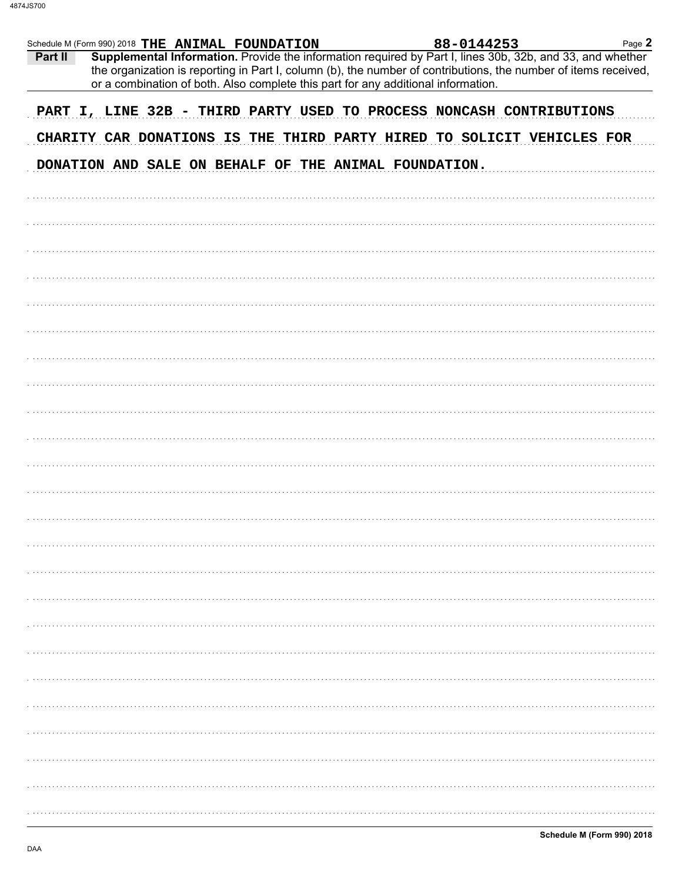Schedule M (Form 990) 2018 THE ANIMAL FOUNDATION 88-0144253 Page **2**

**Part II** **Supplemental Information.** Provide the information required by Part I, lines 30b, 32b, and 33, and whether the organization is reporting in Part I, column (b), the number of contributions, the number of items received, or a combination of both. Also complete this part for any additional information.

PART I, LINE 32B - THIRD PARTY USED TO PROCESS NONCASH CONTRIBUTIONS

CHARITY CAR DONATIONS IS THE THIRD PARTY HIRED TO SOLICIT VEHICLES FOR DONATION AND SALE ON BEHALF OF THE ANIMAL FOUNDATION.

**Schedule M (Form 990) 2018**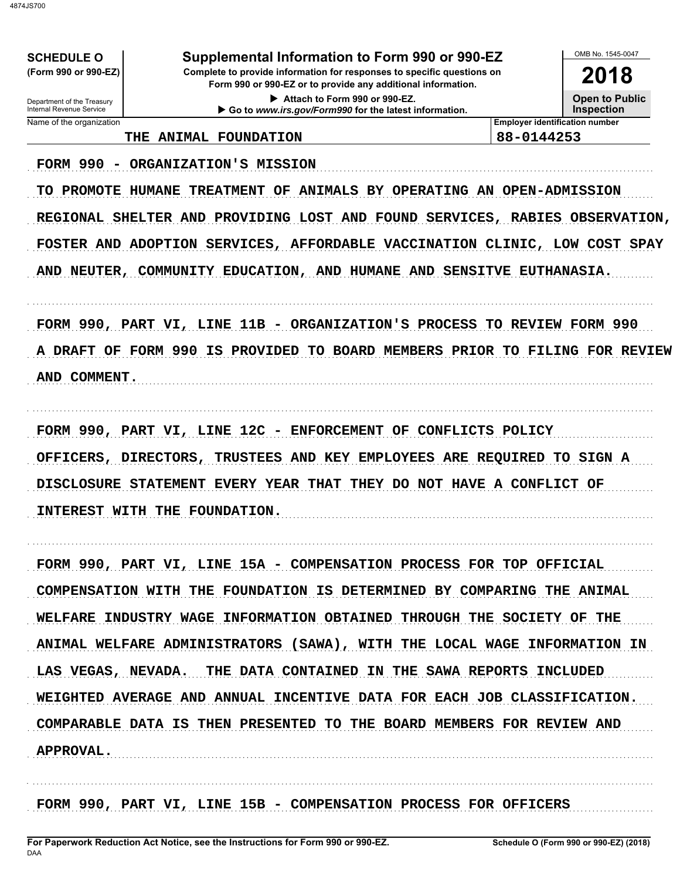**SCHEDULE O**
**(Form 990 or 990-EZ)**

Department of the Treasury
Internal Revenue Service

# Supplemental Information to Form 990 or 990-EZ

**Complete to provide information for responses to specific questions on Form 990 or 990-EZ or to provide any additional information.**

▶ Attach to Form 990 or 990-EZ.
▶ Go to *www.irs.gov/Form990* for the latest information.

OMB No. 1545-0047

**2018**

**Open to Public Inspection**

| Name of the organization | Employer identification number |
|---|---|
| THE ANIMAL FOUNDATION | 88-0144253 |

FORM 990 - ORGANIZATION'S MISSION

TO PROMOTE HUMANE TREATMENT OF ANIMALS BY OPERATING AN OPEN-ADMISSION REGIONAL SHELTER AND PROVIDING LOST AND FOUND SERVICES, RABIES OBSERVATION, FOSTER AND ADOPTION SERVICES, AFFORDABLE VACCINATION CLINIC, LOW COST SPAY AND NEUTER, COMMUNITY EDUCATION, AND HUMANE AND SENSITVE EUTHANASIA.

FORM 990, PART VI, LINE 11B - ORGANIZATION'S PROCESS TO REVIEW FORM 990

A DRAFT OF FORM 990 IS PROVIDED TO BOARD MEMBERS PRIOR TO FILING FOR REVIEW AND COMMENT.

FORM 990, PART VI, LINE 12C - ENFORCEMENT OF CONFLICTS POLICY

OFFICERS, DIRECTORS, TRUSTEES AND KEY EMPLOYEES ARE REQUIRED TO SIGN A DISCLOSURE STATEMENT EVERY YEAR THAT THEY DO NOT HAVE A CONFLICT OF INTEREST WITH THE FOUNDATION.

FORM 990, PART VI, LINE 15A - COMPENSATION PROCESS FOR TOP OFFICIAL

COMPENSATION WITH THE FOUNDATION IS DETERMINED BY COMPARING THE ANIMAL WELFARE INDUSTRY WAGE INFORMATION OBTAINED THROUGH THE SOCIETY OF THE ANIMAL WELFARE ADMINISTRATORS (SAWA), WITH THE LOCAL WAGE INFORMATION IN LAS VEGAS, NEVADA. THE DATA CONTAINED IN THE SAWA REPORTS INCLUDED WEIGHTED AVERAGE AND ANNUAL INCENTIVE DATA FOR EACH JOB CLASSIFICATION. COMPARABLE DATA IS THEN PRESENTED TO THE BOARD MEMBERS FOR REVIEW AND APPROVAL.

FORM 990, PART VI, LINE 15B - COMPENSATION PROCESS FOR OFFICERS

**For Paperwork Reduction Act Notice, see the Instructions for Form 990 or 990-EZ.** **Schedule O (Form 990 or 990-EZ) (2018)**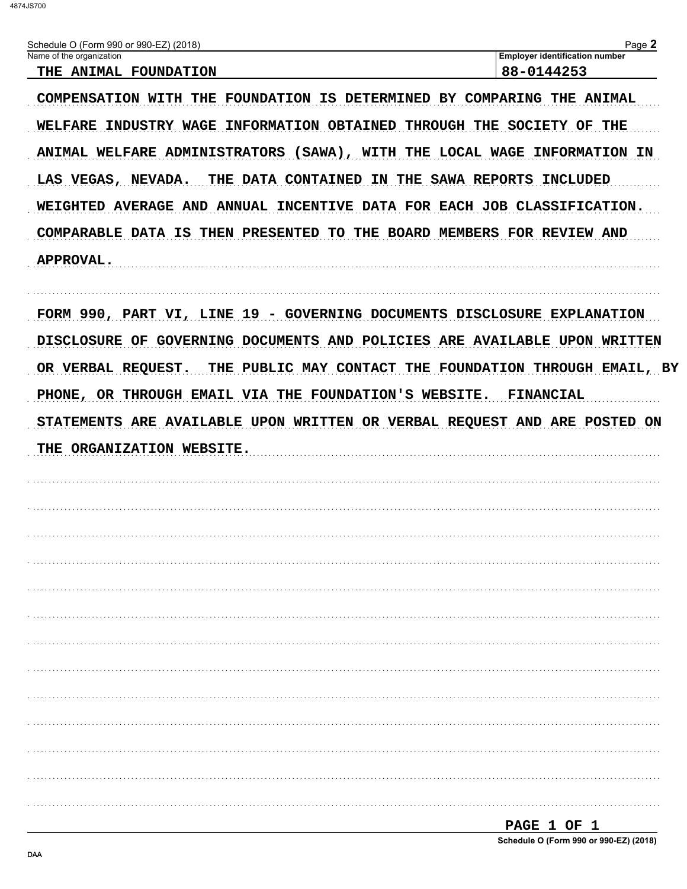Schedule O (Form 990 or 990-EZ) (2018)

| Name of the organization | Employer identification number |
|---|---|
| THE ANIMAL FOUNDATION | 88-0144253 |

COMPENSATION WITH THE FOUNDATION IS DETERMINED BY COMPARING THE ANIMAL WELFARE INDUSTRY WAGE INFORMATION OBTAINED THROUGH THE SOCIETY OF THE ANIMAL WELFARE ADMINISTRATORS (SAWA), WITH THE LOCAL WAGE INFORMATION IN LAS VEGAS, NEVADA. THE DATA CONTAINED IN THE SAWA REPORTS INCLUDED WEIGHTED AVERAGE AND ANNUAL INCENTIVE DATA FOR EACH JOB CLASSIFICATION. COMPARABLE DATA IS THEN PRESENTED TO THE BOARD MEMBERS FOR REVIEW AND APPROVAL.

FORM 990, PART VI, LINE 19 - GOVERNING DOCUMENTS DISCLOSURE EXPLANATION

DISCLOSURE OF GOVERNING DOCUMENTS AND POLICIES ARE AVAILABLE UPON WRITTEN OR VERBAL REQUEST. THE PUBLIC MAY CONTACT THE FOUNDATION THROUGH EMAIL, BY PHONE, OR THROUGH EMAIL VIA THE FOUNDATION'S WEBSITE. FINANCIAL STATEMENTS ARE AVAILABLE UPON WRITTEN OR VERBAL REQUEST AND ARE POSTED ON THE ORGANIZATION WEBSITE.

PAGE 1 OF 1

Schedule O (Form 990 or 990-EZ) (2018)